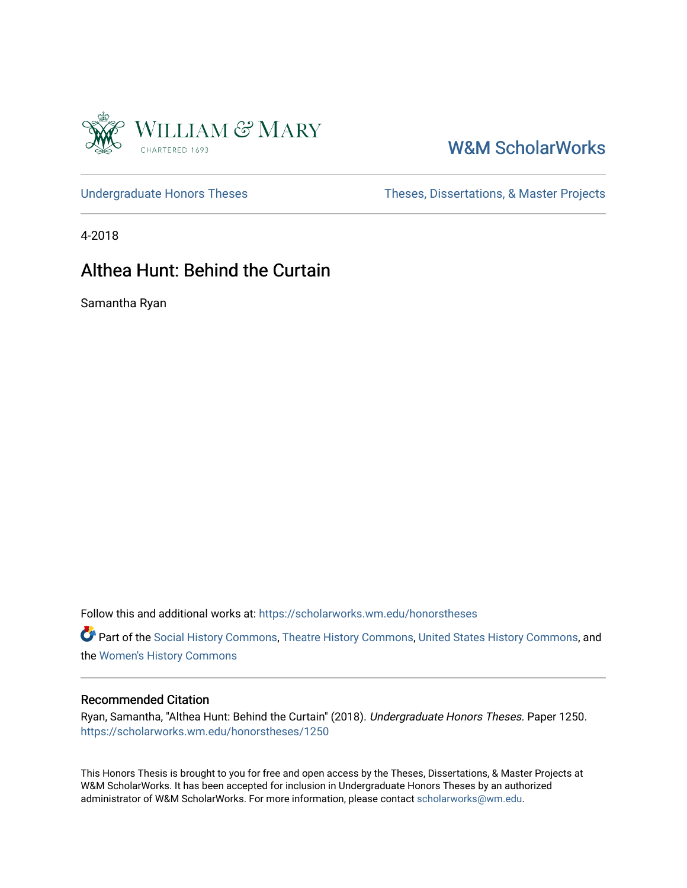W&M ScholarWorks

Undergraduate Honors Theses

Theses, Dissertations, & Master Projects

4-2018

# Althea Hunt: Behind the Curtain

Samantha Ryan

Follow this and additional works at: https://scholarworks.wm.edu/honorstheses

Part of the Social History Commons, Theatre History Commons, United States History Commons, and the Women's History Commons

## Recommended Citation

Ryan, Samantha, "Althea Hunt: Behind the Curtain" (2018). *Undergraduate Honors Theses.* Paper 1250.
https://scholarworks.wm.edu/honorstheses/1250

This Honors Thesis is brought to you for free and open access by the Theses, Dissertations, & Master Projects at W&M ScholarWorks. It has been accepted for inclusion in Undergraduate Honors Theses by an authorized administrator of W&M ScholarWorks. For more information, please contact scholarworks@wm.edu.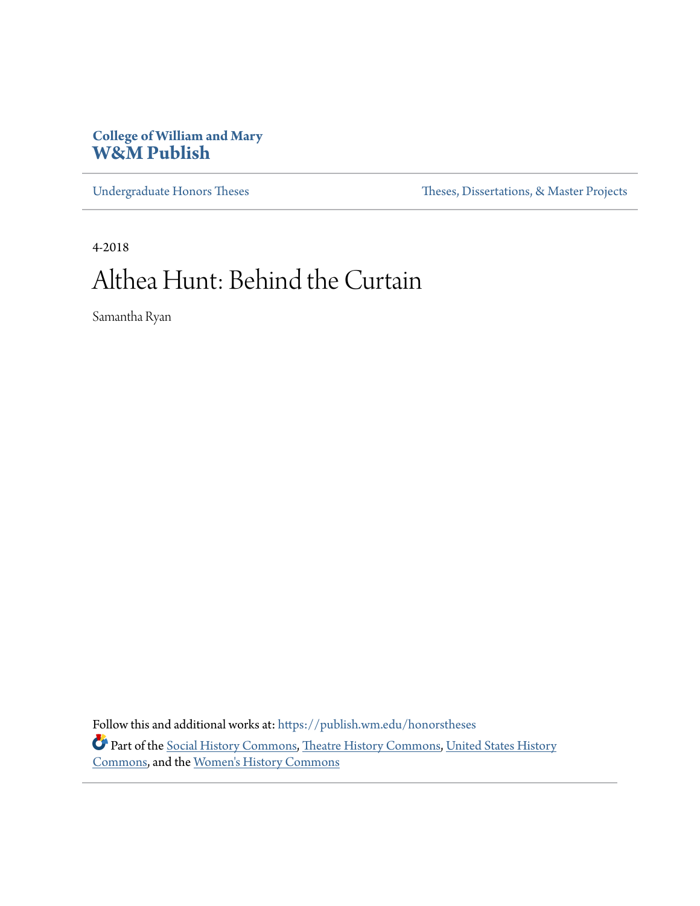College of William and Mary
**W&M Publish**

Undergraduate Honors Theses | Theses, Dissertations, & Master Projects

4-2018

# Althea Hunt: Behind the Curtain

Samantha Ryan

Follow this and additional works at: https://publish.wm.edu/honorstheses

Part of the Social History Commons, Theatre History Commons, United States History Commons, and the Women's History Commons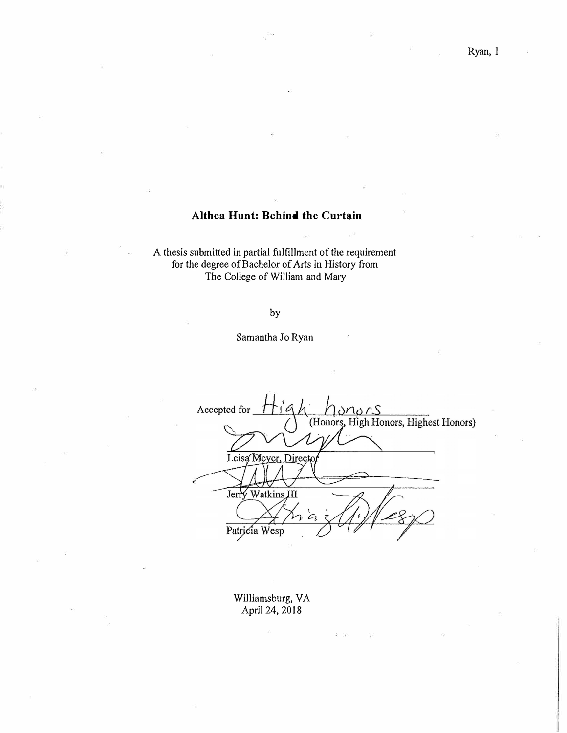# Althea Hunt: Behind the Curtain

A thesis submitted in partial fulfillment of the requirement
for the degree of Bachelor of Arts in History from
The College of William and Mary

by

Samantha Jo Ryan

Accepted for High honors
(Honors, High Honors, Highest Honors)

Leisa Meyer, Director

Jerry Watkins III

Patricia Wesp

Williamsburg, VA
April 24, 2018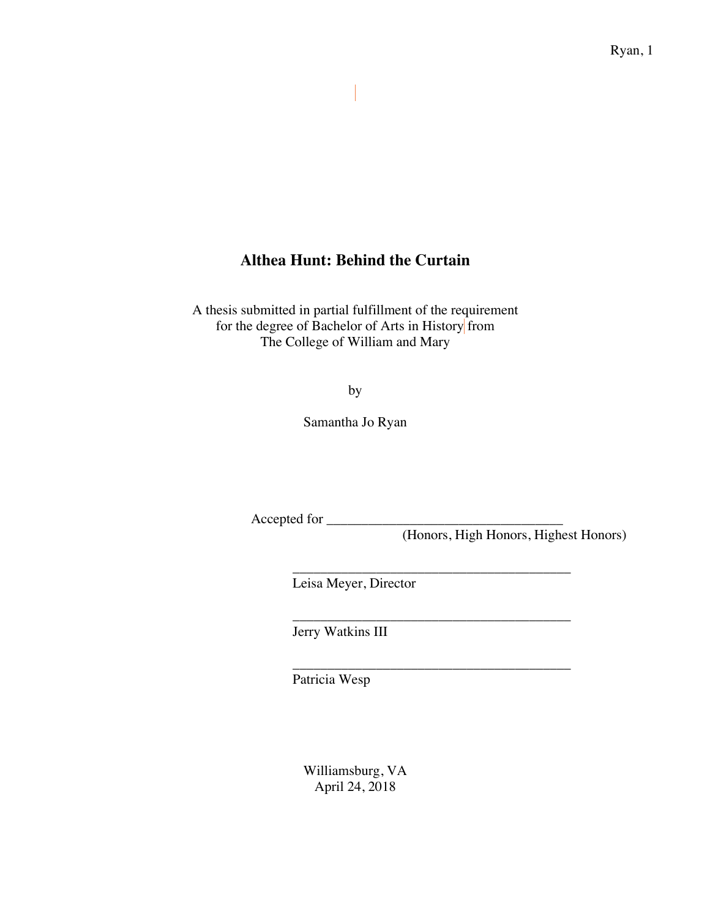# Althea Hunt: Behind the Curtain

A thesis submitted in partial fulfillment of the requirement
for the degree of Bachelor of Arts in History from
The College of William and Mary

by

Samantha Jo Ryan

Accepted for ___________________________________
(Honors, High Honors, Highest Honors)

_________________________________________
Leisa Meyer, Director

_________________________________________
Jerry Watkins III

_________________________________________
Patricia Wesp

Williamsburg, VA
April 24, 2018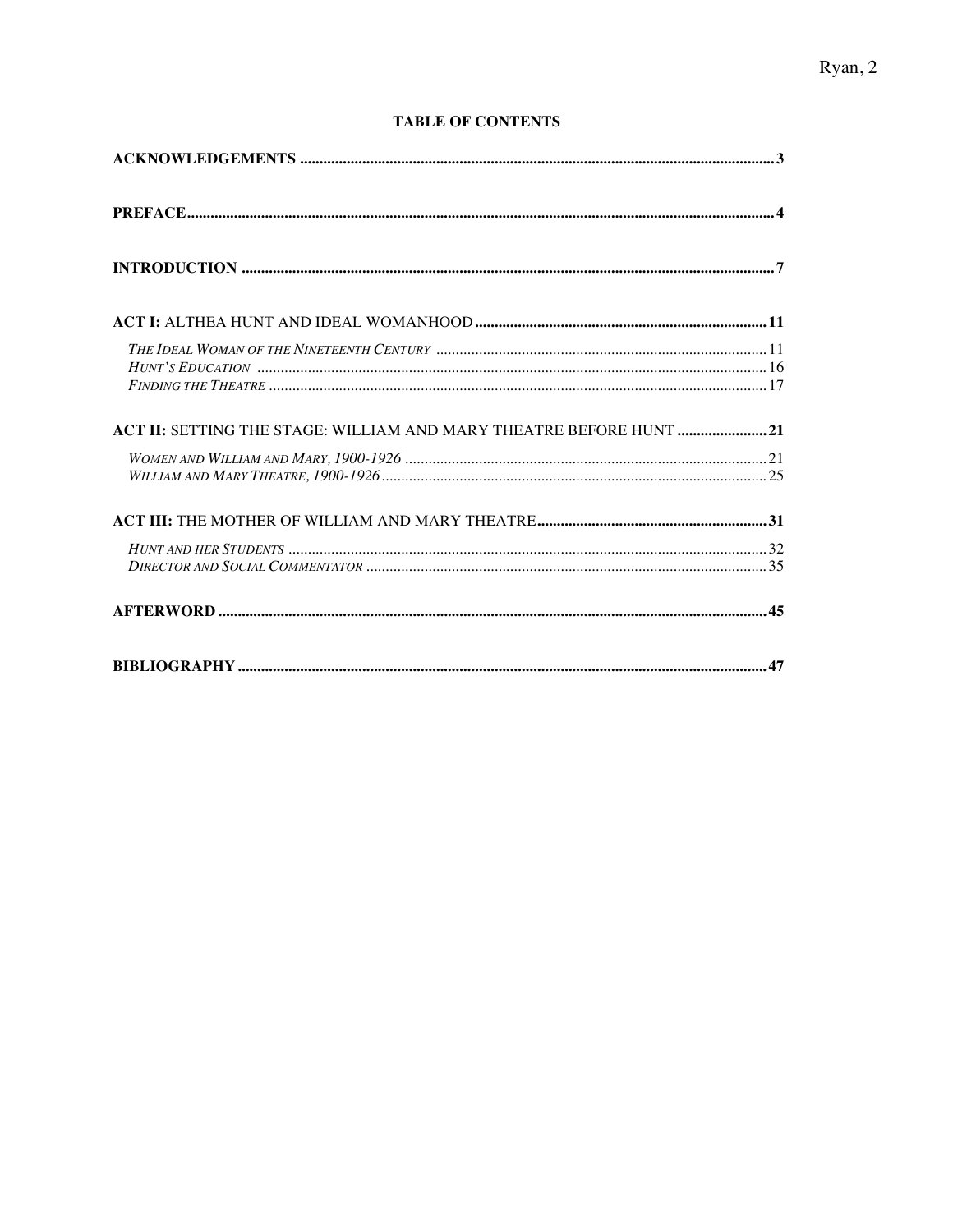**TABLE OF CONTENTS**

**ACKNOWLEDGEMENTS** ........ 3

**PREFACE** ........ 4

**INTRODUCTION** ........ 7

**ACT I:** ALTHEA HUNT AND IDEAL WOMANHOOD ........ 11

*The Ideal Woman of the Nineteenth Century* ........ 11
*Hunt's Education* ........ 16
*Finding the Theatre* ........ 17

**ACT II:** SETTING THE STAGE: WILLIAM AND MARY THEATRE BEFORE HUNT ........ 21

*Women and William and Mary, 1900-1926* ........ 21
*William and Mary Theatre, 1900-1926* ........ 25

**ACT III:** THE MOTHER OF WILLIAM AND MARY THEATRE ........ 31

*Hunt and her Students* ........ 32
*Director and Social Commentator* ........ 35

**AFTERWORD** ........ 45

**BIBLIOGRAPHY** ........ 47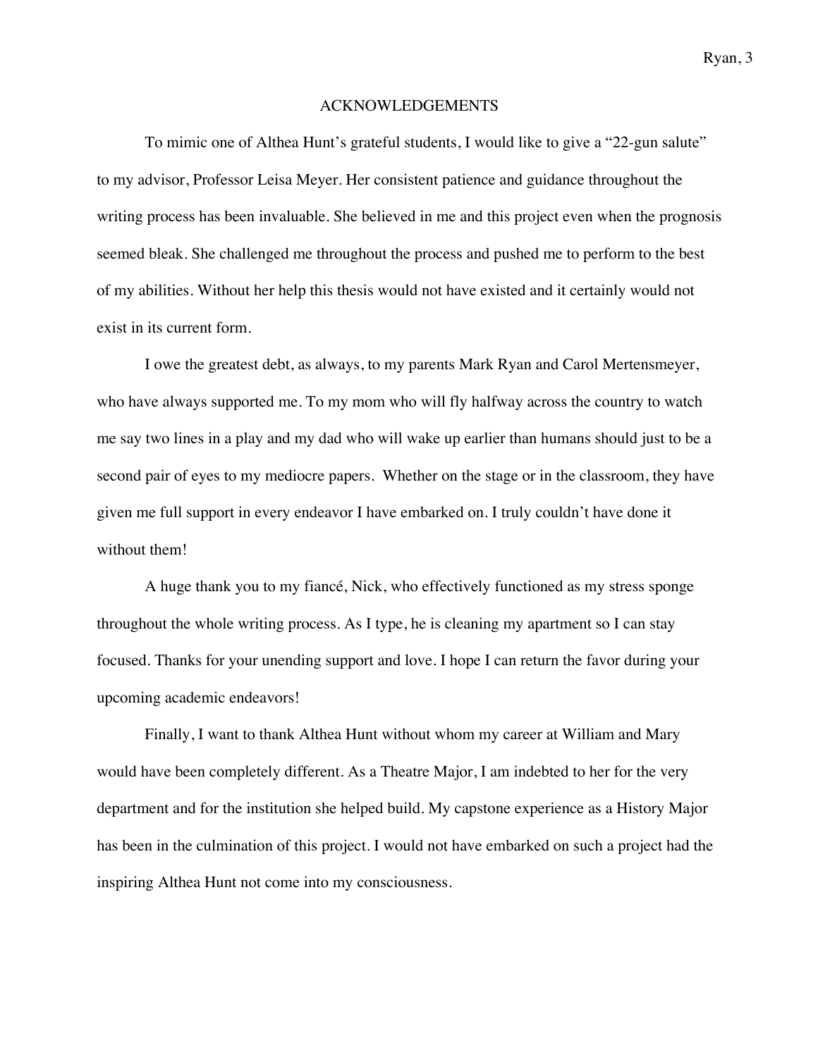# ACKNOWLEDGEMENTS

To mimic one of Althea Hunt's grateful students, I would like to give a "22-gun salute" to my advisor, Professor Leisa Meyer. Her consistent patience and guidance throughout the writing process has been invaluable. She believed in me and this project even when the prognosis seemed bleak. She challenged me throughout the process and pushed me to perform to the best of my abilities. Without her help this thesis would not have existed and it certainly would not exist in its current form.

I owe the greatest debt, as always, to my parents Mark Ryan and Carol Mertensmeyer, who have always supported me. To my mom who will fly halfway across the country to watch me say two lines in a play and my dad who will wake up earlier than humans should just to be a second pair of eyes to my mediocre papers. Whether on the stage or in the classroom, they have given me full support in every endeavor I have embarked on. I truly couldn't have done it without them!

A huge thank you to my fiancé, Nick, who effectively functioned as my stress sponge throughout the whole writing process. As I type, he is cleaning my apartment so I can stay focused. Thanks for your unending support and love. I hope I can return the favor during your upcoming academic endeavors!

Finally, I want to thank Althea Hunt without whom my career at William and Mary would have been completely different. As a Theatre Major, I am indebted to her for the very department and for the institution she helped build. My capstone experience as a History Major has been in the culmination of this project. I would not have embarked on such a project had the inspiring Althea Hunt not come into my consciousness.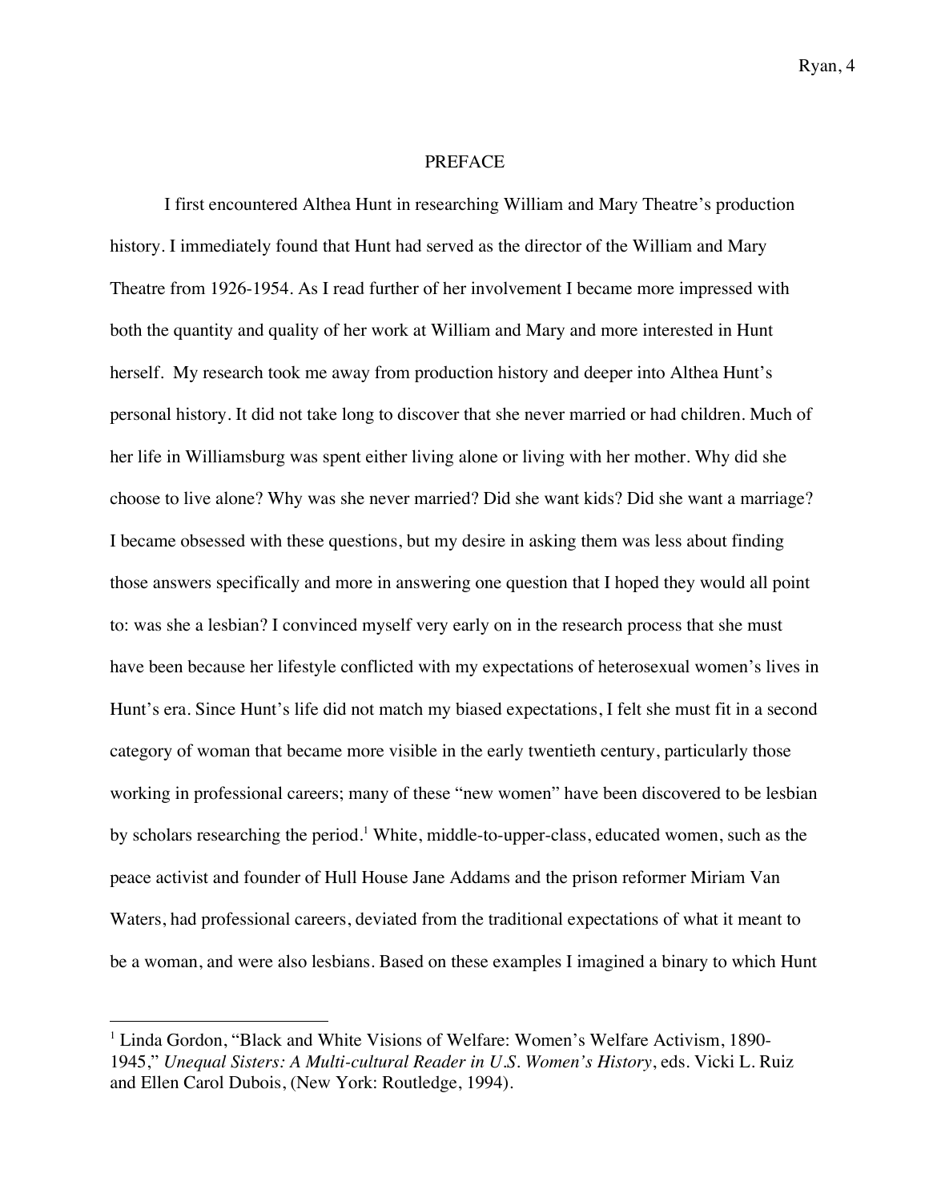# PREFACE

I first encountered Althea Hunt in researching William and Mary Theatre's production history. I immediately found that Hunt had served as the director of the William and Mary Theatre from 1926-1954. As I read further of her involvement I became more impressed with both the quantity and quality of her work at William and Mary and more interested in Hunt herself. My research took me away from production history and deeper into Althea Hunt's personal history. It did not take long to discover that she never married or had children. Much of her life in Williamsburg was spent either living alone or living with her mother. Why did she choose to live alone? Why was she never married? Did she want kids? Did she want a marriage? I became obsessed with these questions, but my desire in asking them was less about finding those answers specifically and more in answering one question that I hoped they would all point to: was she a lesbian? I convinced myself very early on in the research process that she must have been because her lifestyle conflicted with my expectations of heterosexual women's lives in Hunt's era. Since Hunt's life did not match my biased expectations, I felt she must fit in a second category of woman that became more visible in the early twentieth century, particularly those working in professional careers; many of these "new women" have been discovered to be lesbian by scholars researching the period.[1] White, middle-to-upper-class, educated women, such as the peace activist and founder of Hull House Jane Addams and the prison reformer Miriam Van Waters, had professional careers, deviated from the traditional expectations of what it meant to be a woman, and were also lesbians. Based on these examples I imagined a binary to which Hunt

---

[1] Linda Gordon, "Black and White Visions of Welfare: Women's Welfare Activism, 1890-1945," *Unequal Sisters: A Multi-cultural Reader in U.S. Women's History*, eds. Vicki L. Ruiz and Ellen Carol Dubois, (New York: Routledge, 1994).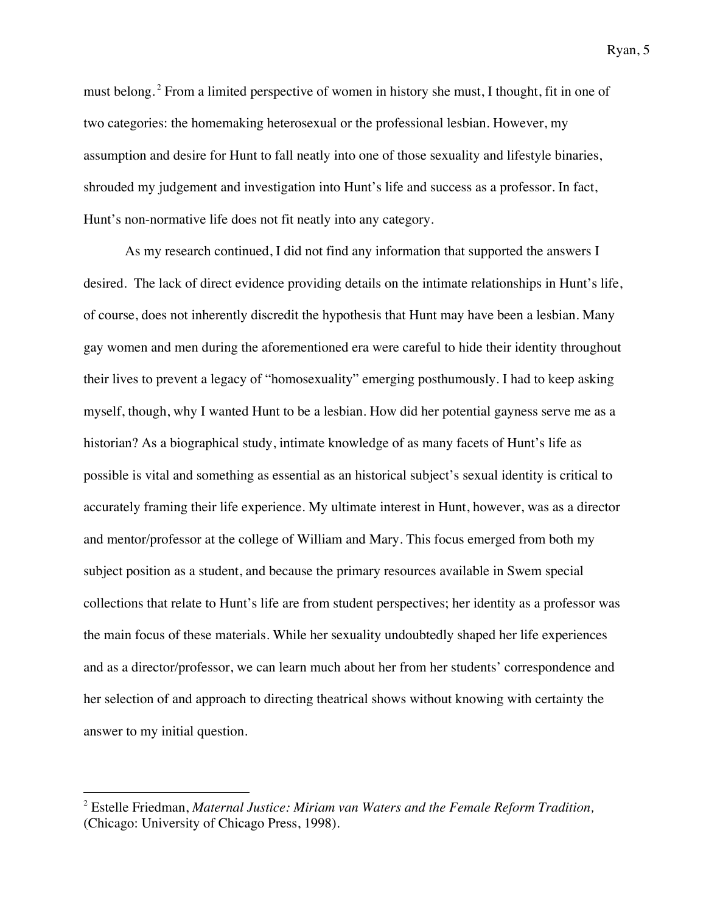must belong.[2] From a limited perspective of women in history she must, I thought, fit in one of two categories: the homemaking heterosexual or the professional lesbian. However, my assumption and desire for Hunt to fall neatly into one of those sexuality and lifestyle binaries, shrouded my judgement and investigation into Hunt's life and success as a professor. In fact, Hunt's non-normative life does not fit neatly into any category.

As my research continued, I did not find any information that supported the answers I desired. The lack of direct evidence providing details on the intimate relationships in Hunt's life, of course, does not inherently discredit the hypothesis that Hunt may have been a lesbian. Many gay women and men during the aforementioned era were careful to hide their identity throughout their lives to prevent a legacy of "homosexuality" emerging posthumously. I had to keep asking myself, though, why I wanted Hunt to be a lesbian. How did her potential gayness serve me as a historian? As a biographical study, intimate knowledge of as many facets of Hunt's life as possible is vital and something as essential as an historical subject's sexual identity is critical to accurately framing their life experience. My ultimate interest in Hunt, however, was as a director and mentor/professor at the college of William and Mary. This focus emerged from both my subject position as a student, and because the primary resources available in Swem special collections that relate to Hunt's life are from student perspectives; her identity as a professor was the main focus of these materials. While her sexuality undoubtedly shaped her life experiences and as a director/professor, we can learn much about her from her students' correspondence and her selection of and approach to directing theatrical shows without knowing with certainty the answer to my initial question.

---

[2] Estelle Friedman, *Maternal Justice: Miriam van Waters and the Female Reform Tradition,* (Chicago: University of Chicago Press, 1998).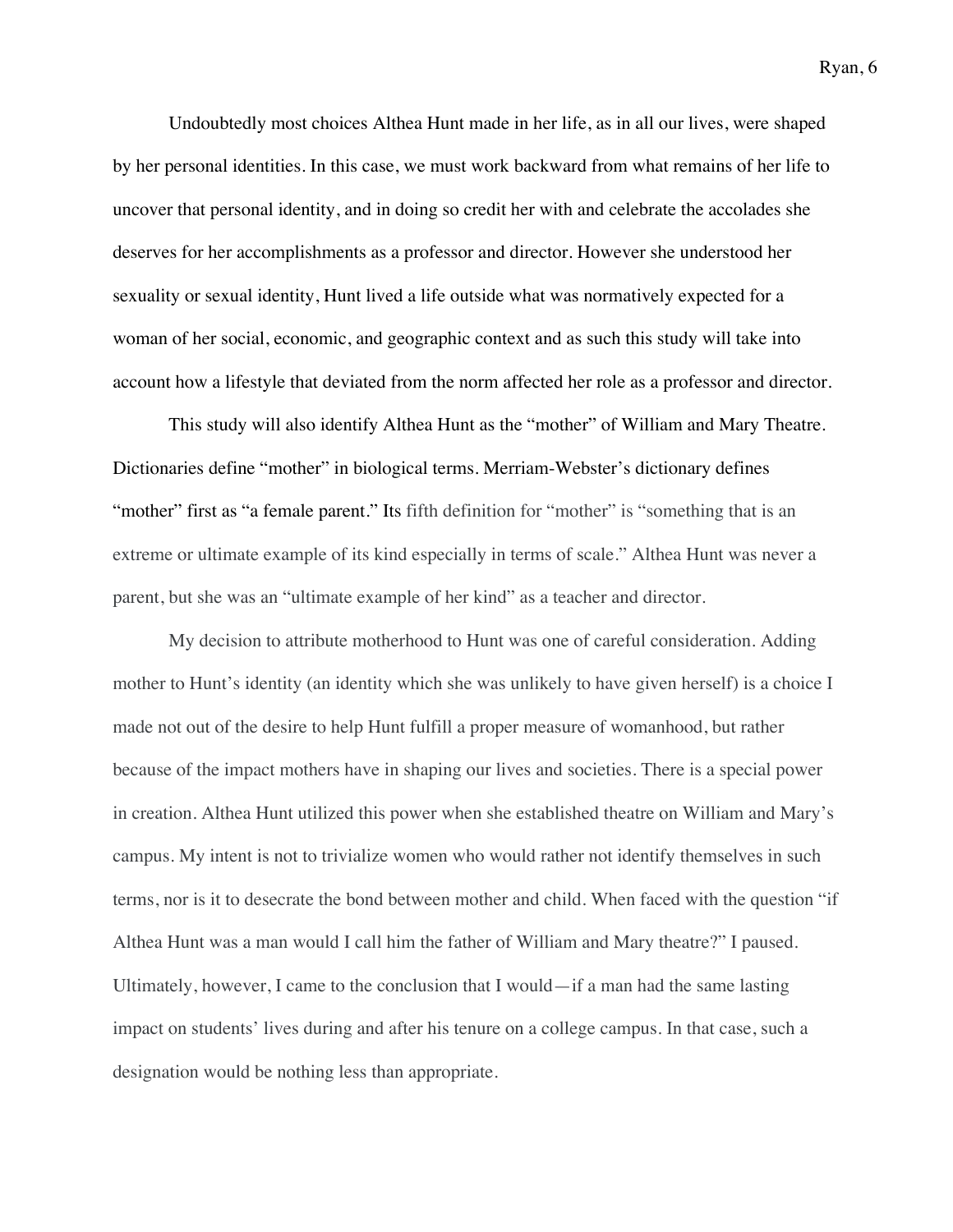Undoubtedly most choices Althea Hunt made in her life, as in all our lives, were shaped by her personal identities. In this case, we must work backward from what remains of her life to uncover that personal identity, and in doing so credit her with and celebrate the accolades she deserves for her accomplishments as a professor and director. However she understood her sexuality or sexual identity, Hunt lived a life outside what was normatively expected for a woman of her social, economic, and geographic context and as such this study will take into account how a lifestyle that deviated from the norm affected her role as a professor and director.

This study will also identify Althea Hunt as the "mother" of William and Mary Theatre. Dictionaries define "mother" in biological terms. Merriam-Webster's dictionary defines "mother" first as "a female parent." Its fifth definition for "mother" is "something that is an extreme or ultimate example of its kind especially in terms of scale." Althea Hunt was never a parent, but she was an "ultimate example of her kind" as a teacher and director.

My decision to attribute motherhood to Hunt was one of careful consideration. Adding mother to Hunt's identity (an identity which she was unlikely to have given herself) is a choice I made not out of the desire to help Hunt fulfill a proper measure of womanhood, but rather because of the impact mothers have in shaping our lives and societies. There is a special power in creation. Althea Hunt utilized this power when she established theatre on William and Mary's campus. My intent is not to trivialize women who would rather not identify themselves in such terms, nor is it to desecrate the bond between mother and child. When faced with the question "if Althea Hunt was a man would I call him the father of William and Mary theatre?" I paused. Ultimately, however, I came to the conclusion that I would—if a man had the same lasting impact on students' lives during and after his tenure on a college campus. In that case, such a designation would be nothing less than appropriate.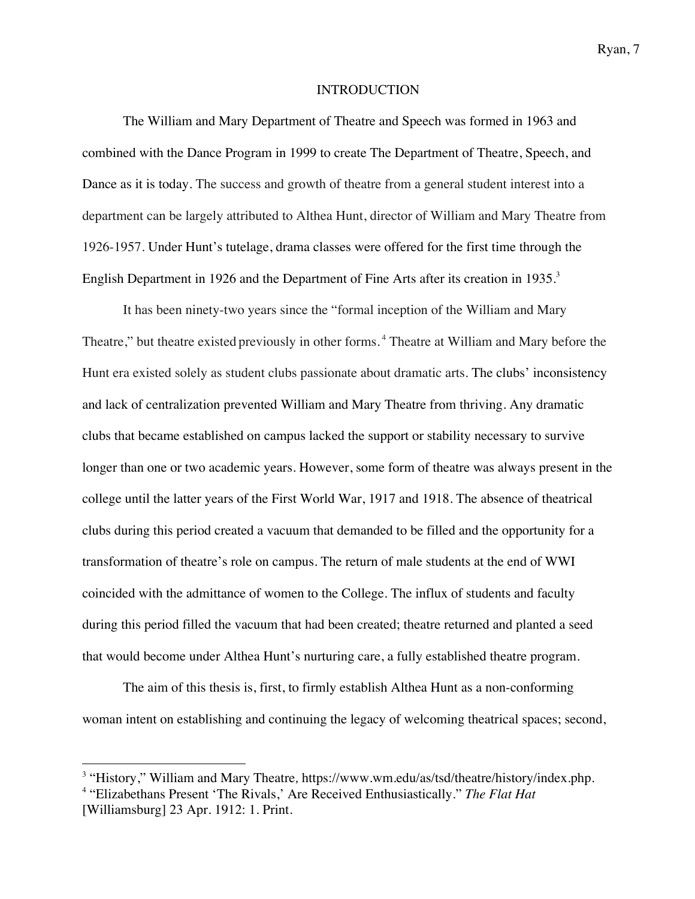## INTRODUCTION

The William and Mary Department of Theatre and Speech was formed in 1963 and combined with the Dance Program in 1999 to create The Department of Theatre, Speech, and Dance as it is today. The success and growth of theatre from a general student interest into a department can be largely attributed to Althea Hunt, director of William and Mary Theatre from 1926-1957. Under Hunt's tutelage, drama classes were offered for the first time through the English Department in 1926 and the Department of Fine Arts after its creation in 1935.[3]

It has been ninety-two years since the "formal inception of the William and Mary Theatre," but theatre existed previously in other forms.[4] Theatre at William and Mary before the Hunt era existed solely as student clubs passionate about dramatic arts. The clubs' inconsistency and lack of centralization prevented William and Mary Theatre from thriving. Any dramatic clubs that became established on campus lacked the support or stability necessary to survive longer than one or two academic years. However, some form of theatre was always present in the college until the latter years of the First World War, 1917 and 1918. The absence of theatrical clubs during this period created a vacuum that demanded to be filled and the opportunity for a transformation of theatre's role on campus. The return of male students at the end of WWI coincided with the admittance of women to the College. The influx of students and faculty during this period filled the vacuum that had been created; theatre returned and planted a seed that would become under Althea Hunt's nurturing care, a fully established theatre program.

The aim of this thesis is, first, to firmly establish Althea Hunt as a non-conforming woman intent on establishing and continuing the legacy of welcoming theatrical spaces; second,

---

[3] "History," William and Mary Theatre, https://www.wm.edu/as/tsd/theatre/history/index.php.

[4] "Elizabethans Present 'The Rivals,' Are Received Enthusiastically." *The Flat Hat* [Williamsburg] 23 Apr. 1912: 1. Print.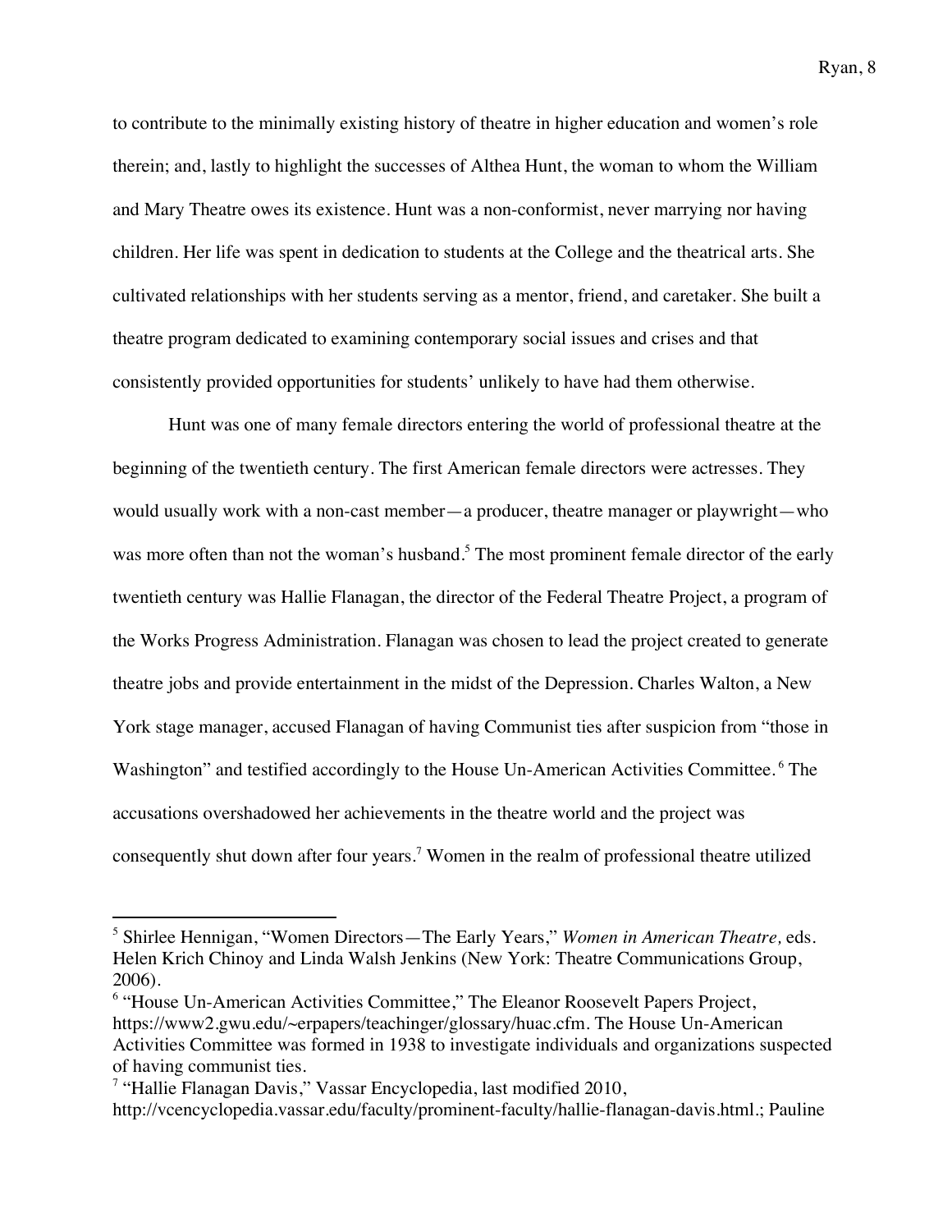to contribute to the minimally existing history of theatre in higher education and women's role therein; and, lastly to highlight the successes of Althea Hunt, the woman to whom the William and Mary Theatre owes its existence. Hunt was a non-conformist, never marrying nor having children. Her life was spent in dedication to students at the College and the theatrical arts. She cultivated relationships with her students serving as a mentor, friend, and caretaker. She built a theatre program dedicated to examining contemporary social issues and crises and that consistently provided opportunities for students' unlikely to have had them otherwise.

Hunt was one of many female directors entering the world of professional theatre at the beginning of the twentieth century. The first American female directors were actresses. They would usually work with a non-cast member—a producer, theatre manager or playwright—who was more often than not the woman's husband.[5] The most prominent female director of the early twentieth century was Hallie Flanagan, the director of the Federal Theatre Project, a program of the Works Progress Administration. Flanagan was chosen to lead the project created to generate theatre jobs and provide entertainment in the midst of the Depression. Charles Walton, a New York stage manager, accused Flanagan of having Communist ties after suspicion from "those in Washington" and testified accordingly to the House Un-American Activities Committee.[6] The accusations overshadowed her achievements in the theatre world and the project was consequently shut down after four years.[7] Women in the realm of professional theatre utilized

---

[5] Shirlee Hennigan, "Women Directors—The Early Years," *Women in American Theatre,* eds. Helen Krich Chinoy and Linda Walsh Jenkins (New York: Theatre Communications Group, 2006).

[6] "House Un-American Activities Committee," The Eleanor Roosevelt Papers Project, https://www2.gwu.edu/~erpapers/teachinger/glossary/huac.cfm. The House Un-American Activities Committee was formed in 1938 to investigate individuals and organizations suspected of having communist ties.

[7] "Hallie Flanagan Davis," Vassar Encyclopedia, last modified 2010, http://vcencyclopedia.vassar.edu/faculty/prominent-faculty/hallie-flanagan-davis.html.; Pauline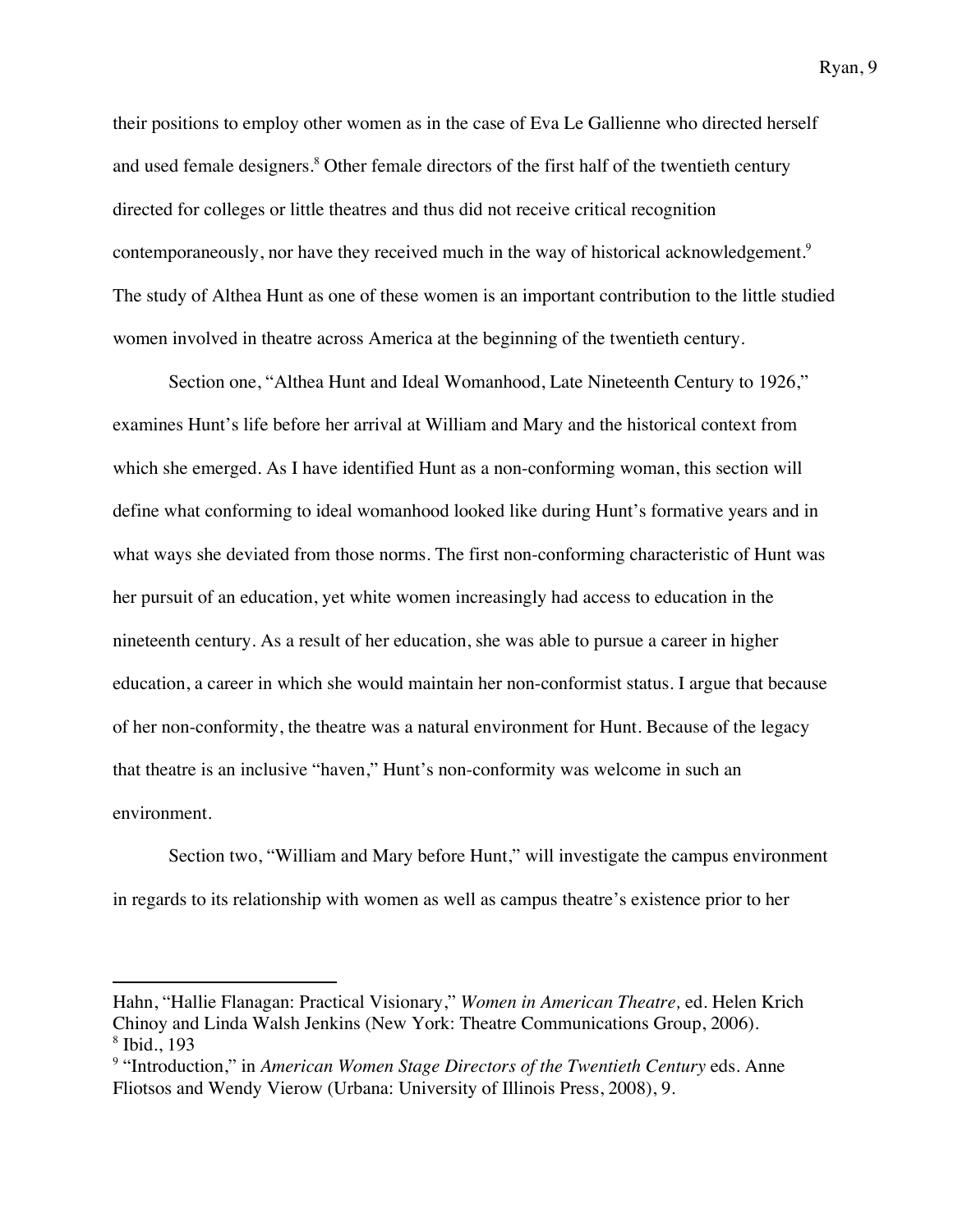their positions to employ other women as in the case of Eva Le Gallienne who directed herself and used female designers.[8] Other female directors of the first half of the twentieth century directed for colleges or little theatres and thus did not receive critical recognition contemporaneously, nor have they received much in the way of historical acknowledgement.[9] The study of Althea Hunt as one of these women is an important contribution to the little studied women involved in theatre across America at the beginning of the twentieth century.

Section one, "Althea Hunt and Ideal Womanhood, Late Nineteenth Century to 1926," examines Hunt's life before her arrival at William and Mary and the historical context from which she emerged. As I have identified Hunt as a non-conforming woman, this section will define what conforming to ideal womanhood looked like during Hunt's formative years and in what ways she deviated from those norms. The first non-conforming characteristic of Hunt was her pursuit of an education, yet white women increasingly had access to education in the nineteenth century. As a result of her education, she was able to pursue a career in higher education, a career in which she would maintain her non-conformist status. I argue that because of her non-conformity, the theatre was a natural environment for Hunt. Because of the legacy that theatre is an inclusive "haven," Hunt's non-conformity was welcome in such an environment.

Section two, "William and Mary before Hunt," will investigate the campus environment in regards to its relationship with women as well as campus theatre's existence prior to her

---

Hahn, "Hallie Flanagan: Practical Visionary," *Women in American Theatre,* ed. Helen Krich Chinoy and Linda Walsh Jenkins (New York: Theatre Communications Group, 2006).

[8] Ibid., 193

[9] "Introduction," in *American Women Stage Directors of the Twentieth Century* eds. Anne Fliotsos and Wendy Vierow (Urbana: University of Illinois Press, 2008), 9.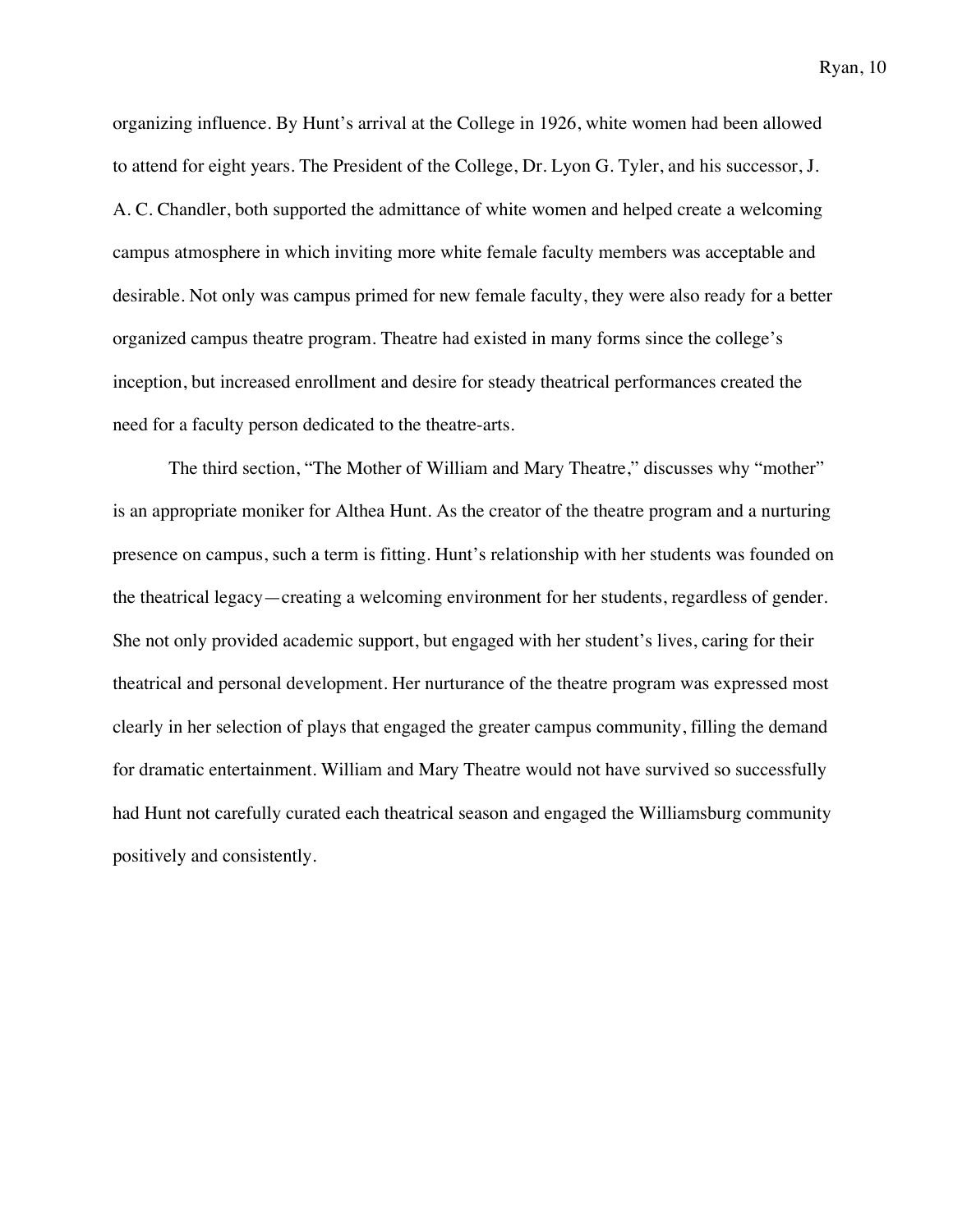organizing influence. By Hunt's arrival at the College in 1926, white women had been allowed to attend for eight years. The President of the College, Dr. Lyon G. Tyler, and his successor, J. A. C. Chandler, both supported the admittance of white women and helped create a welcoming campus atmosphere in which inviting more white female faculty members was acceptable and desirable. Not only was campus primed for new female faculty, they were also ready for a better organized campus theatre program. Theatre had existed in many forms since the college's inception, but increased enrollment and desire for steady theatrical performances created the need for a faculty person dedicated to the theatre-arts.

The third section, "The Mother of William and Mary Theatre," discusses why "mother" is an appropriate moniker for Althea Hunt. As the creator of the theatre program and a nurturing presence on campus, such a term is fitting. Hunt's relationship with her students was founded on the theatrical legacy—creating a welcoming environment for her students, regardless of gender. She not only provided academic support, but engaged with her student's lives, caring for their theatrical and personal development. Her nurturance of the theatre program was expressed most clearly in her selection of plays that engaged the greater campus community, filling the demand for dramatic entertainment. William and Mary Theatre would not have survived so successfully had Hunt not carefully curated each theatrical season and engaged the Williamsburg community positively and consistently.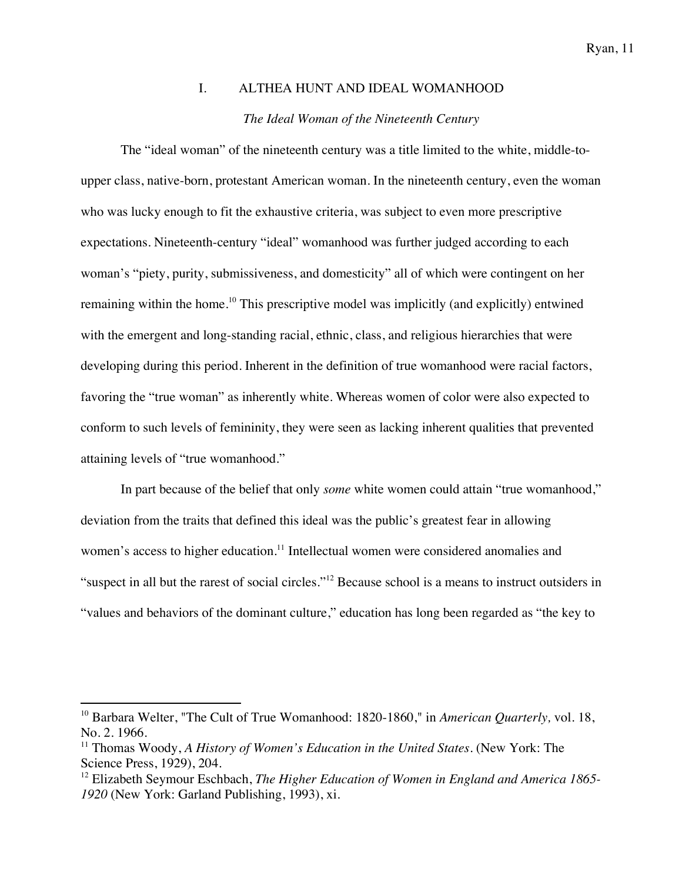# I. ALTHEA HUNT AND IDEAL WOMANHOOD

### *The Ideal Woman of the Nineteenth Century*

The "ideal woman" of the nineteenth century was a title limited to the white, middle-to-upper class, native-born, protestant American woman. In the nineteenth century, even the woman who was lucky enough to fit the exhaustive criteria, was subject to even more prescriptive expectations. Nineteenth-century "ideal" womanhood was further judged according to each woman's "piety, purity, submissiveness, and domesticity" all of which were contingent on her remaining within the home.[10] This prescriptive model was implicitly (and explicitly) entwined with the emergent and long-standing racial, ethnic, class, and religious hierarchies that were developing during this period. Inherent in the definition of true womanhood were racial factors, favoring the "true woman" as inherently white. Whereas women of color were also expected to conform to such levels of femininity, they were seen as lacking inherent qualities that prevented attaining levels of "true womanhood."

In part because of the belief that only *some* white women could attain "true womanhood," deviation from the traits that defined this ideal was the public's greatest fear in allowing women's access to higher education.[11] Intellectual women were considered anomalies and "suspect in all but the rarest of social circles."[12] Because school is a means to instruct outsiders in "values and behaviors of the dominant culture," education has long been regarded as "the key to

---

[10] Barbara Welter, "The Cult of True Womanhood: 1820-1860," in *American Quarterly,* vol. 18, No. 2. 1966.

[11] Thomas Woody, *A History of Women's Education in the United States*. (New York: The Science Press, 1929), 204.

[12] Elizabeth Seymour Eschbach, *The Higher Education of Women in England and America 1865-1920* (New York: Garland Publishing, 1993), xi.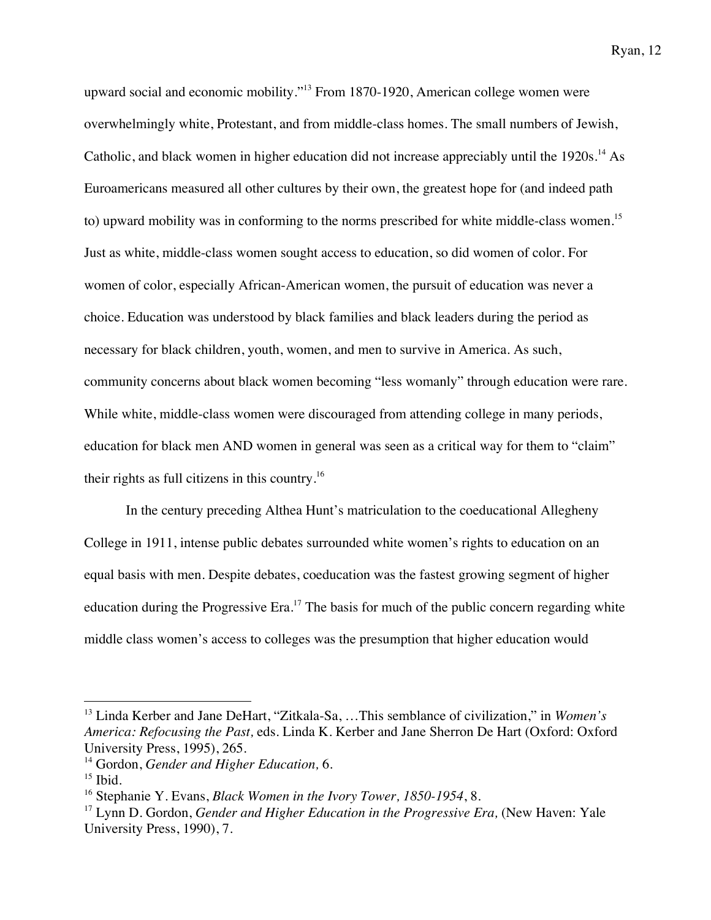upward social and economic mobility."[13] From 1870-1920, American college women were overwhelmingly white, Protestant, and from middle-class homes. The small numbers of Jewish, Catholic, and black women in higher education did not increase appreciably until the 1920s.[14] As Euroamericans measured all other cultures by their own, the greatest hope for (and indeed path to) upward mobility was in conforming to the norms prescribed for white middle-class women.[15] Just as white, middle-class women sought access to education, so did women of color. For women of color, especially African-American women, the pursuit of education was never a choice. Education was understood by black families and black leaders during the period as necessary for black children, youth, women, and men to survive in America. As such, community concerns about black women becoming "less womanly" through education were rare. While white, middle-class women were discouraged from attending college in many periods, education for black men AND women in general was seen as a critical way for them to "claim" their rights as full citizens in this country.[16]

In the century preceding Althea Hunt's matriculation to the coeducational Allegheny College in 1911, intense public debates surrounded white women's rights to education on an equal basis with men. Despite debates, coeducation was the fastest growing segment of higher education during the Progressive Era.[17] The basis for much of the public concern regarding white middle class women's access to colleges was the presumption that higher education would

---

[13] Linda Kerber and Jane DeHart, "Zitkala-Sa, …This semblance of civilization," in *Women's America: Refocusing the Past,* eds. Linda K. Kerber and Jane Sherron De Hart (Oxford: Oxford University Press, 1995), 265.

[14] Gordon, *Gender and Higher Education,* 6.

[15] Ibid.

[16] Stephanie Y. Evans, *Black Women in the Ivory Tower, 1850-1954*, 8.

[17] Lynn D. Gordon, *Gender and Higher Education in the Progressive Era,* (New Haven: Yale University Press, 1990), 7.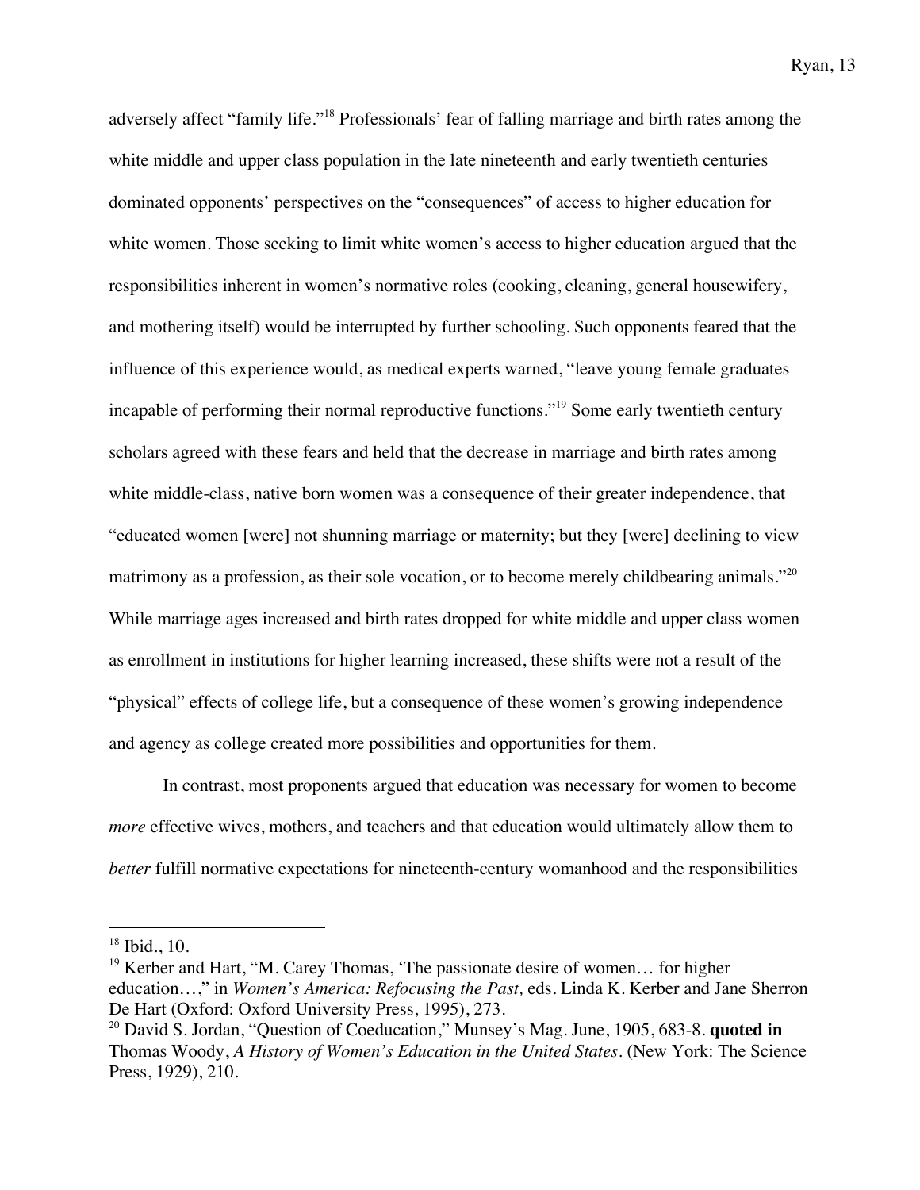adversely affect "family life."[18] Professionals' fear of falling marriage and birth rates among the white middle and upper class population in the late nineteenth and early twentieth centuries dominated opponents' perspectives on the "consequences" of access to higher education for white women. Those seeking to limit white women's access to higher education argued that the responsibilities inherent in women's normative roles (cooking, cleaning, general housewifery, and mothering itself) would be interrupted by further schooling. Such opponents feared that the influence of this experience would, as medical experts warned, "leave young female graduates incapable of performing their normal reproductive functions."[19] Some early twentieth century scholars agreed with these fears and held that the decrease in marriage and birth rates among white middle-class, native born women was a consequence of their greater independence, that "educated women [were] not shunning marriage or maternity; but they [were] declining to view matrimony as a profession, as their sole vocation, or to become merely childbearing animals."[20] While marriage ages increased and birth rates dropped for white middle and upper class women as enrollment in institutions for higher learning increased, these shifts were not a result of the "physical" effects of college life, but a consequence of these women's growing independence and agency as college created more possibilities and opportunities for them.

In contrast, most proponents argued that education was necessary for women to become *more* effective wives, mothers, and teachers and that education would ultimately allow them to *better* fulfill normative expectations for nineteenth-century womanhood and the responsibilities

---

[18] Ibid., 10.

[19] Kerber and Hart, "M. Carey Thomas, 'The passionate desire of women… for higher education…,'" in *Women's America: Refocusing the Past,* eds. Linda K. Kerber and Jane Sherron De Hart (Oxford: Oxford University Press, 1995), 273.

[20] David S. Jordan, "Question of Coeducation," Munsey's Mag. June, 1905, 683-8. **quoted in** Thomas Woody, *A History of Women's Education in the United States*. (New York: The Science Press, 1929), 210.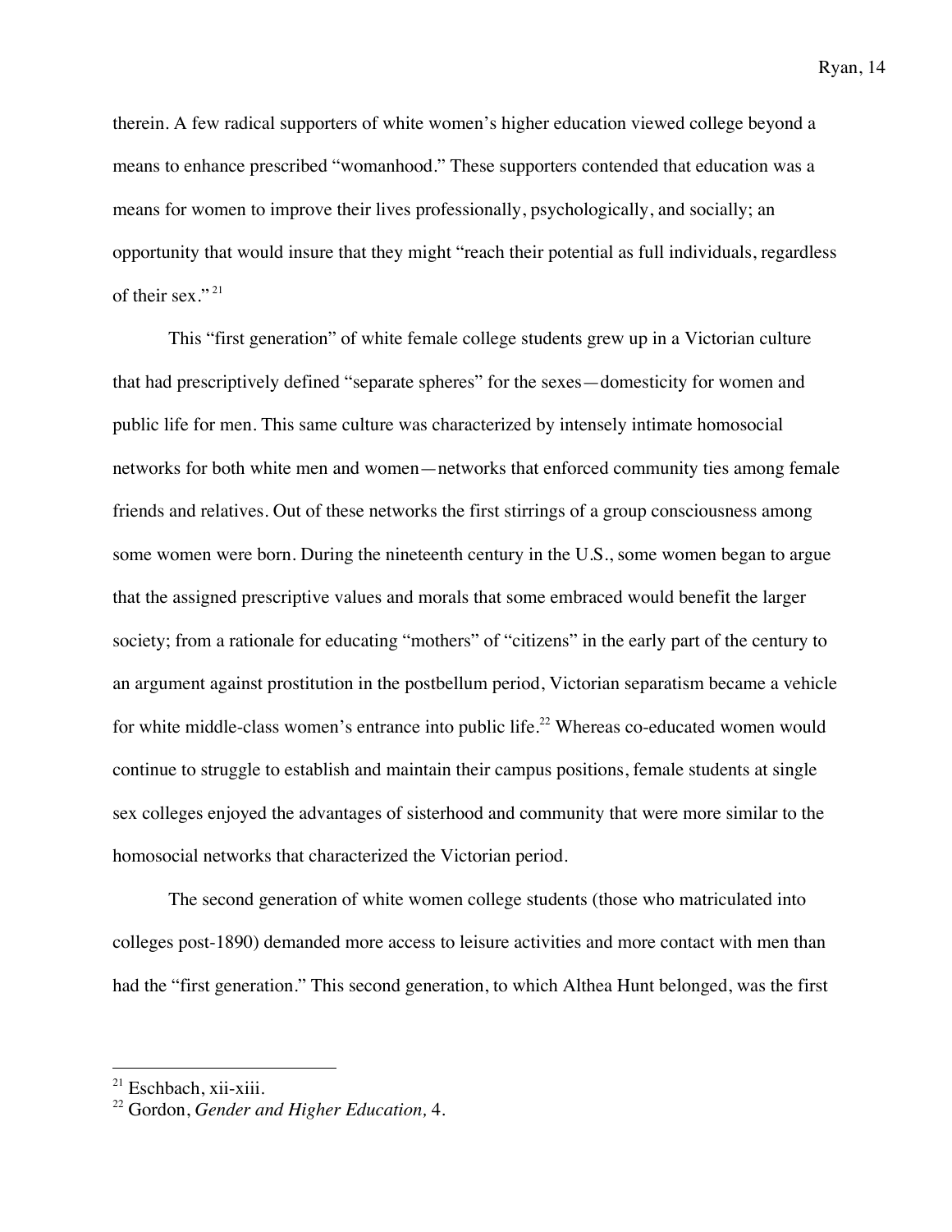therein. A few radical supporters of white women's higher education viewed college beyond a means to enhance prescribed "womanhood." These supporters contended that education was a means for women to improve their lives professionally, psychologically, and socially; an opportunity that would insure that they might "reach their potential as full individuals, regardless of their sex."[21]

This "first generation" of white female college students grew up in a Victorian culture that had prescriptively defined "separate spheres" for the sexes—domesticity for women and public life for men. This same culture was characterized by intensely intimate homosocial networks for both white men and women—networks that enforced community ties among female friends and relatives. Out of these networks the first stirrings of a group consciousness among some women were born. During the nineteenth century in the U.S., some women began to argue that the assigned prescriptive values and morals that some embraced would benefit the larger society; from a rationale for educating "mothers" of "citizens" in the early part of the century to an argument against prostitution in the postbellum period, Victorian separatism became a vehicle for white middle-class women's entrance into public life.[22] Whereas co-educated women would continue to struggle to establish and maintain their campus positions, female students at single sex colleges enjoyed the advantages of sisterhood and community that were more similar to the homosocial networks that characterized the Victorian period.

The second generation of white women college students (those who matriculated into colleges post-1890) demanded more access to leisure activities and more contact with men than had the "first generation." This second generation, to which Althea Hunt belonged, was the first

---

[21] Eschbach, xii-xiii.

[22] Gordon, *Gender and Higher Education,* 4.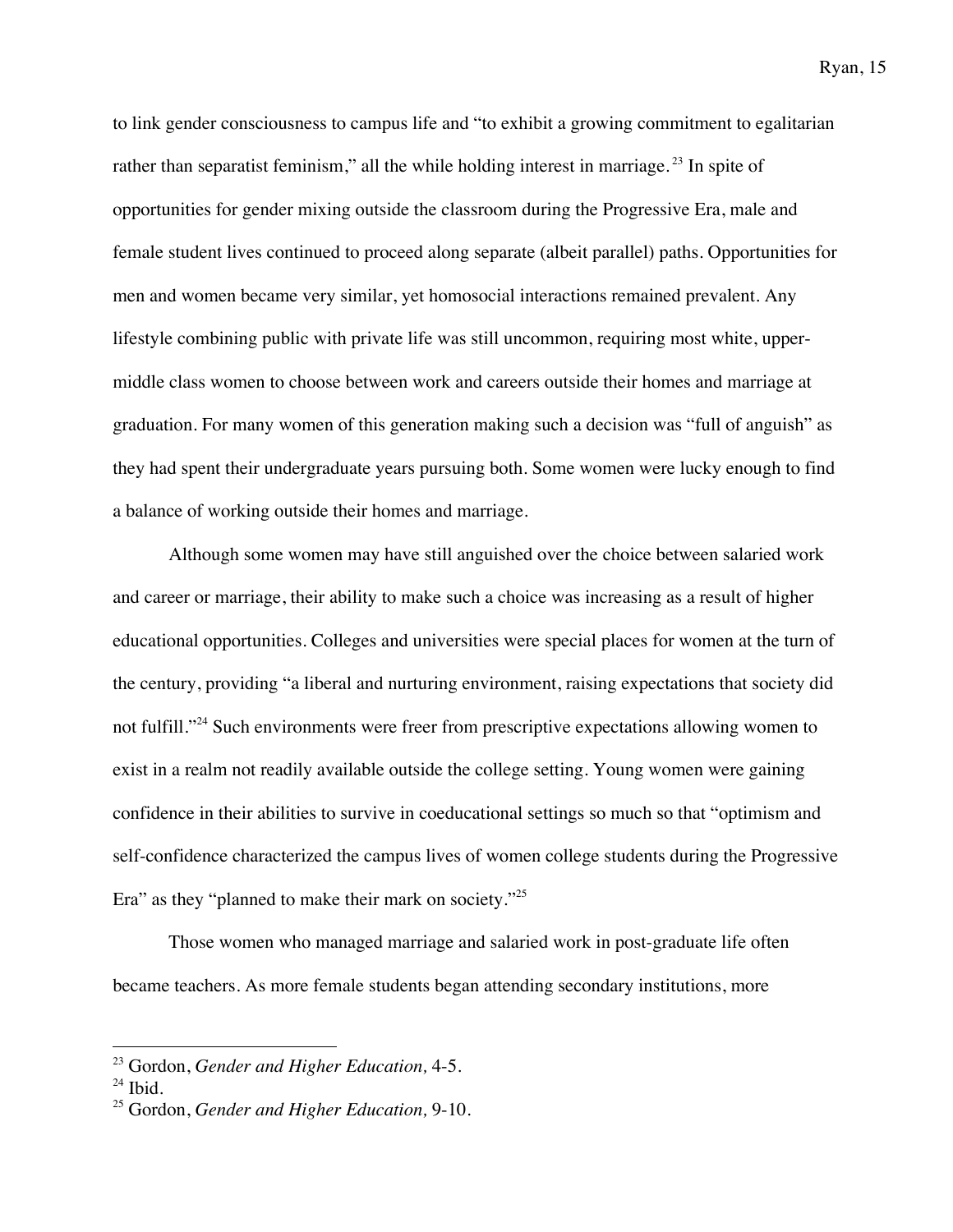to link gender consciousness to campus life and "to exhibit a growing commitment to egalitarian rather than separatist feminism," all the while holding interest in marriage.[23] In spite of opportunities for gender mixing outside the classroom during the Progressive Era, male and female student lives continued to proceed along separate (albeit parallel) paths. Opportunities for men and women became very similar, yet homosocial interactions remained prevalent. Any lifestyle combining public with private life was still uncommon, requiring most white, upper-middle class women to choose between work and careers outside their homes and marriage at graduation. For many women of this generation making such a decision was "full of anguish" as they had spent their undergraduate years pursuing both. Some women were lucky enough to find a balance of working outside their homes and marriage.

Although some women may have still anguished over the choice between salaried work and career or marriage, their ability to make such a choice was increasing as a result of higher educational opportunities. Colleges and universities were special places for women at the turn of the century, providing "a liberal and nurturing environment, raising expectations that society did not fulfill."[24] Such environments were freer from prescriptive expectations allowing women to exist in a realm not readily available outside the college setting. Young women were gaining confidence in their abilities to survive in coeducational settings so much so that "optimism and self-confidence characterized the campus lives of women college students during the Progressive Era" as they "planned to make their mark on society."[25]

Those women who managed marriage and salaried work in post-graduate life often became teachers. As more female students began attending secondary institutions, more

---

[23] Gordon, *Gender and Higher Education,* 4-5.

[24] Ibid.

[25] Gordon, *Gender and Higher Education,* 9-10.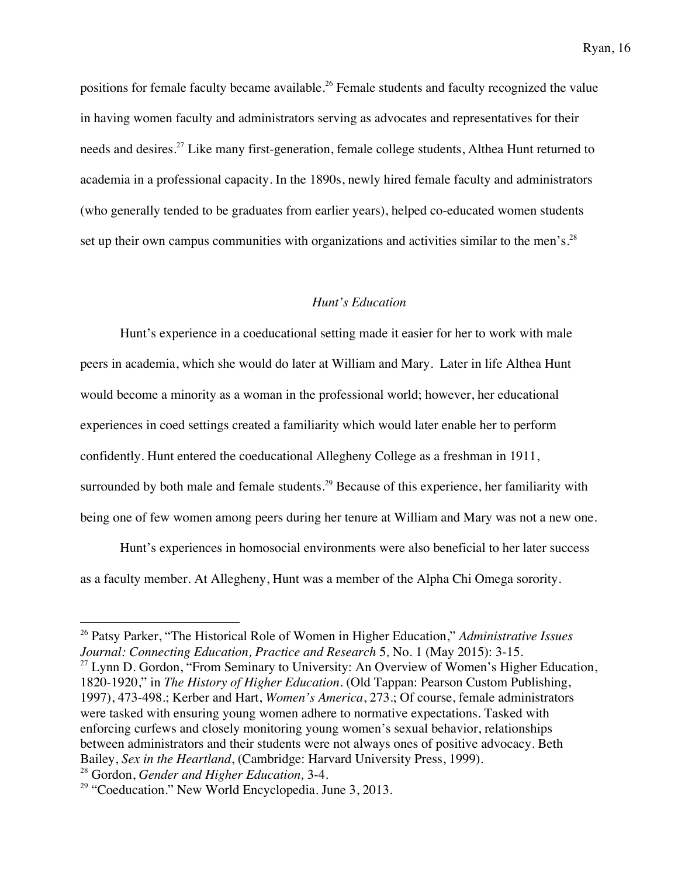positions for female faculty became available.[26] Female students and faculty recognized the value in having women faculty and administrators serving as advocates and representatives for their needs and desires.[27] Like many first-generation, female college students, Althea Hunt returned to academia in a professional capacity. In the 1890s, newly hired female faculty and administrators (who generally tended to be graduates from earlier years), helped co-educated women students set up their own campus communities with organizations and activities similar to the men's.[28]

### *Hunt's Education*

Hunt's experience in a coeducational setting made it easier for her to work with male peers in academia, which she would do later at William and Mary. Later in life Althea Hunt would become a minority as a woman in the professional world; however, her educational experiences in coed settings created a familiarity which would later enable her to perform confidently. Hunt entered the coeducational Allegheny College as a freshman in 1911, surrounded by both male and female students.[29] Because of this experience, her familiarity with being one of few women among peers during her tenure at William and Mary was not a new one.

Hunt's experiences in homosocial environments were also beneficial to her later success as a faculty member. At Allegheny, Hunt was a member of the Alpha Chi Omega sorority.

---

[26] Patsy Parker, "The Historical Role of Women in Higher Education," *Administrative Issues Journal: Connecting Education, Practice and Research* 5, No. 1 (May 2015): 3-15.

[27] Lynn D. Gordon, "From Seminary to University: An Overview of Women's Higher Education, 1820-1920," in *The History of Higher Education*. (Old Tappan: Pearson Custom Publishing, 1997), 473-498.; Kerber and Hart, *Women's America*, 273.; Of course, female administrators were tasked with ensuring young women adhere to normative expectations. Tasked with enforcing curfews and closely monitoring young women's sexual behavior, relationships between administrators and their students were not always ones of positive advocacy. Beth Bailey, *Sex in the Heartland*, (Cambridge: Harvard University Press, 1999).

[28] Gordon, *Gender and Higher Education,* 3-4.

[29] "Coeducation." New World Encyclopedia. June 3, 2013.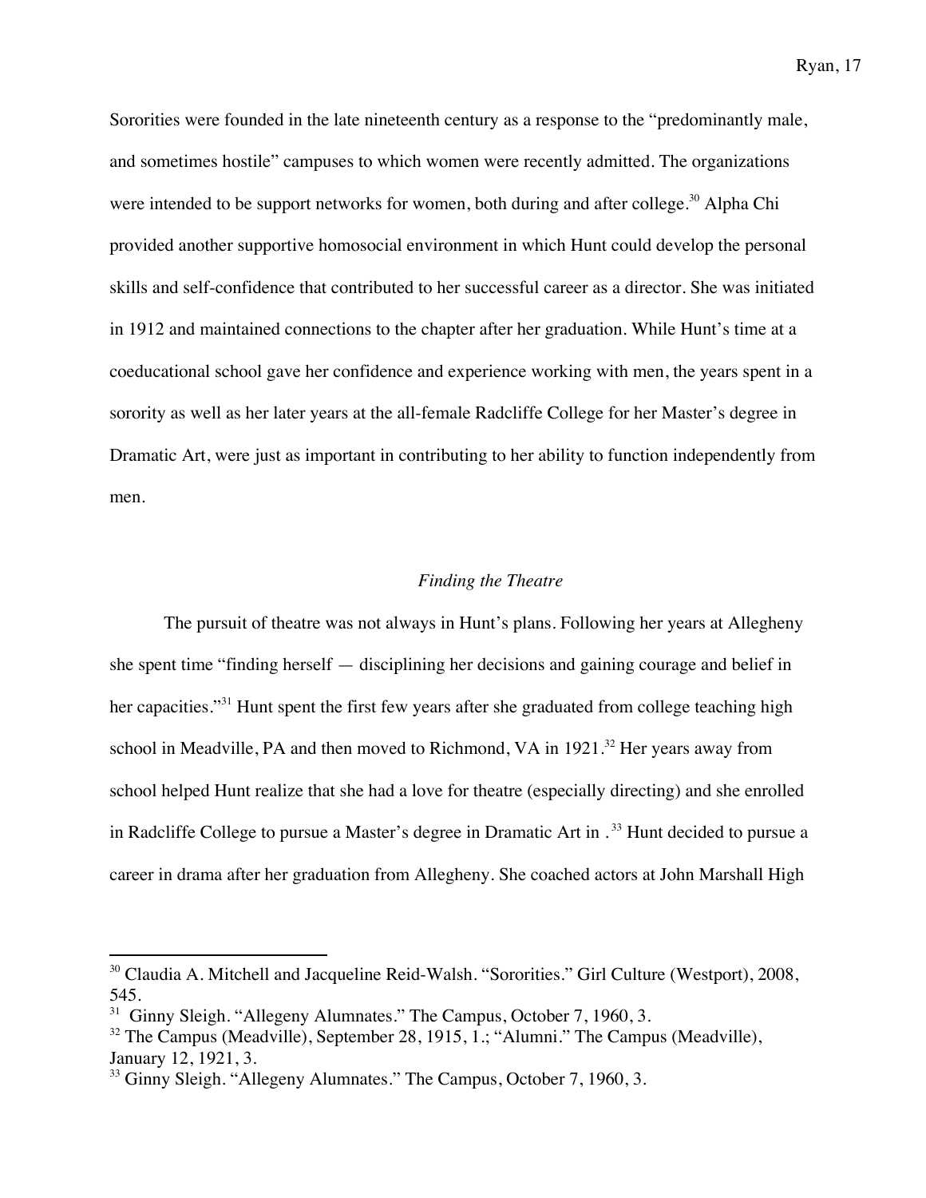Sororities were founded in the late nineteenth century as a response to the "predominantly male, and sometimes hostile" campuses to which women were recently admitted. The organizations were intended to be support networks for women, both during and after college.[30] Alpha Chi provided another supportive homosocial environment in which Hunt could develop the personal skills and self-confidence that contributed to her successful career as a director. She was initiated in 1912 and maintained connections to the chapter after her graduation. While Hunt's time at a coeducational school gave her confidence and experience working with men, the years spent in a sorority as well as her later years at the all-female Radcliffe College for her Master's degree in Dramatic Art, were just as important in contributing to her ability to function independently from men.

### *Finding the Theatre*

The pursuit of theatre was not always in Hunt's plans. Following her years at Allegheny she spent time "finding herself — disciplining her decisions and gaining courage and belief in her capacities."[31] Hunt spent the first few years after she graduated from college teaching high school in Meadville, PA and then moved to Richmond, VA in 1921.[32] Her years away from school helped Hunt realize that she had a love for theatre (especially directing) and she enrolled in Radcliffe College to pursue a Master's degree in Dramatic Art in .[33] Hunt decided to pursue a career in drama after her graduation from Allegheny. She coached actors at John Marshall High

---

[30] Claudia A. Mitchell and Jacqueline Reid-Walsh. "Sororities." Girl Culture (Westport), 2008, 545.

[31] Ginny Sleigh. "Allegeny Alumnates." The Campus, October 7, 1960, 3.

[32] The Campus (Meadville), September 28, 1915, 1.; "Alumni." The Campus (Meadville), January 12, 1921, 3.

[33] Ginny Sleigh. "Allegeny Alumnates." The Campus, October 7, 1960, 3.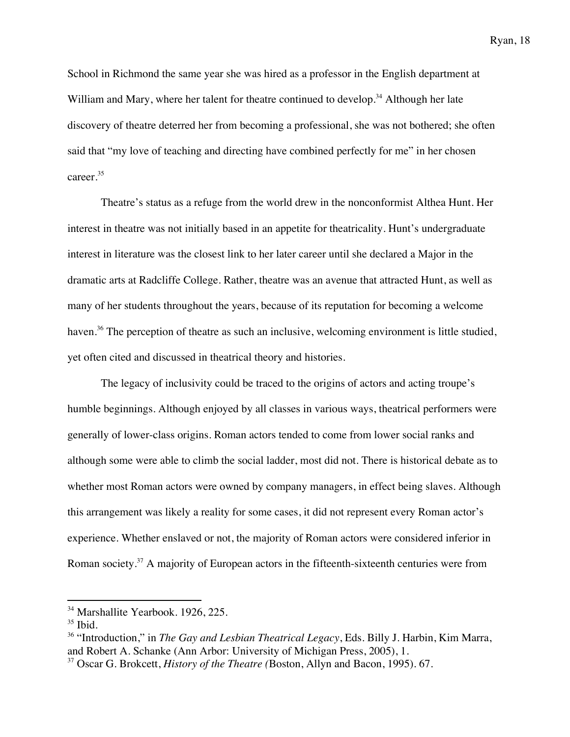School in Richmond the same year she was hired as a professor in the English department at William and Mary, where her talent for theatre continued to develop.[34] Although her late discovery of theatre deterred her from becoming a professional, she was not bothered; she often said that "my love of teaching and directing have combined perfectly for me" in her chosen career.[35]

Theatre's status as a refuge from the world drew in the nonconformist Althea Hunt. Her interest in theatre was not initially based in an appetite for theatricality. Hunt's undergraduate interest in literature was the closest link to her later career until she declared a Major in the dramatic arts at Radcliffe College. Rather, theatre was an avenue that attracted Hunt, as well as many of her students throughout the years, because of its reputation for becoming a welcome haven.[36] The perception of theatre as such an inclusive, welcoming environment is little studied, yet often cited and discussed in theatrical theory and histories.

The legacy of inclusivity could be traced to the origins of actors and acting troupe's humble beginnings. Although enjoyed by all classes in various ways, theatrical performers were generally of lower-class origins. Roman actors tended to come from lower social ranks and although some were able to climb the social ladder, most did not. There is historical debate as to whether most Roman actors were owned by company managers, in effect being slaves. Although this arrangement was likely a reality for some cases, it did not represent every Roman actor's experience. Whether enslaved or not, the majority of Roman actors were considered inferior in Roman society.[37] A majority of European actors in the fifteenth-sixteenth centuries were from

---

[34] Marshallite Yearbook. 1926, 225.

[35] Ibid.

[36] "Introduction," in *The Gay and Lesbian Theatrical Legacy*, Eds. Billy J. Harbin, Kim Marra, and Robert A. Schanke (Ann Arbor: University of Michigan Press, 2005), 1.

[37] Oscar G. Brokcett, *History of the Theatre (*Boston, Allyn and Bacon, 1995). 67.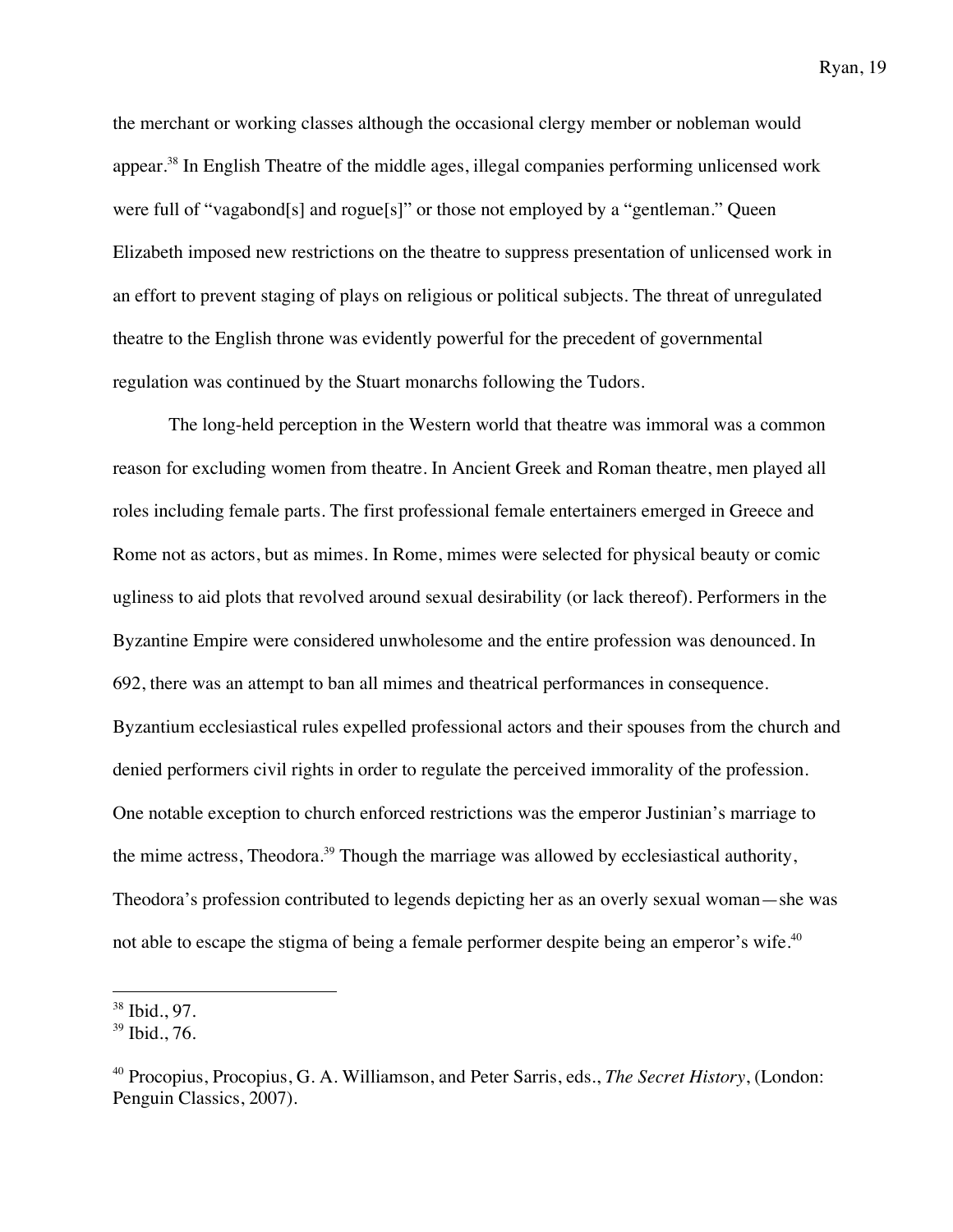the merchant or working classes although the occasional clergy member or nobleman would appear.[38] In English Theatre of the middle ages, illegal companies performing unlicensed work were full of "vagabond[s] and rogue[s]" or those not employed by a "gentleman." Queen Elizabeth imposed new restrictions on the theatre to suppress presentation of unlicensed work in an effort to prevent staging of plays on religious or political subjects. The threat of unregulated theatre to the English throne was evidently powerful for the precedent of governmental regulation was continued by the Stuart monarchs following the Tudors.

The long-held perception in the Western world that theatre was immoral was a common reason for excluding women from theatre. In Ancient Greek and Roman theatre, men played all roles including female parts. The first professional female entertainers emerged in Greece and Rome not as actors, but as mimes. In Rome, mimes were selected for physical beauty or comic ugliness to aid plots that revolved around sexual desirability (or lack thereof). Performers in the Byzantine Empire were considered unwholesome and the entire profession was denounced. In 692, there was an attempt to ban all mimes and theatrical performances in consequence. Byzantium ecclesiastical rules expelled professional actors and their spouses from the church and denied performers civil rights in order to regulate the perceived immorality of the profession. One notable exception to church enforced restrictions was the emperor Justinian's marriage to the mime actress, Theodora.[39] Though the marriage was allowed by ecclesiastical authority, Theodora's profession contributed to legends depicting her as an overly sexual woman—she was not able to escape the stigma of being a female performer despite being an emperor's wife.[40]

---

[38] Ibid., 97.

[39] Ibid., 76.

[40] Procopius, Procopius, G. A. Williamson, and Peter Sarris, eds., *The Secret History*, (London: Penguin Classics, 2007).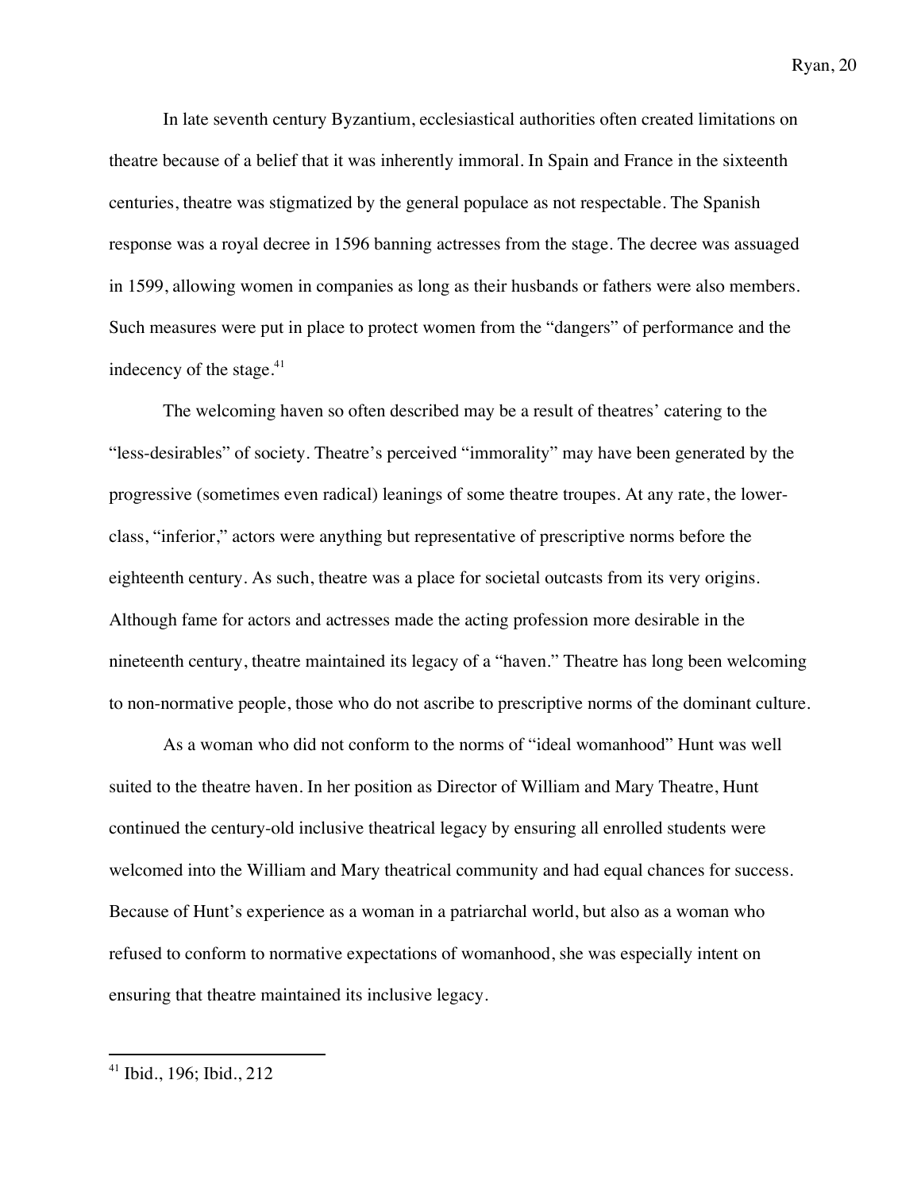In late seventh century Byzantium, ecclesiastical authorities often created limitations on theatre because of a belief that it was inherently immoral. In Spain and France in the sixteenth centuries, theatre was stigmatized by the general populace as not respectable. The Spanish response was a royal decree in 1596 banning actresses from the stage. The decree was assuaged in 1599, allowing women in companies as long as their husbands or fathers were also members. Such measures were put in place to protect women from the "dangers" of performance and the indecency of the stage.[41]

The welcoming haven so often described may be a result of theatres' catering to the "less-desirables" of society. Theatre's perceived "immorality" may have been generated by the progressive (sometimes even radical) leanings of some theatre troupes. At any rate, the lower-class, "inferior," actors were anything but representative of prescriptive norms before the eighteenth century. As such, theatre was a place for societal outcasts from its very origins. Although fame for actors and actresses made the acting profession more desirable in the nineteenth century, theatre maintained its legacy of a "haven." Theatre has long been welcoming to non-normative people, those who do not ascribe to prescriptive norms of the dominant culture.

As a woman who did not conform to the norms of "ideal womanhood" Hunt was well suited to the theatre haven. In her position as Director of William and Mary Theatre, Hunt continued the century-old inclusive theatrical legacy by ensuring all enrolled students were welcomed into the William and Mary theatrical community and had equal chances for success. Because of Hunt's experience as a woman in a patriarchal world, but also as a woman who refused to conform to normative expectations of womanhood, she was especially intent on ensuring that theatre maintained its inclusive legacy.

---

[41] Ibid., 196; Ibid., 212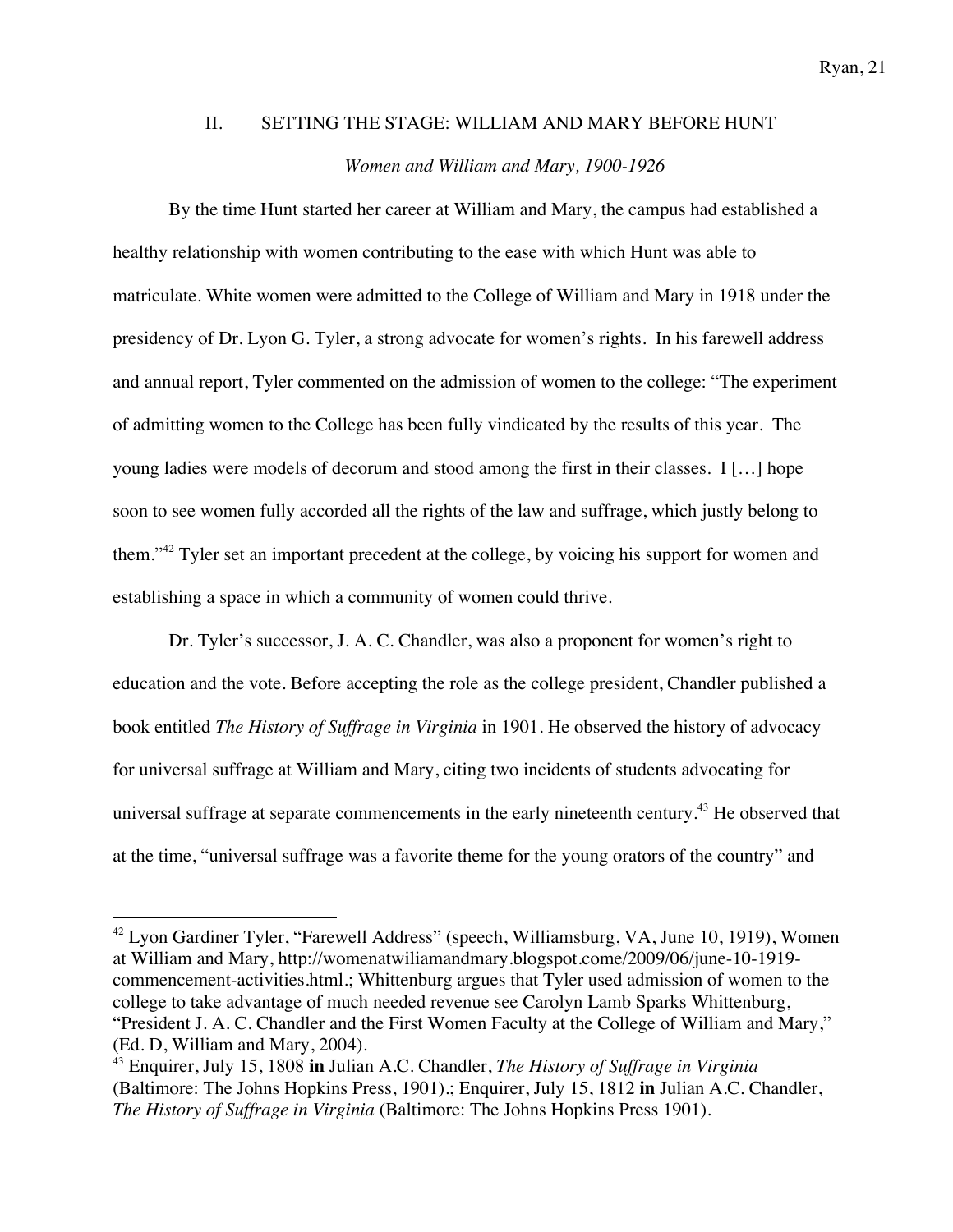## II. SETTING THE STAGE: WILLIAM AND MARY BEFORE HUNT

*Women and William and Mary, 1900-1926*

By the time Hunt started her career at William and Mary, the campus had established a healthy relationship with women contributing to the ease with which Hunt was able to matriculate. White women were admitted to the College of William and Mary in 1918 under the presidency of Dr. Lyon G. Tyler, a strong advocate for women's rights. In his farewell address and annual report, Tyler commented on the admission of women to the college: "The experiment of admitting women to the College has been fully vindicated by the results of this year. The young ladies were models of decorum and stood among the first in their classes. I […] hope soon to see women fully accorded all the rights of the law and suffrage, which justly belong to them."[42] Tyler set an important precedent at the college, by voicing his support for women and establishing a space in which a community of women could thrive.

Dr. Tyler's successor, J. A. C. Chandler, was also a proponent for women's right to education and the vote. Before accepting the role as the college president, Chandler published a book entitled *The History of Suffrage in Virginia* in 1901. He observed the history of advocacy for universal suffrage at William and Mary, citing two incidents of students advocating for universal suffrage at separate commencements in the early nineteenth century.[43] He observed that at the time, "universal suffrage was a favorite theme for the young orators of the country" and

---

[42] Lyon Gardiner Tyler, "Farewell Address" (speech, Williamsburg, VA, June 10, 1919), Women at William and Mary, http://womenatwiliamandmary.blogspot.come/2009/06/june-10-1919-commencement-activities.html.; Whittenburg argues that Tyler used admission of women to the college to take advantage of much needed revenue see Carolyn Lamb Sparks Whittenburg, "President J. A. C. Chandler and the First Women Faculty at the College of William and Mary," (Ed. D, William and Mary, 2004).

[43] Enquirer, July 15, 1808 **in** Julian A.C. Chandler, *The History of Suffrage in Virginia* (Baltimore: The Johns Hopkins Press, 1901).; Enquirer, July 15, 1812 **in** Julian A.C. Chandler, *The History of Suffrage in Virginia* (Baltimore: The Johns Hopkins Press 1901).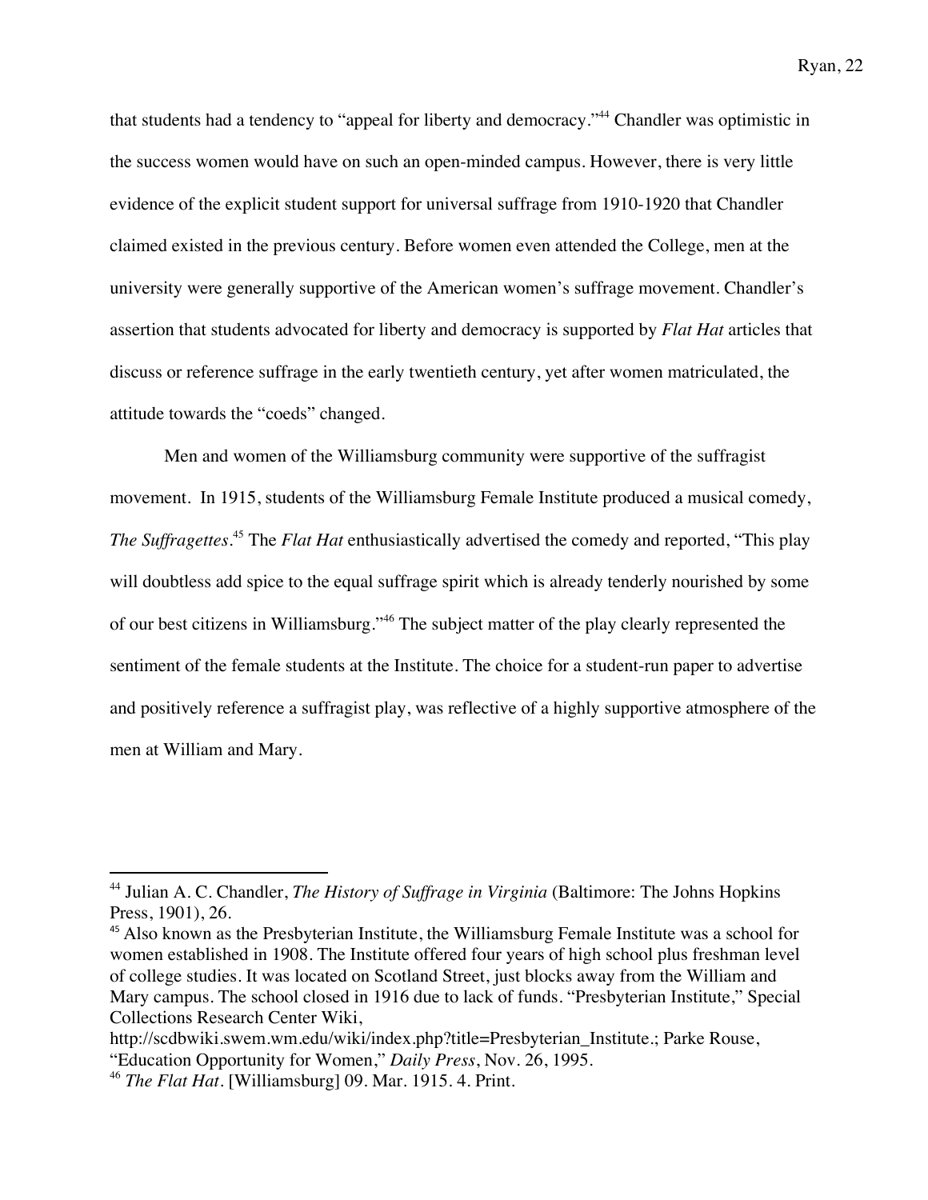that students had a tendency to "appeal for liberty and democracy."[44] Chandler was optimistic in the success women would have on such an open-minded campus. However, there is very little evidence of the explicit student support for universal suffrage from 1910-1920 that Chandler claimed existed in the previous century. Before women even attended the College, men at the university were generally supportive of the American women's suffrage movement. Chandler's assertion that students advocated for liberty and democracy is supported by *Flat Hat* articles that discuss or reference suffrage in the early twentieth century, yet after women matriculated, the attitude towards the "coeds" changed.

Men and women of the Williamsburg community were supportive of the suffragist movement. In 1915, students of the Williamsburg Female Institute produced a musical comedy, *The Suffragettes*.[45] The *Flat Hat* enthusiastically advertised the comedy and reported, "This play will doubtless add spice to the equal suffrage spirit which is already tenderly nourished by some of our best citizens in Williamsburg."[46] The subject matter of the play clearly represented the sentiment of the female students at the Institute. The choice for a student-run paper to advertise and positively reference a suffragist play, was reflective of a highly supportive atmosphere of the men at William and Mary.

---

[44] Julian A. C. Chandler, *The History of Suffrage in Virginia* (Baltimore: The Johns Hopkins Press, 1901), 26.

[45] Also known as the Presbyterian Institute, the Williamsburg Female Institute was a school for women established in 1908. The Institute offered four years of high school plus freshman level of college studies. It was located on Scotland Street, just blocks away from the William and Mary campus. The school closed in 1916 due to lack of funds. "Presbyterian Institute," Special Collections Research Center Wiki, http://scdbwiki.swem.wm.edu/wiki/index.php?title=Presbyterian_Institute.; Parke Rouse, "Education Opportunity for Women," *Daily Press*, Nov. 26, 1995.

[46] *The Flat Hat*. [Williamsburg] 09. Mar. 1915. 4. Print.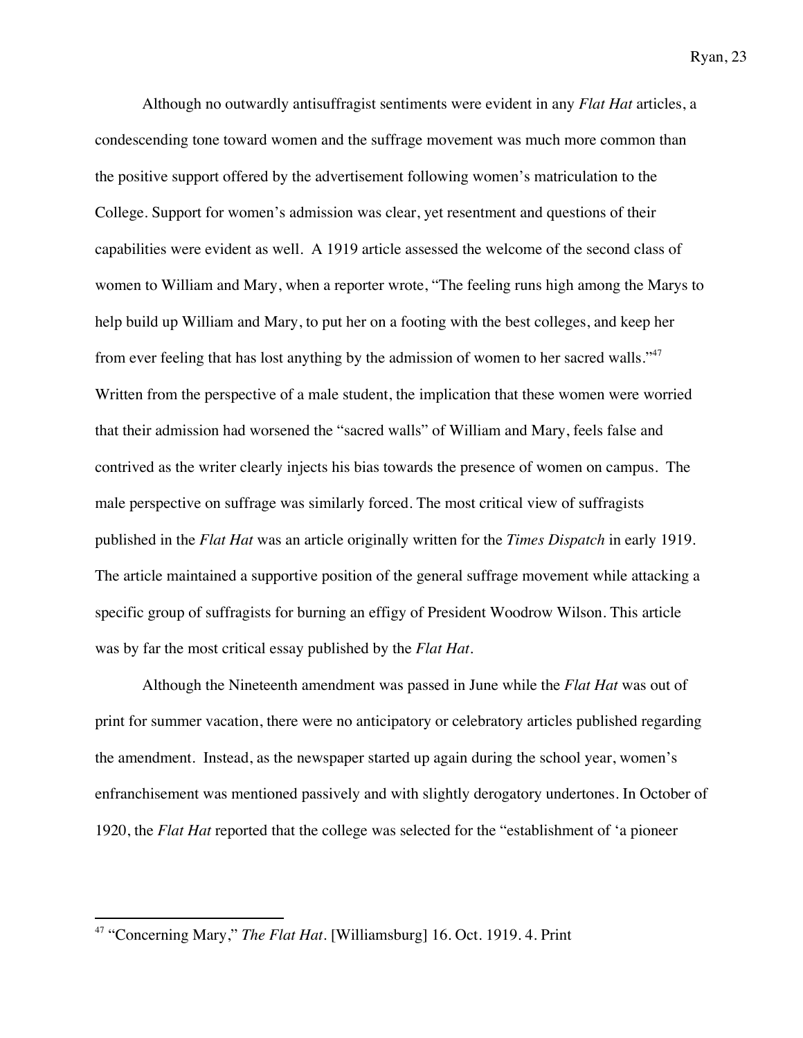Although no outwardly antisuffragist sentiments were evident in any *Flat Hat* articles, a condescending tone toward women and the suffrage movement was much more common than the positive support offered by the advertisement following women's matriculation to the College. Support for women's admission was clear, yet resentment and questions of their capabilities were evident as well. A 1919 article assessed the welcome of the second class of women to William and Mary, when a reporter wrote, "The feeling runs high among the Marys to help build up William and Mary, to put her on a footing with the best colleges, and keep her from ever feeling that has lost anything by the admission of women to her sacred walls."[47] Written from the perspective of a male student, the implication that these women were worried that their admission had worsened the "sacred walls" of William and Mary, feels false and contrived as the writer clearly injects his bias towards the presence of women on campus. The male perspective on suffrage was similarly forced. The most critical view of suffragists published in the *Flat Hat* was an article originally written for the *Times Dispatch* in early 1919. The article maintained a supportive position of the general suffrage movement while attacking a specific group of suffragists for burning an effigy of President Woodrow Wilson. This article was by far the most critical essay published by the *Flat Hat*.

Although the Nineteenth amendment was passed in June while the *Flat Hat* was out of print for summer vacation, there were no anticipatory or celebratory articles published regarding the amendment. Instead, as the newspaper started up again during the school year, women's enfranchisement was mentioned passively and with slightly derogatory undertones. In October of 1920, the *Flat Hat* reported that the college was selected for the "establishment of 'a pioneer

---

[47] "Concerning Mary," *The Flat Hat*. [Williamsburg] 16. Oct. 1919. 4. Print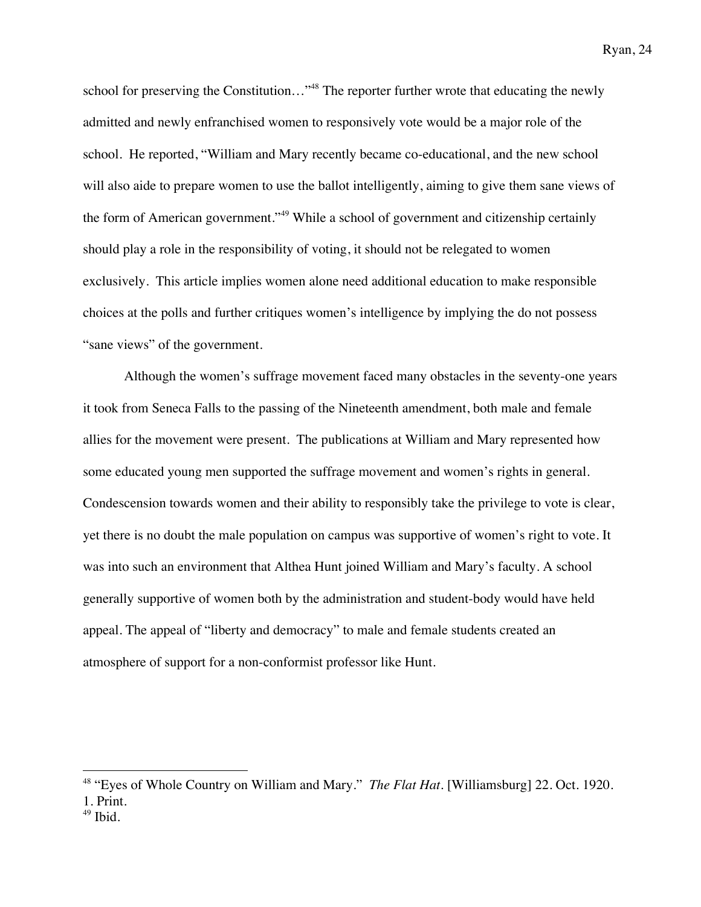school for preserving the Constitution…"[48] The reporter further wrote that educating the newly admitted and newly enfranchised women to responsively vote would be a major role of the school. He reported, "William and Mary recently became co-educational, and the new school will also aide to prepare women to use the ballot intelligently, aiming to give them sane views of the form of American government."[49] While a school of government and citizenship certainly should play a role in the responsibility of voting, it should not be relegated to women exclusively. This article implies women alone need additional education to make responsible choices at the polls and further critiques women's intelligence by implying the do not possess "sane views" of the government.

Although the women's suffrage movement faced many obstacles in the seventy-one years it took from Seneca Falls to the passing of the Nineteenth amendment, both male and female allies for the movement were present. The publications at William and Mary represented how some educated young men supported the suffrage movement and women's rights in general. Condescension towards women and their ability to responsibly take the privilege to vote is clear, yet there is no doubt the male population on campus was supportive of women's right to vote. It was into such an environment that Althea Hunt joined William and Mary's faculty. A school generally supportive of women both by the administration and student-body would have held appeal. The appeal of "liberty and democracy" to male and female students created an atmosphere of support for a non-conformist professor like Hunt.

---

[48] "Eyes of Whole Country on William and Mary." *The Flat Hat*. [Williamsburg] 22. Oct. 1920. 1. Print.

[49] Ibid.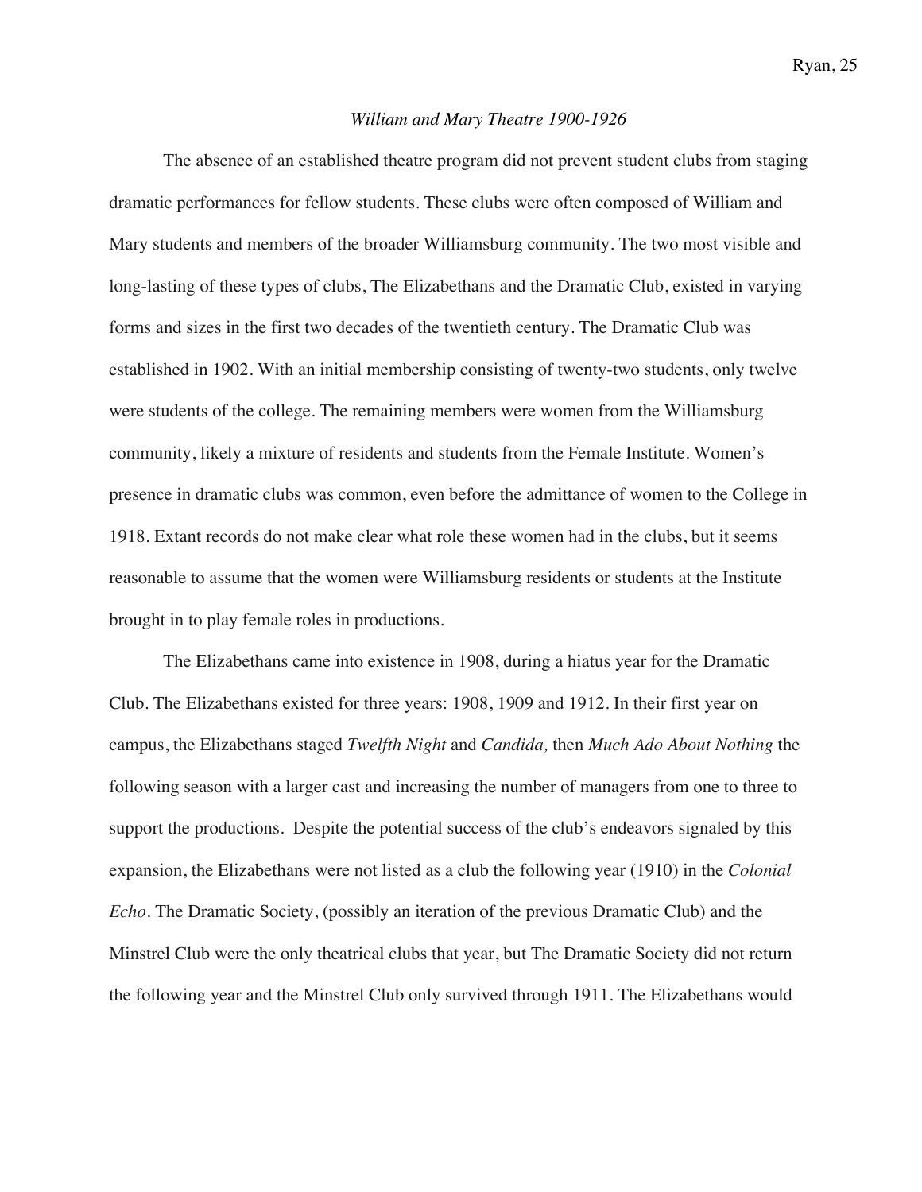*William and Mary Theatre 1900-1926*

The absence of an established theatre program did not prevent student clubs from staging dramatic performances for fellow students. These clubs were often composed of William and Mary students and members of the broader Williamsburg community. The two most visible and long-lasting of these types of clubs, The Elizabethans and the Dramatic Club, existed in varying forms and sizes in the first two decades of the twentieth century. The Dramatic Club was established in 1902. With an initial membership consisting of twenty-two students, only twelve were students of the college. The remaining members were women from the Williamsburg community, likely a mixture of residents and students from the Female Institute. Women's presence in dramatic clubs was common, even before the admittance of women to the College in 1918. Extant records do not make clear what role these women had in the clubs, but it seems reasonable to assume that the women were Williamsburg residents or students at the Institute brought in to play female roles in productions.

The Elizabethans came into existence in 1908, during a hiatus year for the Dramatic Club. The Elizabethans existed for three years: 1908, 1909 and 1912. In their first year on campus, the Elizabethans staged *Twelfth Night* and *Candida,* then *Much Ado About Nothing* the following season with a larger cast and increasing the number of managers from one to three to support the productions. Despite the potential success of the club's endeavors signaled by this expansion, the Elizabethans were not listed as a club the following year (1910) in the *Colonial Echo*. The Dramatic Society, (possibly an iteration of the previous Dramatic Club) and the Minstrel Club were the only theatrical clubs that year, but The Dramatic Society did not return the following year and the Minstrel Club only survived through 1911. The Elizabethans would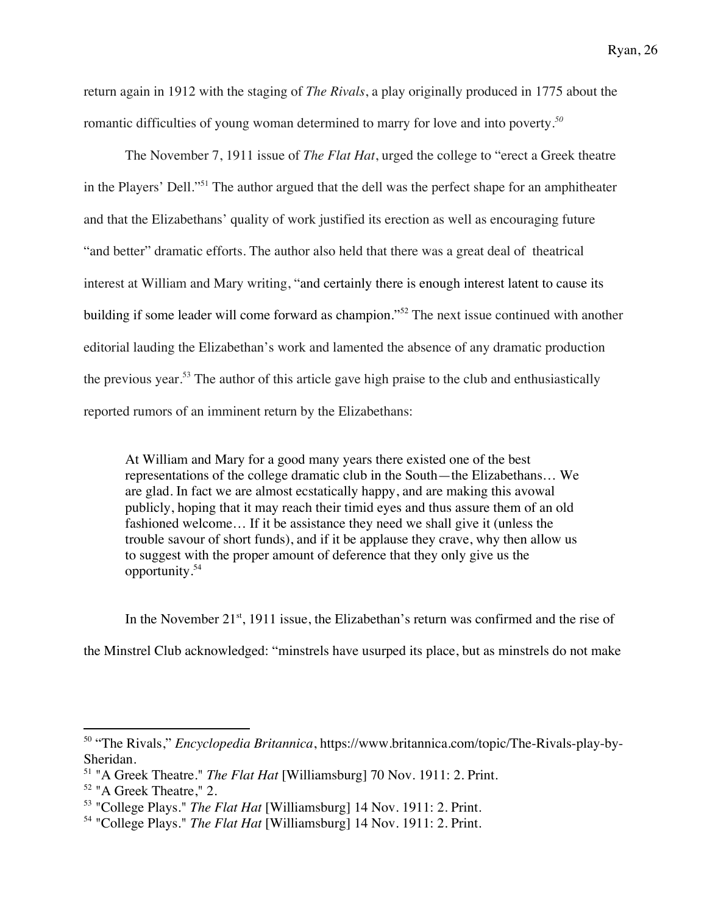return again in 1912 with the staging of *The Rivals*, a play originally produced in 1775 about the romantic difficulties of young woman determined to marry for love and into poverty.[50]

The November 7, 1911 issue of *The Flat Hat*, urged the college to "erect a Greek theatre in the Players' Dell."[51] The author argued that the dell was the perfect shape for an amphitheater and that the Elizabethans' quality of work justified its erection as well as encouraging future "and better" dramatic efforts. The author also held that there was a great deal of theatrical interest at William and Mary writing, "and certainly there is enough interest latent to cause its building if some leader will come forward as champion."[52] The next issue continued with another editorial lauding the Elizabethan's work and lamented the absence of any dramatic production the previous year.[53] The author of this article gave high praise to the club and enthusiastically reported rumors of an imminent return by the Elizabethans:

> At William and Mary for a good many years there existed one of the best representations of the college dramatic club in the South—the Elizabethans… We are glad. In fact we are almost ecstatically happy, and are making this avowal publicly, hoping that it may reach their timid eyes and thus assure them of an old fashioned welcome… If it be assistance they need we shall give it (unless the trouble savour of short funds), and if it be applause they crave, why then allow us to suggest with the proper amount of deference that they only give us the opportunity.[54]

In the November 21st, 1911 issue, the Elizabethan's return was confirmed and the rise of the Minstrel Club acknowledged: "minstrels have usurped its place, but as minstrels do not make

---

[50] "The Rivals," *Encyclopedia Britannica*, https://www.britannica.com/topic/The-Rivals-play-by-Sheridan.

[51] "A Greek Theatre." *The Flat Hat* [Williamsburg] 70 Nov. 1911: 2. Print.

[52] "A Greek Theatre," 2.

[53] "College Plays." *The Flat Hat* [Williamsburg] 14 Nov. 1911: 2. Print.

[54] "College Plays." *The Flat Hat* [Williamsburg] 14 Nov. 1911: 2. Print.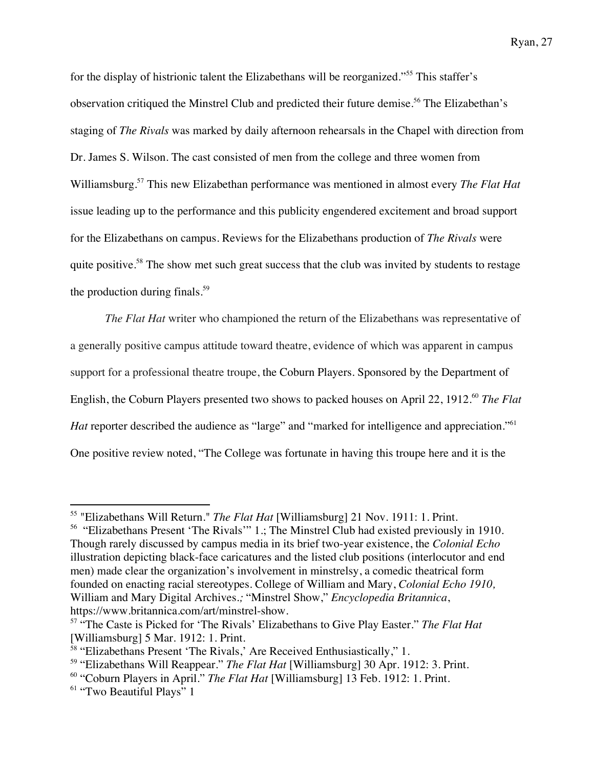for the display of histrionic talent the Elizabethans will be reorganized."[55] This staffer's observation critiqued the Minstrel Club and predicted their future demise.[56] The Elizabethan's staging of *The Rivals* was marked by daily afternoon rehearsals in the Chapel with direction from Dr. James S. Wilson. The cast consisted of men from the college and three women from Williamsburg.[57] This new Elizabethan performance was mentioned in almost every *The Flat Hat* issue leading up to the performance and this publicity engendered excitement and broad support for the Elizabethans on campus. Reviews for the Elizabethans production of *The Rivals* were quite positive.[58] The show met such great success that the club was invited by students to restage the production during finals.[59]

*The Flat Hat* writer who championed the return of the Elizabethans was representative of a generally positive campus attitude toward theatre, evidence of which was apparent in campus support for a professional theatre troupe, the Coburn Players. Sponsored by the Department of English, the Coburn Players presented two shows to packed houses on April 22, 1912.[60] *The Flat Hat* reporter described the audience as "large" and "marked for intelligence and appreciation."[61] One positive review noted, "The College was fortunate in having this troupe here and it is the

---

[55] "Elizabethans Will Return." *The Flat Hat* [Williamsburg] 21 Nov. 1911: 1. Print.

[56] "Elizabethans Present 'The Rivals'" 1.; The Minstrel Club had existed previously in 1910. Though rarely discussed by campus media in its brief two-year existence, the *Colonial Echo* illustration depicting black-face caricatures and the listed club positions (interlocutor and end men) made clear the organization's involvement in minstrelsy, a comedic theatrical form founded on enacting racial stereotypes. College of William and Mary, *Colonial Echo 1910,* William and Mary Digital Archives.*;* "Minstrel Show," *Encyclopedia Britannica*, https://www.britannica.com/art/minstrel-show.

[57] "The Caste is Picked for 'The Rivals' Elizabethans to Give Play Easter." *The Flat Hat* [Williamsburg] 5 Mar. 1912: 1. Print.

[58] "Elizabethans Present 'The Rivals,' Are Received Enthusiastically," 1.

[59] "Elizabethans Will Reappear." *The Flat Hat* [Williamsburg] 30 Apr. 1912: 3. Print.

[60] "Coburn Players in April." *The Flat Hat* [Williamsburg] 13 Feb. 1912: 1. Print.

[61] "Two Beautiful Plays" 1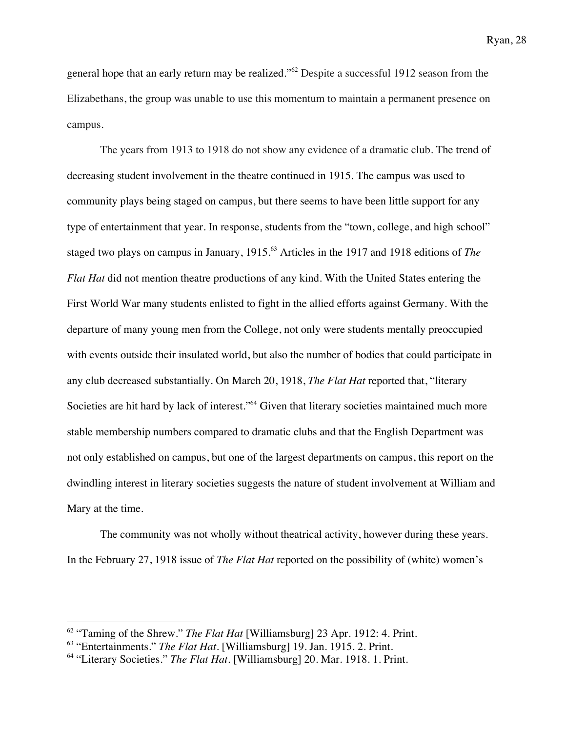general hope that an early return may be realized."[62] Despite a successful 1912 season from the Elizabethans, the group was unable to use this momentum to maintain a permanent presence on campus.

The years from 1913 to 1918 do not show any evidence of a dramatic club. The trend of decreasing student involvement in the theatre continued in 1915. The campus was used to community plays being staged on campus, but there seems to have been little support for any type of entertainment that year. In response, students from the "town, college, and high school" staged two plays on campus in January, 1915.[63] Articles in the 1917 and 1918 editions of *The Flat Hat* did not mention theatre productions of any kind. With the United States entering the First World War many students enlisted to fight in the allied efforts against Germany. With the departure of many young men from the College, not only were students mentally preoccupied with events outside their insulated world, but also the number of bodies that could participate in any club decreased substantially. On March 20, 1918, *The Flat Hat* reported that, "literary Societies are hit hard by lack of interest."[64] Given that literary societies maintained much more stable membership numbers compared to dramatic clubs and that the English Department was not only established on campus, but one of the largest departments on campus, this report on the dwindling interest in literary societies suggests the nature of student involvement at William and Mary at the time.

The community was not wholly without theatrical activity, however during these years. In the February 27, 1918 issue of *The Flat Hat* reported on the possibility of (white) women's

---

[62] "Taming of the Shrew." *The Flat Hat* [Williamsburg] 23 Apr. 1912: 4. Print.

[63] "Entertainments." *The Flat Hat*. [Williamsburg] 19. Jan. 1915. 2. Print.

[64] "Literary Societies." *The Flat Hat*. [Williamsburg] 20. Mar. 1918. 1. Print.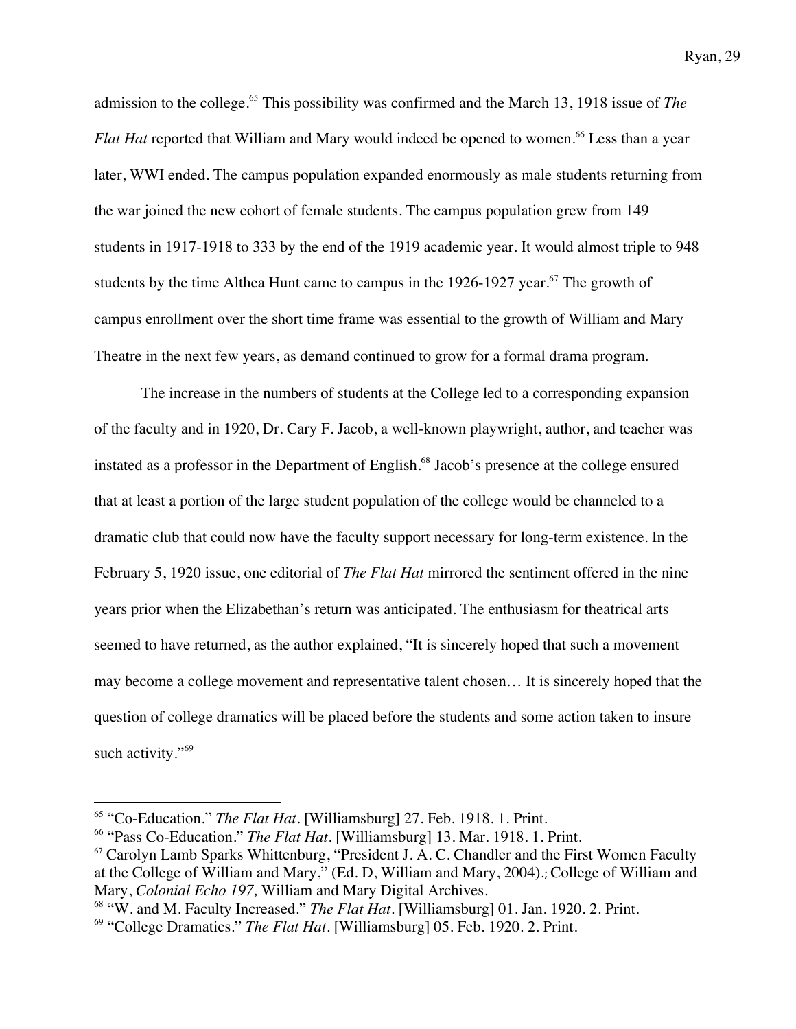admission to the college.[65] This possibility was confirmed and the March 13, 1918 issue of *The Flat Hat* reported that William and Mary would indeed be opened to women.[66] Less than a year later, WWI ended. The campus population expanded enormously as male students returning from the war joined the new cohort of female students. The campus population grew from 149 students in 1917-1918 to 333 by the end of the 1919 academic year. It would almost triple to 948 students by the time Althea Hunt came to campus in the 1926-1927 year.[67] The growth of campus enrollment over the short time frame was essential to the growth of William and Mary Theatre in the next few years, as demand continued to grow for a formal drama program.

The increase in the numbers of students at the College led to a corresponding expansion of the faculty and in 1920, Dr. Cary F. Jacob, a well-known playwright, author, and teacher was instated as a professor in the Department of English.[68] Jacob's presence at the college ensured that at least a portion of the large student population of the college would be channeled to a dramatic club that could now have the faculty support necessary for long-term existence. In the February 5, 1920 issue, one editorial of *The Flat Hat* mirrored the sentiment offered in the nine years prior when the Elizabethan's return was anticipated. The enthusiasm for theatrical arts seemed to have returned, as the author explained, "It is sincerely hoped that such a movement may become a college movement and representative talent chosen… It is sincerely hoped that the question of college dramatics will be placed before the students and some action taken to insure such activity."[69]

---

[65] "Co-Education." *The Flat Hat*. [Williamsburg] 27. Feb. 1918. 1. Print.

[66] "Pass Co-Education." *The Flat Hat*. [Williamsburg] 13. Mar. 1918. 1. Print.

[67] Carolyn Lamb Sparks Whittenburg, "President J. A. C. Chandler and the First Women Faculty at the College of William and Mary," (Ed. D, William and Mary, 2004).; College of William and Mary, *Colonial Echo 197,* William and Mary Digital Archives.

[68] "W. and M. Faculty Increased." *The Flat Hat*. [Williamsburg] 01. Jan. 1920. 2. Print.

[69] "College Dramatics." *The Flat Hat*. [Williamsburg] 05. Feb. 1920. 2. Print.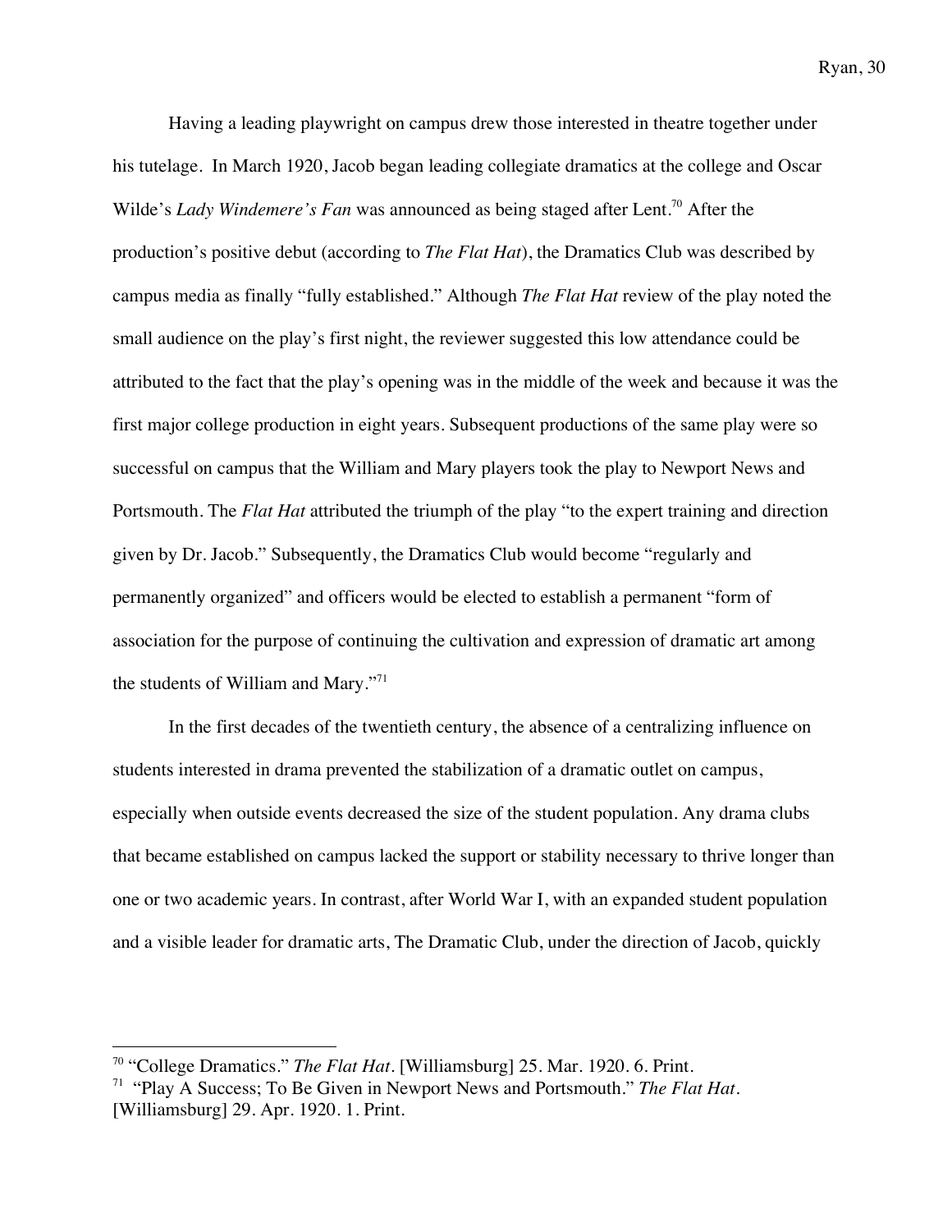Having a leading playwright on campus drew those interested in theatre together under his tutelage. In March 1920, Jacob began leading collegiate dramatics at the college and Oscar Wilde's *Lady Windemere's Fan* was announced as being staged after Lent.[70] After the production's positive debut (according to *The Flat Hat*), the Dramatics Club was described by campus media as finally "fully established." Although *The Flat Hat* review of the play noted the small audience on the play's first night, the reviewer suggested this low attendance could be attributed to the fact that the play's opening was in the middle of the week and because it was the first major college production in eight years. Subsequent productions of the same play were so successful on campus that the William and Mary players took the play to Newport News and Portsmouth. The *Flat Hat* attributed the triumph of the play "to the expert training and direction given by Dr. Jacob." Subsequently, the Dramatics Club would become "regularly and permanently organized" and officers would be elected to establish a permanent "form of association for the purpose of continuing the cultivation and expression of dramatic art among the students of William and Mary."[71]

In the first decades of the twentieth century, the absence of a centralizing influence on students interested in drama prevented the stabilization of a dramatic outlet on campus, especially when outside events decreased the size of the student population. Any drama clubs that became established on campus lacked the support or stability necessary to thrive longer than one or two academic years. In contrast, after World War I, with an expanded student population and a visible leader for dramatic arts, The Dramatic Club, under the direction of Jacob, quickly

---

[70] "College Dramatics." *The Flat Hat*. [Williamsburg] 25. Mar. 1920. 6. Print.

[71] "Play A Success; To Be Given in Newport News and Portsmouth." *The Flat Hat*. [Williamsburg] 29. Apr. 1920. 1. Print.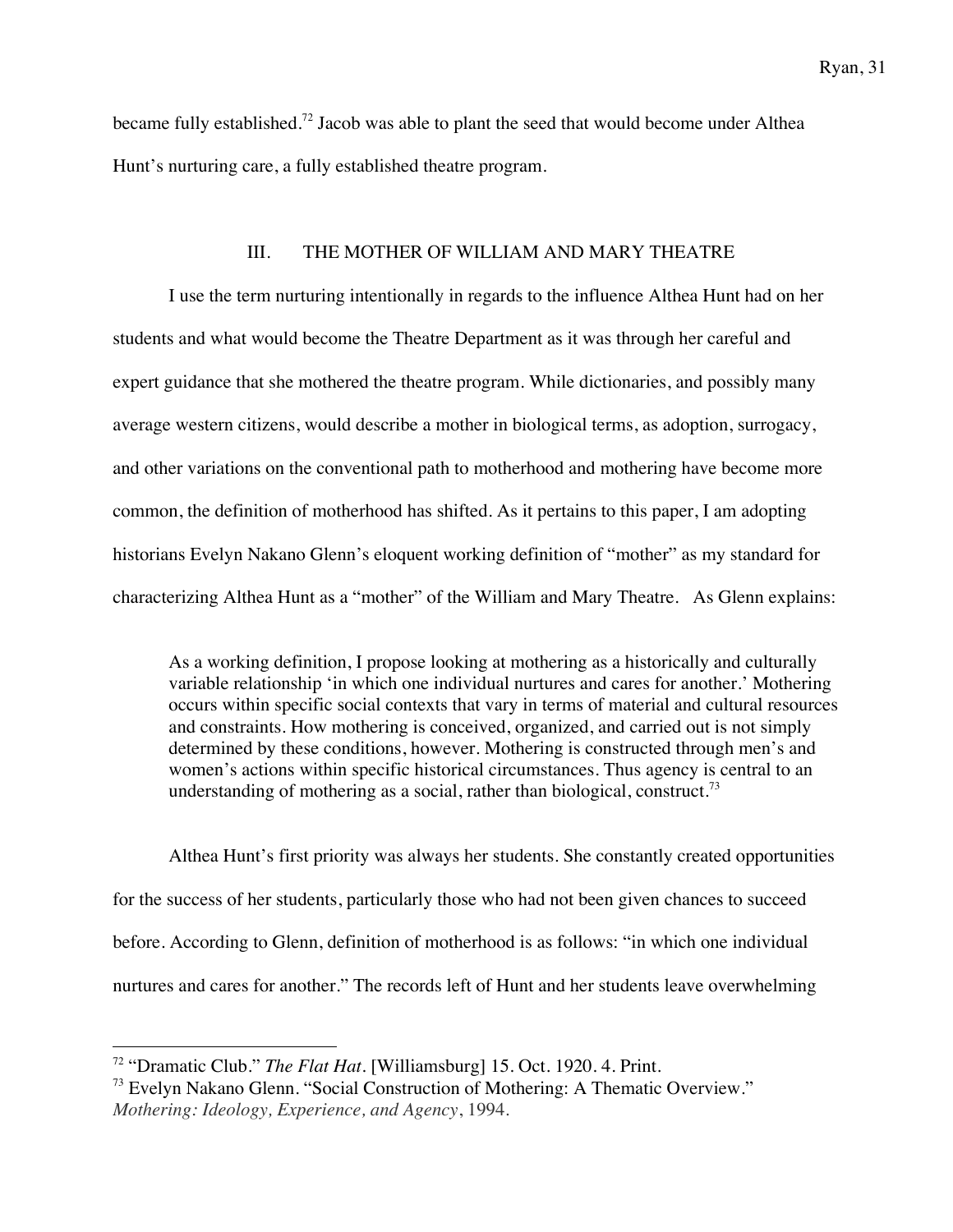became fully established.[72] Jacob was able to plant the seed that would become under Althea Hunt's nurturing care, a fully established theatre program.

## III. THE MOTHER OF WILLIAM AND MARY THEATRE

I use the term nurturing intentionally in regards to the influence Althea Hunt had on her students and what would become the Theatre Department as it was through her careful and expert guidance that she mothered the theatre program. While dictionaries, and possibly many average western citizens, would describe a mother in biological terms, as adoption, surrogacy, and other variations on the conventional path to motherhood and mothering have become more common, the definition of motherhood has shifted. As it pertains to this paper, I am adopting historians Evelyn Nakano Glenn's eloquent working definition of "mother" as my standard for characterizing Althea Hunt as a "mother" of the William and Mary Theatre. As Glenn explains:

> As a working definition, I propose looking at mothering as a historically and culturally variable relationship 'in which one individual nurtures and cares for another.' Mothering occurs within specific social contexts that vary in terms of material and cultural resources and constraints. How mothering is conceived, organized, and carried out is not simply determined by these conditions, however. Mothering is constructed through men's and women's actions within specific historical circumstances. Thus agency is central to an understanding of mothering as a social, rather than biological, construct.[73]

Althea Hunt's first priority was always her students. She constantly created opportunities for the success of her students, particularly those who had not been given chances to succeed before. According to Glenn, definition of motherhood is as follows: "in which one individual nurtures and cares for another." The records left of Hunt and her students leave overwhelming

---

[72] "Dramatic Club." *The Flat Hat*. [Williamsburg] 15. Oct. 1920. 4. Print.

[73] Evelyn Nakano Glenn. "Social Construction of Mothering: A Thematic Overview." *Mothering: Ideology, Experience, and Agency*, 1994.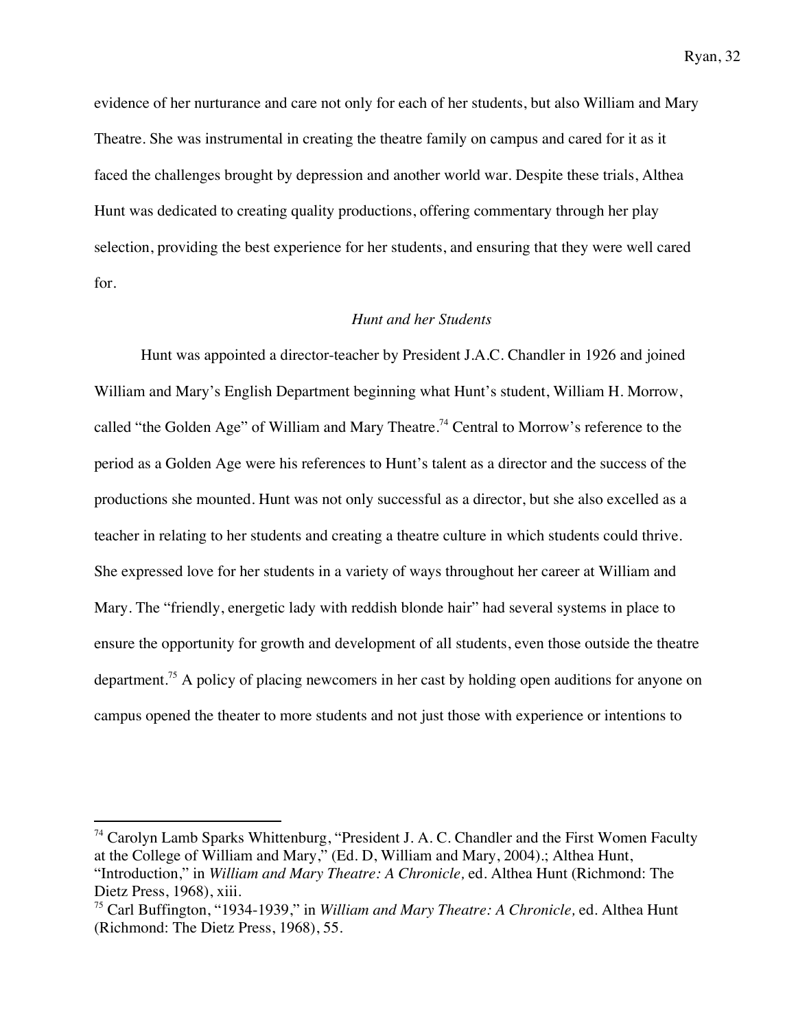evidence of her nurturance and care not only for each of her students, but also William and Mary Theatre. She was instrumental in creating the theatre family on campus and cared for it as it faced the challenges brought by depression and another world war. Despite these trials, Althea Hunt was dedicated to creating quality productions, offering commentary through her play selection, providing the best experience for her students, and ensuring that they were well cared for.

### *Hunt and her Students*

Hunt was appointed a director-teacher by President J.A.C. Chandler in 1926 and joined William and Mary's English Department beginning what Hunt's student, William H. Morrow, called "the Golden Age" of William and Mary Theatre.[74] Central to Morrow's reference to the period as a Golden Age were his references to Hunt's talent as a director and the success of the productions she mounted. Hunt was not only successful as a director, but she also excelled as a teacher in relating to her students and creating a theatre culture in which students could thrive. She expressed love for her students in a variety of ways throughout her career at William and Mary. The "friendly, energetic lady with reddish blonde hair" had several systems in place to ensure the opportunity for growth and development of all students, even those outside the theatre department.[75] A policy of placing newcomers in her cast by holding open auditions for anyone on campus opened the theater to more students and not just those with experience or intentions to

---

[74] Carolyn Lamb Sparks Whittenburg, "President J. A. C. Chandler and the First Women Faculty at the College of William and Mary," (Ed. D, William and Mary, 2004).; Althea Hunt, "Introduction," in *William and Mary Theatre: A Chronicle,* ed. Althea Hunt (Richmond: The Dietz Press, 1968), xiii.

[75] Carl Buffington, "1934-1939," in *William and Mary Theatre: A Chronicle,* ed. Althea Hunt (Richmond: The Dietz Press, 1968), 55.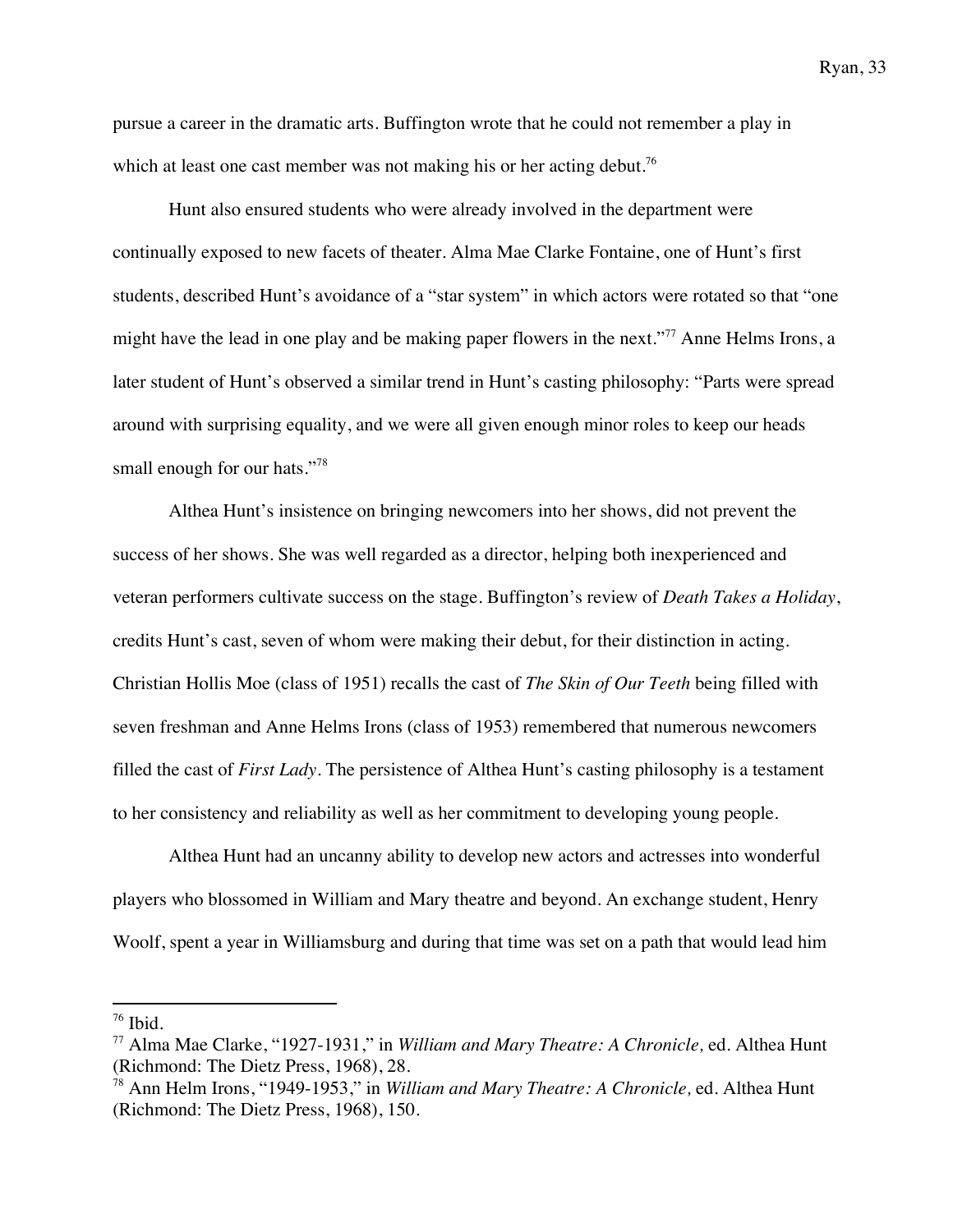pursue a career in the dramatic arts. Buffington wrote that he could not remember a play in which at least one cast member was not making his or her acting debut.[76]

Hunt also ensured students who were already involved in the department were continually exposed to new facets of theater. Alma Mae Clarke Fontaine, one of Hunt's first students, described Hunt's avoidance of a "star system" in which actors were rotated so that "one might have the lead in one play and be making paper flowers in the next."[77] Anne Helms Irons, a later student of Hunt's observed a similar trend in Hunt's casting philosophy: "Parts were spread around with surprising equality, and we were all given enough minor roles to keep our heads small enough for our hats."[78]

Althea Hunt's insistence on bringing newcomers into her shows, did not prevent the success of her shows. She was well regarded as a director, helping both inexperienced and veteran performers cultivate success on the stage. Buffington's review of *Death Takes a Holiday*, credits Hunt's cast, seven of whom were making their debut, for their distinction in acting. Christian Hollis Moe (class of 1951) recalls the cast of *The Skin of Our Teeth* being filled with seven freshman and Anne Helms Irons (class of 1953) remembered that numerous newcomers filled the cast of *First Lady*. The persistence of Althea Hunt's casting philosophy is a testament to her consistency and reliability as well as her commitment to developing young people.

Althea Hunt had an uncanny ability to develop new actors and actresses into wonderful players who blossomed in William and Mary theatre and beyond. An exchange student, Henry Woolf, spent a year in Williamsburg and during that time was set on a path that would lead him

---

[76] Ibid.

[77] Alma Mae Clarke, "1927-1931," in *William and Mary Theatre: A Chronicle,* ed. Althea Hunt (Richmond: The Dietz Press, 1968), 28.

[78] Ann Helm Irons, "1949-1953," in *William and Mary Theatre: A Chronicle,* ed. Althea Hunt (Richmond: The Dietz Press, 1968), 150.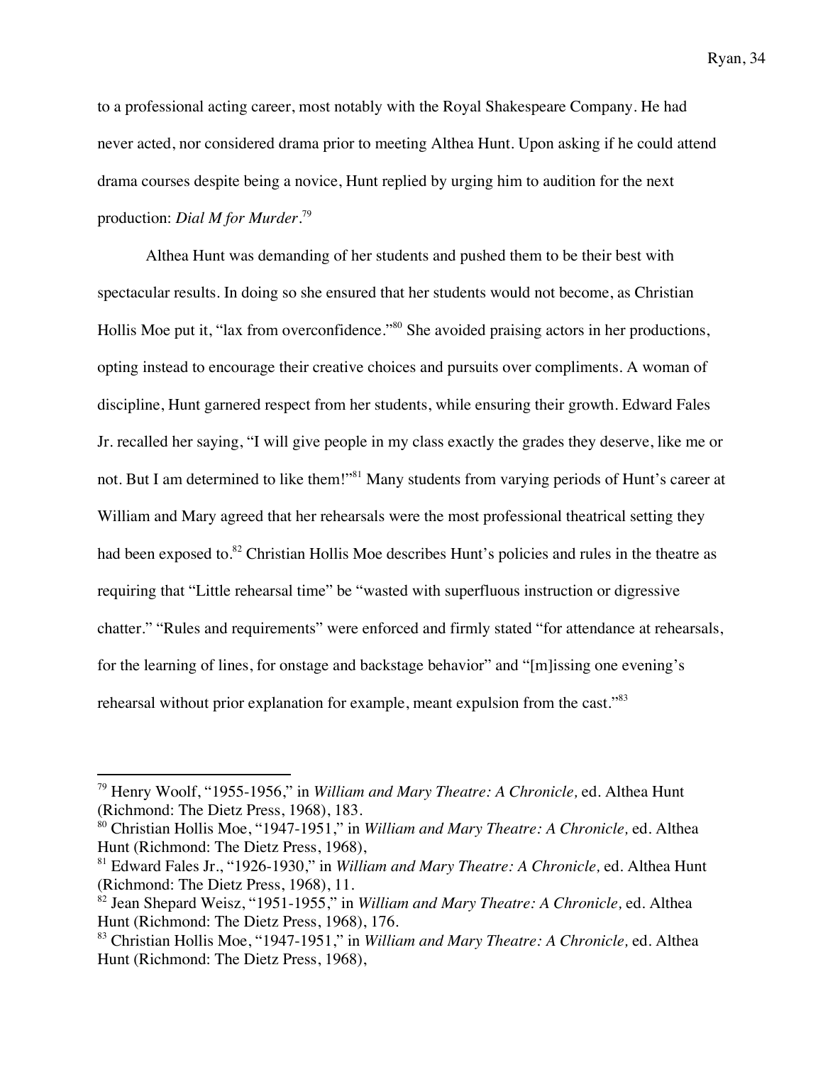to a professional acting career, most notably with the Royal Shakespeare Company. He had never acted, nor considered drama prior to meeting Althea Hunt. Upon asking if he could attend drama courses despite being a novice, Hunt replied by urging him to audition for the next production: *Dial M for Murder*.[79]

Althea Hunt was demanding of her students and pushed them to be their best with spectacular results. In doing so she ensured that her students would not become, as Christian Hollis Moe put it, "lax from overconfidence."[80] She avoided praising actors in her productions, opting instead to encourage their creative choices and pursuits over compliments. A woman of discipline, Hunt garnered respect from her students, while ensuring their growth. Edward Fales Jr. recalled her saying, "I will give people in my class exactly the grades they deserve, like me or not. But I am determined to like them!"[81] Many students from varying periods of Hunt's career at William and Mary agreed that her rehearsals were the most professional theatrical setting they had been exposed to.[82] Christian Hollis Moe describes Hunt's policies and rules in the theatre as requiring that "Little rehearsal time" be "wasted with superfluous instruction or digressive chatter." "Rules and requirements" were enforced and firmly stated "for attendance at rehearsals, for the learning of lines, for onstage and backstage behavior" and "[m]issing one evening's rehearsal without prior explanation for example, meant expulsion from the cast."[83]

---

[79] Henry Woolf, "1955-1956," in *William and Mary Theatre: A Chronicle,* ed. Althea Hunt (Richmond: The Dietz Press, 1968), 183.

[80] Christian Hollis Moe, "1947-1951," in *William and Mary Theatre: A Chronicle,* ed. Althea Hunt (Richmond: The Dietz Press, 1968),

[81] Edward Fales Jr., "1926-1930," in *William and Mary Theatre: A Chronicle,* ed. Althea Hunt (Richmond: The Dietz Press, 1968), 11.

[82] Jean Shepard Weisz, "1951-1955," in *William and Mary Theatre: A Chronicle,* ed. Althea Hunt (Richmond: The Dietz Press, 1968), 176.

[83] Christian Hollis Moe, "1947-1951," in *William and Mary Theatre: A Chronicle,* ed. Althea Hunt (Richmond: The Dietz Press, 1968),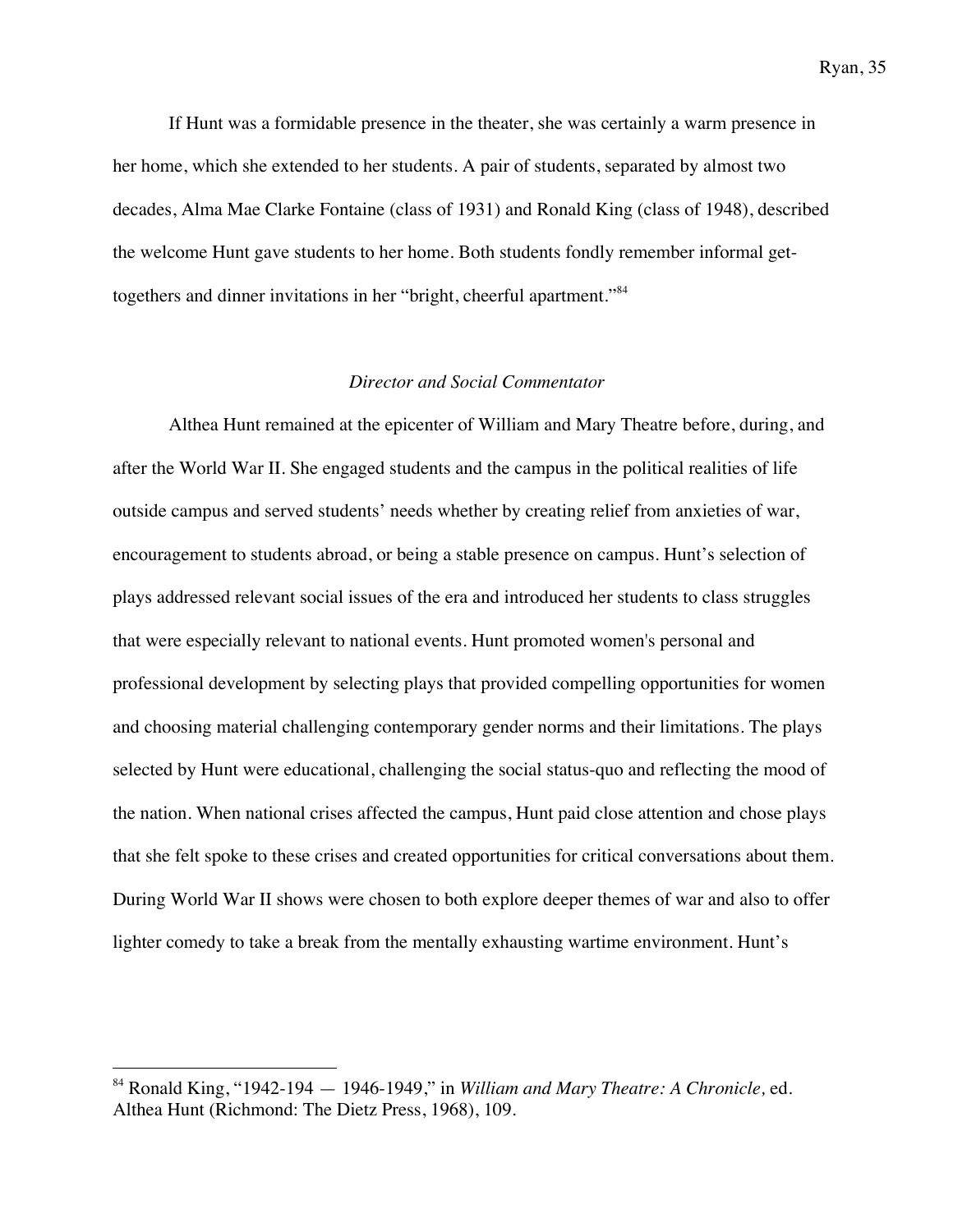If Hunt was a formidable presence in the theater, she was certainly a warm presence in her home, which she extended to her students. A pair of students, separated by almost two decades, Alma Mae Clarke Fontaine (class of 1931) and Ronald King (class of 1948), described the welcome Hunt gave students to her home. Both students fondly remember informal get-togethers and dinner invitations in her "bright, cheerful apartment."[84]

### *Director and Social Commentator*

Althea Hunt remained at the epicenter of William and Mary Theatre before, during, and after the World War II. She engaged students and the campus in the political realities of life outside campus and served students' needs whether by creating relief from anxieties of war, encouragement to students abroad, or being a stable presence on campus. Hunt's selection of plays addressed relevant social issues of the era and introduced her students to class struggles that were especially relevant to national events. Hunt promoted women's personal and professional development by selecting plays that provided compelling opportunities for women and choosing material challenging contemporary gender norms and their limitations. The plays selected by Hunt were educational, challenging the social status-quo and reflecting the mood of the nation. When national crises affected the campus, Hunt paid close attention and chose plays that she felt spoke to these crises and created opportunities for critical conversations about them. During World War II shows were chosen to both explore deeper themes of war and also to offer lighter comedy to take a break from the mentally exhausting wartime environment. Hunt's

---

[84] Ronald King, "1942-194 — 1946-1949," in *William and Mary Theatre: A Chronicle,* ed. Althea Hunt (Richmond: The Dietz Press, 1968), 109.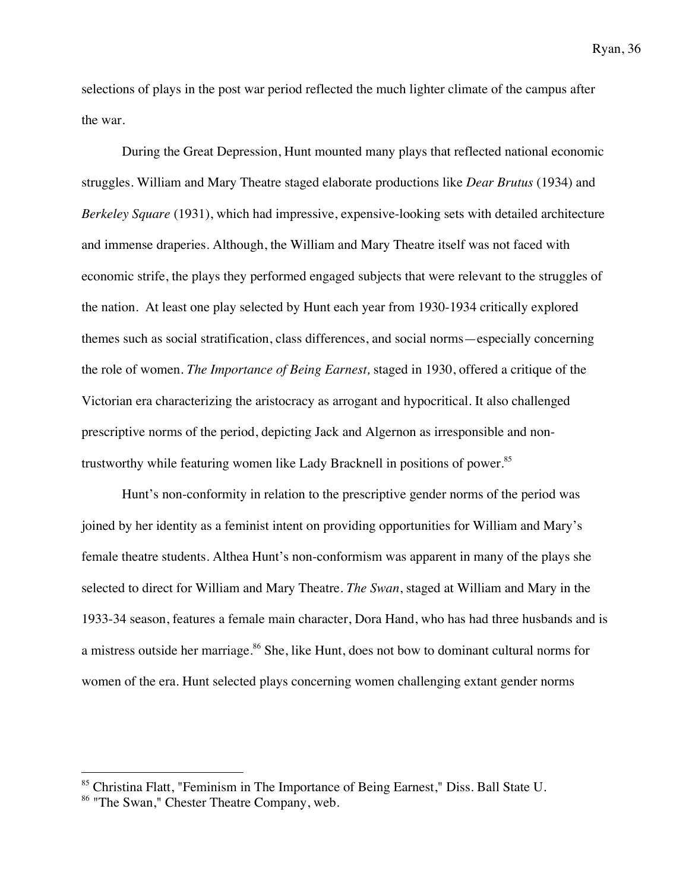selections of plays in the post war period reflected the much lighter climate of the campus after the war.

During the Great Depression, Hunt mounted many plays that reflected national economic struggles. William and Mary Theatre staged elaborate productions like *Dear Brutus* (1934) and *Berkeley Square* (1931), which had impressive, expensive-looking sets with detailed architecture and immense draperies. Although, the William and Mary Theatre itself was not faced with economic strife, the plays they performed engaged subjects that were relevant to the struggles of the nation. At least one play selected by Hunt each year from 1930-1934 critically explored themes such as social stratification, class differences, and social norms—especially concerning the role of women. *The Importance of Being Earnest,* staged in 1930, offered a critique of the Victorian era characterizing the aristocracy as arrogant and hypocritical. It also challenged prescriptive norms of the period, depicting Jack and Algernon as irresponsible and non-trustworthy while featuring women like Lady Bracknell in positions of power.[85]

Hunt's non-conformity in relation to the prescriptive gender norms of the period was joined by her identity as a feminist intent on providing opportunities for William and Mary's female theatre students. Althea Hunt's non-conformism was apparent in many of the plays she selected to direct for William and Mary Theatre. *The Swan*, staged at William and Mary in the 1933-34 season, features a female main character, Dora Hand, who has had three husbands and is a mistress outside her marriage.[86] She, like Hunt, does not bow to dominant cultural norms for women of the era. Hunt selected plays concerning women challenging extant gender norms

---

[85] Christina Flatt, "Feminism in The Importance of Being Earnest," Diss. Ball State U.

[86] "The Swan," Chester Theatre Company, web.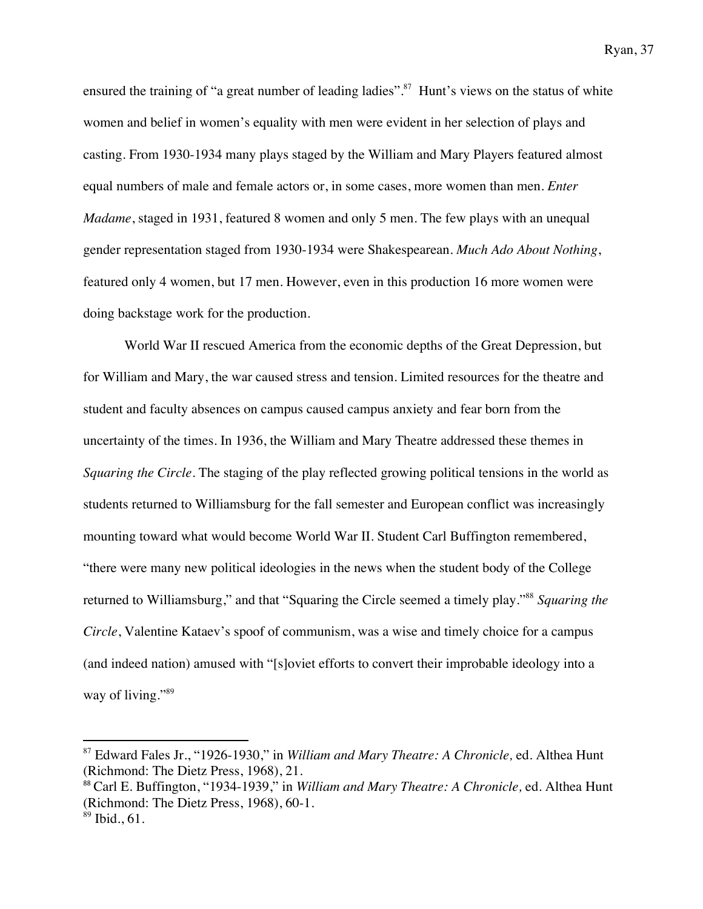ensured the training of "a great number of leading ladies".[87] Hunt's views on the status of white women and belief in women's equality with men were evident in her selection of plays and casting. From 1930-1934 many plays staged by the William and Mary Players featured almost equal numbers of male and female actors or, in some cases, more women than men. *Enter Madame*, staged in 1931, featured 8 women and only 5 men. The few plays with an unequal gender representation staged from 1930-1934 were Shakespearean. *Much Ado About Nothing*, featured only 4 women, but 17 men. However, even in this production 16 more women were doing backstage work for the production.

World War II rescued America from the economic depths of the Great Depression, but for William and Mary, the war caused stress and tension. Limited resources for the theatre and student and faculty absences on campus caused campus anxiety and fear born from the uncertainty of the times. In 1936, the William and Mary Theatre addressed these themes in *Squaring the Circle*. The staging of the play reflected growing political tensions in the world as students returned to Williamsburg for the fall semester and European conflict was increasingly mounting toward what would become World War II. Student Carl Buffington remembered, "there were many new political ideologies in the news when the student body of the College returned to Williamsburg," and that "Squaring the Circle seemed a timely play."[88] *Squaring the Circle*, Valentine Kataev's spoof of communism, was a wise and timely choice for a campus (and indeed nation) amused with "[s]oviet efforts to convert their improbable ideology into a way of living."[89]

---

[87] Edward Fales Jr., "1926-1930," in *William and Mary Theatre: A Chronicle,* ed. Althea Hunt (Richmond: The Dietz Press, 1968), 21.

[88] Carl E. Buffington, "1934-1939," in *William and Mary Theatre: A Chronicle,* ed. Althea Hunt (Richmond: The Dietz Press, 1968), 60-1.

[89] Ibid., 61.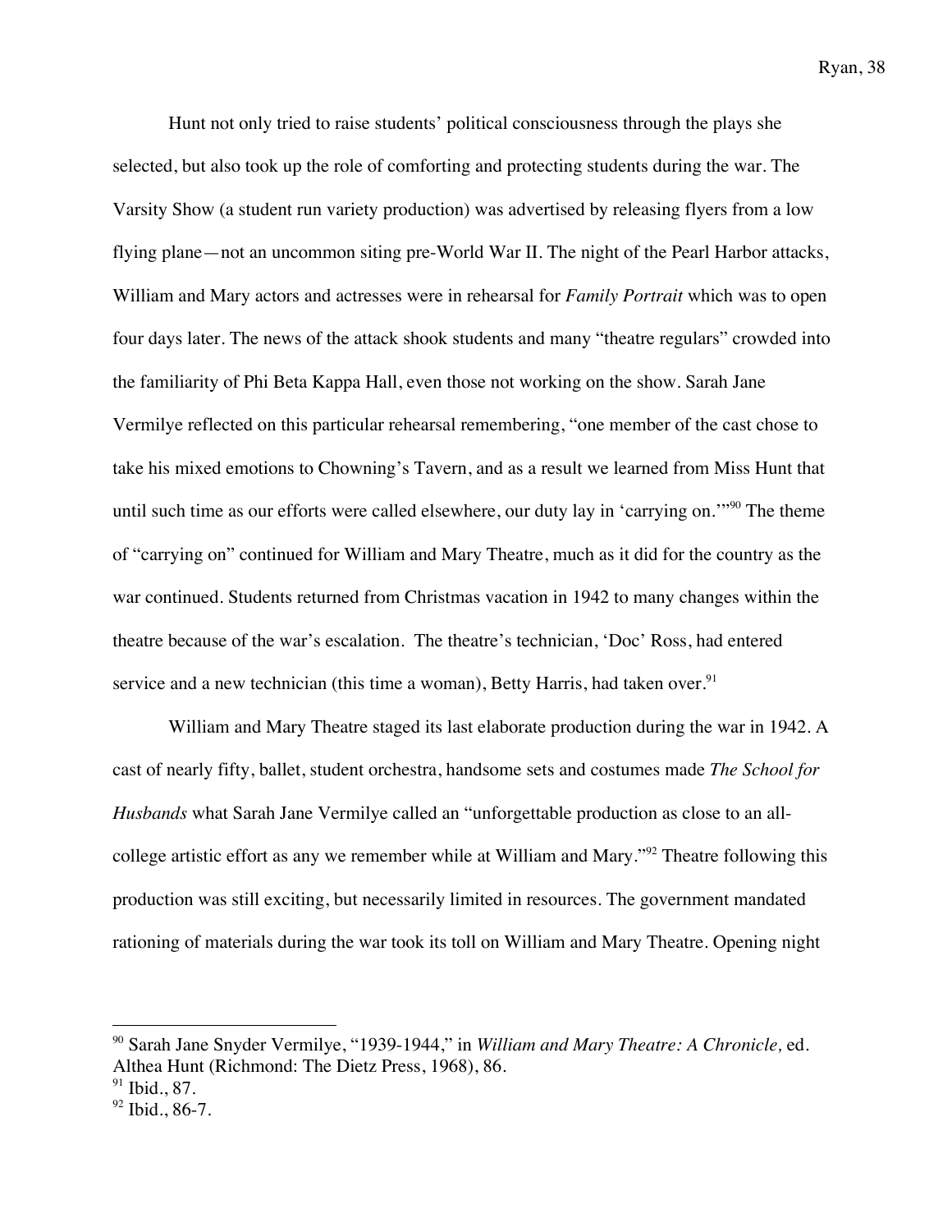Hunt not only tried to raise students' political consciousness through the plays she selected, but also took up the role of comforting and protecting students during the war. The Varsity Show (a student run variety production) was advertised by releasing flyers from a low flying plane—not an uncommon siting pre-World War II. The night of the Pearl Harbor attacks, William and Mary actors and actresses were in rehearsal for *Family Portrait* which was to open four days later. The news of the attack shook students and many "theatre regulars" crowded into the familiarity of Phi Beta Kappa Hall, even those not working on the show. Sarah Jane Vermilye reflected on this particular rehearsal remembering, "one member of the cast chose to take his mixed emotions to Chowning's Tavern, and as a result we learned from Miss Hunt that until such time as our efforts were called elsewhere, our duty lay in 'carrying on.'"[90] The theme of "carrying on" continued for William and Mary Theatre, much as it did for the country as the war continued. Students returned from Christmas vacation in 1942 to many changes within the theatre because of the war's escalation. The theatre's technician, 'Doc' Ross, had entered service and a new technician (this time a woman), Betty Harris, had taken over.[91]

William and Mary Theatre staged its last elaborate production during the war in 1942. A cast of nearly fifty, ballet, student orchestra, handsome sets and costumes made *The School for Husbands* what Sarah Jane Vermilye called an "unforgettable production as close to an all-college artistic effort as any we remember while at William and Mary."[92] Theatre following this production was still exciting, but necessarily limited in resources. The government mandated rationing of materials during the war took its toll on William and Mary Theatre. Opening night

---

[90] Sarah Jane Snyder Vermilye, "1939-1944," in *William and Mary Theatre: A Chronicle,* ed. Althea Hunt (Richmond: The Dietz Press, 1968), 86.

[91] Ibid., 87.

[92] Ibid., 86-7.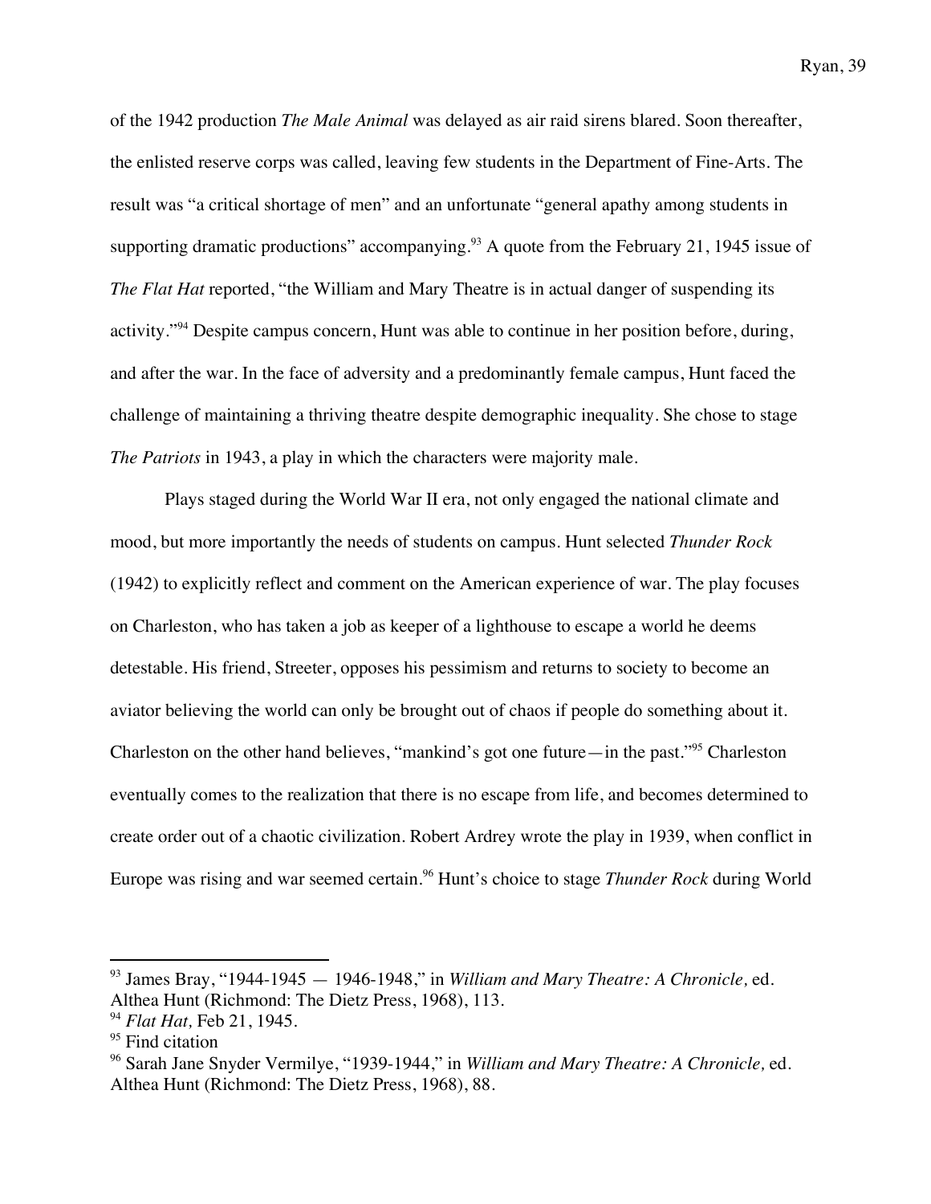of the 1942 production *The Male Animal* was delayed as air raid sirens blared. Soon thereafter, the enlisted reserve corps was called, leaving few students in the Department of Fine-Arts. The result was "a critical shortage of men" and an unfortunate "general apathy among students in supporting dramatic productions" accompanying.[93] A quote from the February 21, 1945 issue of *The Flat Hat* reported, "the William and Mary Theatre is in actual danger of suspending its activity."[94] Despite campus concern, Hunt was able to continue in her position before, during, and after the war. In the face of adversity and a predominantly female campus, Hunt faced the challenge of maintaining a thriving theatre despite demographic inequality. She chose to stage *The Patriots* in 1943, a play in which the characters were majority male.

Plays staged during the World War II era, not only engaged the national climate and mood, but more importantly the needs of students on campus. Hunt selected *Thunder Rock* (1942) to explicitly reflect and comment on the American experience of war. The play focuses on Charleston, who has taken a job as keeper of a lighthouse to escape a world he deems detestable. His friend, Streeter, opposes his pessimism and returns to society to become an aviator believing the world can only be brought out of chaos if people do something about it. Charleston on the other hand believes, "mankind's got one future—in the past."[95] Charleston eventually comes to the realization that there is no escape from life, and becomes determined to create order out of a chaotic civilization. Robert Ardrey wrote the play in 1939, when conflict in Europe was rising and war seemed certain.[96] Hunt's choice to stage *Thunder Rock* during World

---

[93] James Bray, "1944-1945 — 1946-1948," in *William and Mary Theatre: A Chronicle,* ed. Althea Hunt (Richmond: The Dietz Press, 1968), 113.

[94] *Flat Hat,* Feb 21, 1945.

[95] Find citation

[96] Sarah Jane Snyder Vermilye, "1939-1944," in *William and Mary Theatre: A Chronicle,* ed. Althea Hunt (Richmond: The Dietz Press, 1968), 88.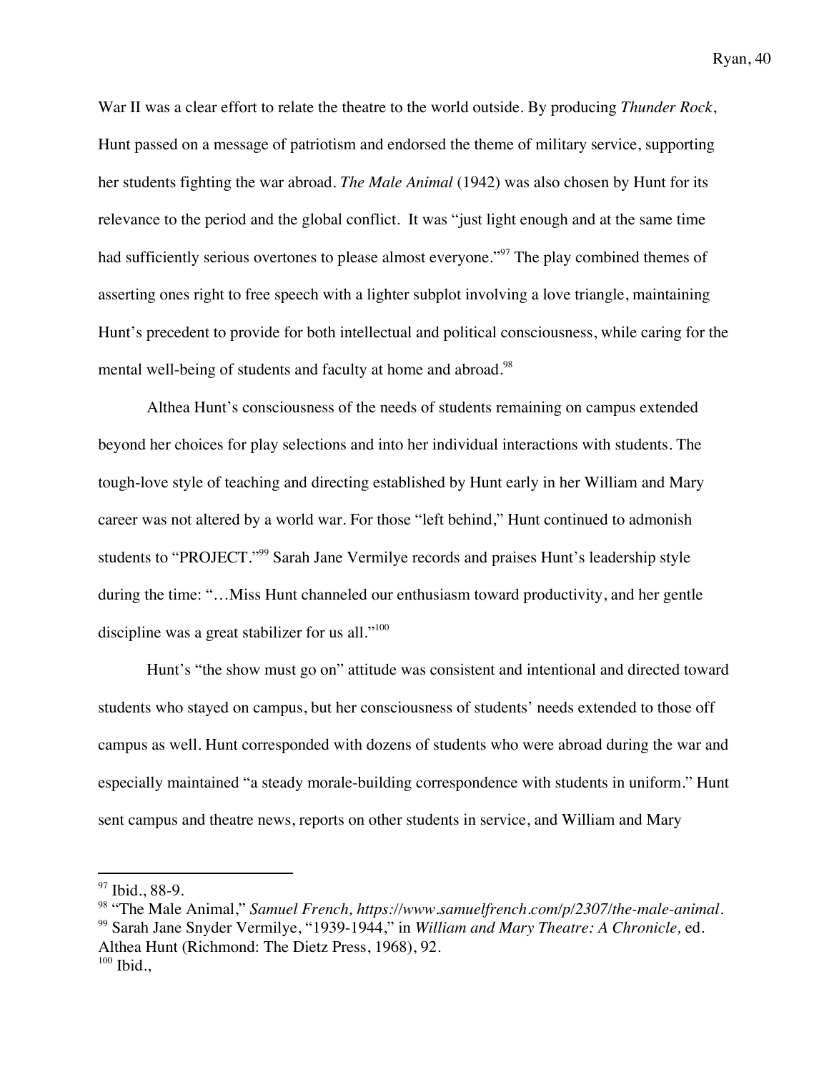War II was a clear effort to relate the theatre to the world outside. By producing *Thunder Rock*, Hunt passed on a message of patriotism and endorsed the theme of military service, supporting her students fighting the war abroad. *The Male Animal* (1942) was also chosen by Hunt for its relevance to the period and the global conflict. It was "just light enough and at the same time had sufficiently serious overtones to please almost everyone."[97] The play combined themes of asserting ones right to free speech with a lighter subplot involving a love triangle, maintaining Hunt's precedent to provide for both intellectual and political consciousness, while caring for the mental well-being of students and faculty at home and abroad.[98]

Althea Hunt's consciousness of the needs of students remaining on campus extended beyond her choices for play selections and into her individual interactions with students. The tough-love style of teaching and directing established by Hunt early in her William and Mary career was not altered by a world war. For those "left behind," Hunt continued to admonish students to "PROJECT."[99] Sarah Jane Vermilye records and praises Hunt's leadership style during the time: "…Miss Hunt channeled our enthusiasm toward productivity, and her gentle discipline was a great stabilizer for us all."[100]

Hunt's "the show must go on" attitude was consistent and intentional and directed toward students who stayed on campus, but her consciousness of students' needs extended to those off campus as well. Hunt corresponded with dozens of students who were abroad during the war and especially maintained "a steady morale-building correspondence with students in uniform." Hunt sent campus and theatre news, reports on other students in service, and William and Mary

---

[97] Ibid., 88-9.

[98] "The Male Animal," *Samuel French, https://www.samuelfrench.com/p/2307/the-male-animal*.

[99] Sarah Jane Snyder Vermilye, "1939-1944," in *William and Mary Theatre: A Chronicle,* ed. Althea Hunt (Richmond: The Dietz Press, 1968), 92.

[100] Ibid.,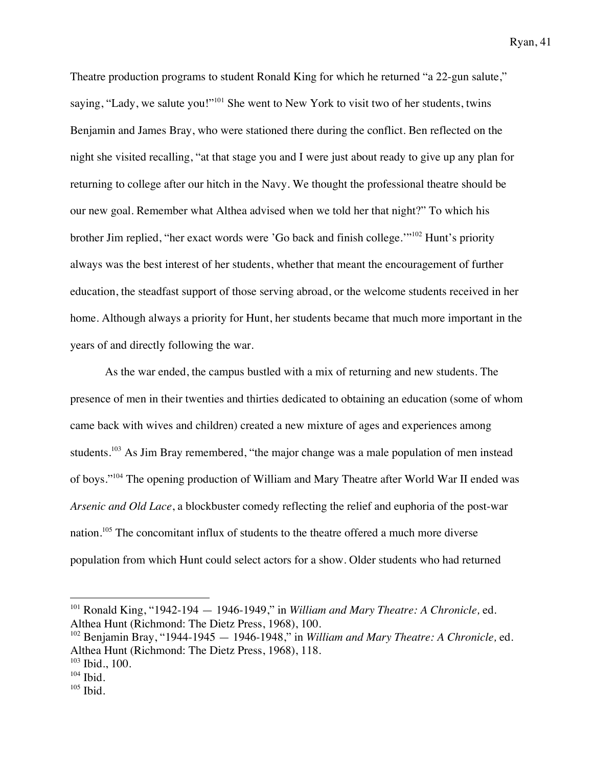Theatre production programs to student Ronald King for which he returned "a 22-gun salute," saying, "Lady, we salute you!"[101] She went to New York to visit two of her students, twins Benjamin and James Bray, who were stationed there during the conflict. Ben reflected on the night she visited recalling, "at that stage you and I were just about ready to give up any plan for returning to college after our hitch in the Navy. We thought the professional theatre should be our new goal. Remember what Althea advised when we told her that night?" To which his brother Jim replied, "her exact words were 'Go back and finish college.'"[102] Hunt's priority always was the best interest of her students, whether that meant the encouragement of further education, the steadfast support of those serving abroad, or the welcome students received in her home. Although always a priority for Hunt, her students became that much more important in the years of and directly following the war.

As the war ended, the campus bustled with a mix of returning and new students. The presence of men in their twenties and thirties dedicated to obtaining an education (some of whom came back with wives and children) created a new mixture of ages and experiences among students.[103] As Jim Bray remembered, "the major change was a male population of men instead of boys."[104] The opening production of William and Mary Theatre after World War II ended was *Arsenic and Old Lace*, a blockbuster comedy reflecting the relief and euphoria of the post-war nation.[105] The concomitant influx of students to the theatre offered a much more diverse population from which Hunt could select actors for a show. Older students who had returned

---

[101] Ronald King, "1942-194 — 1946-1949," in *William and Mary Theatre: A Chronicle,* ed. Althea Hunt (Richmond: The Dietz Press, 1968), 100.

[102] Benjamin Bray, "1944-1945 — 1946-1948," in *William and Mary Theatre: A Chronicle,* ed. Althea Hunt (Richmond: The Dietz Press, 1968), 118.

[103] Ibid., 100.

[104] Ibid.

[105] Ibid.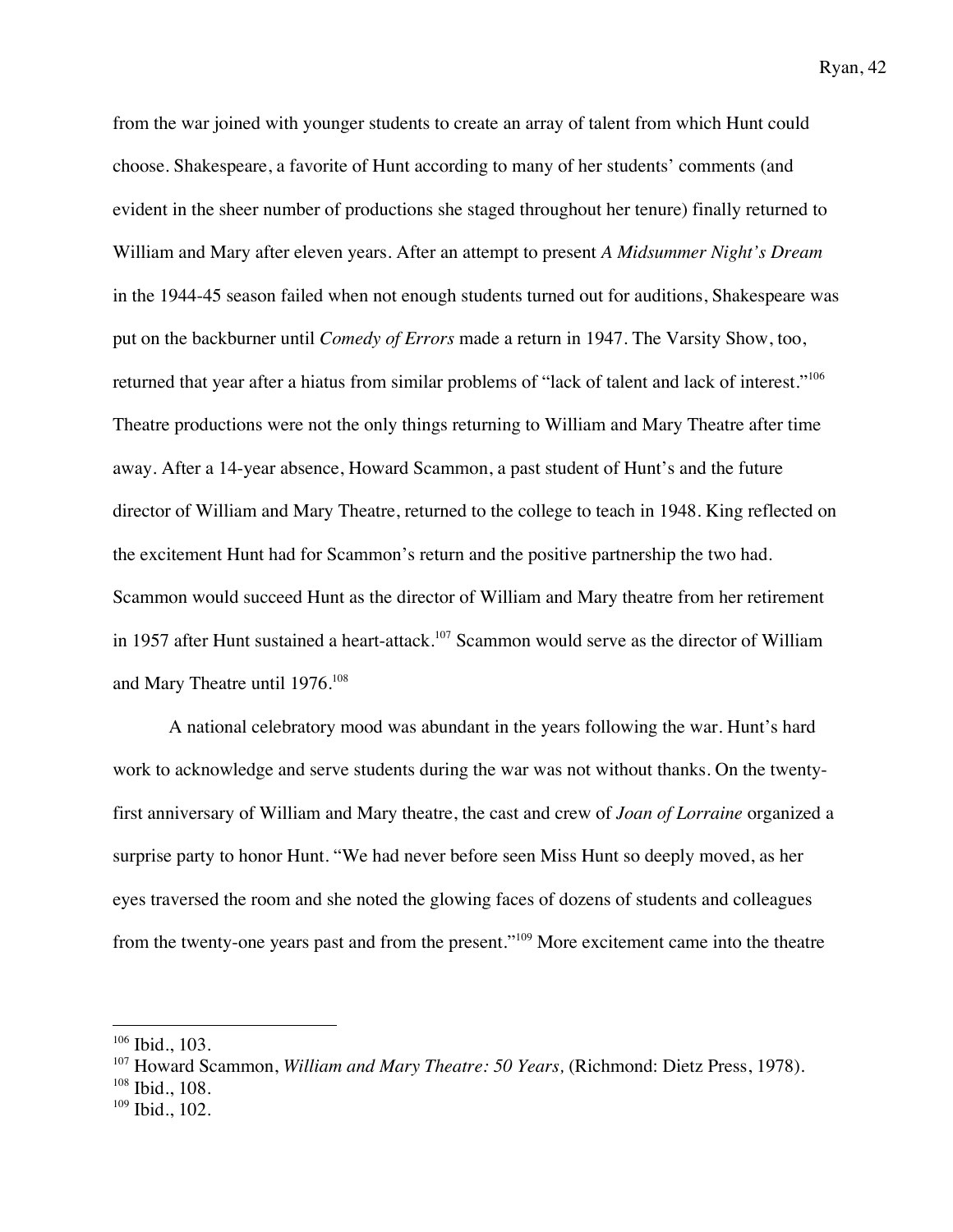from the war joined with younger students to create an array of talent from which Hunt could choose. Shakespeare, a favorite of Hunt according to many of her students' comments (and evident in the sheer number of productions she staged throughout her tenure) finally returned to William and Mary after eleven years. After an attempt to present *A Midsummer Night's Dream* in the 1944-45 season failed when not enough students turned out for auditions, Shakespeare was put on the backburner until *Comedy of Errors* made a return in 1947. The Varsity Show, too, returned that year after a hiatus from similar problems of "lack of talent and lack of interest."[106] Theatre productions were not the only things returning to William and Mary Theatre after time away. After a 14-year absence, Howard Scammon, a past student of Hunt's and the future director of William and Mary Theatre, returned to the college to teach in 1948. King reflected on the excitement Hunt had for Scammon's return and the positive partnership the two had. Scammon would succeed Hunt as the director of William and Mary theatre from her retirement in 1957 after Hunt sustained a heart-attack.[107] Scammon would serve as the director of William and Mary Theatre until 1976.[108]

A national celebratory mood was abundant in the years following the war. Hunt's hard work to acknowledge and serve students during the war was not without thanks. On the twenty-first anniversary of William and Mary theatre, the cast and crew of *Joan of Lorraine* organized a surprise party to honor Hunt. "We had never before seen Miss Hunt so deeply moved, as her eyes traversed the room and she noted the glowing faces of dozens of students and colleagues from the twenty-one years past and from the present."[109] More excitement came into the theatre

---

[106] Ibid., 103.

[107] Howard Scammon, *William and Mary Theatre: 50 Years,* (Richmond: Dietz Press, 1978).

[108] Ibid., 108.

[109] Ibid., 102.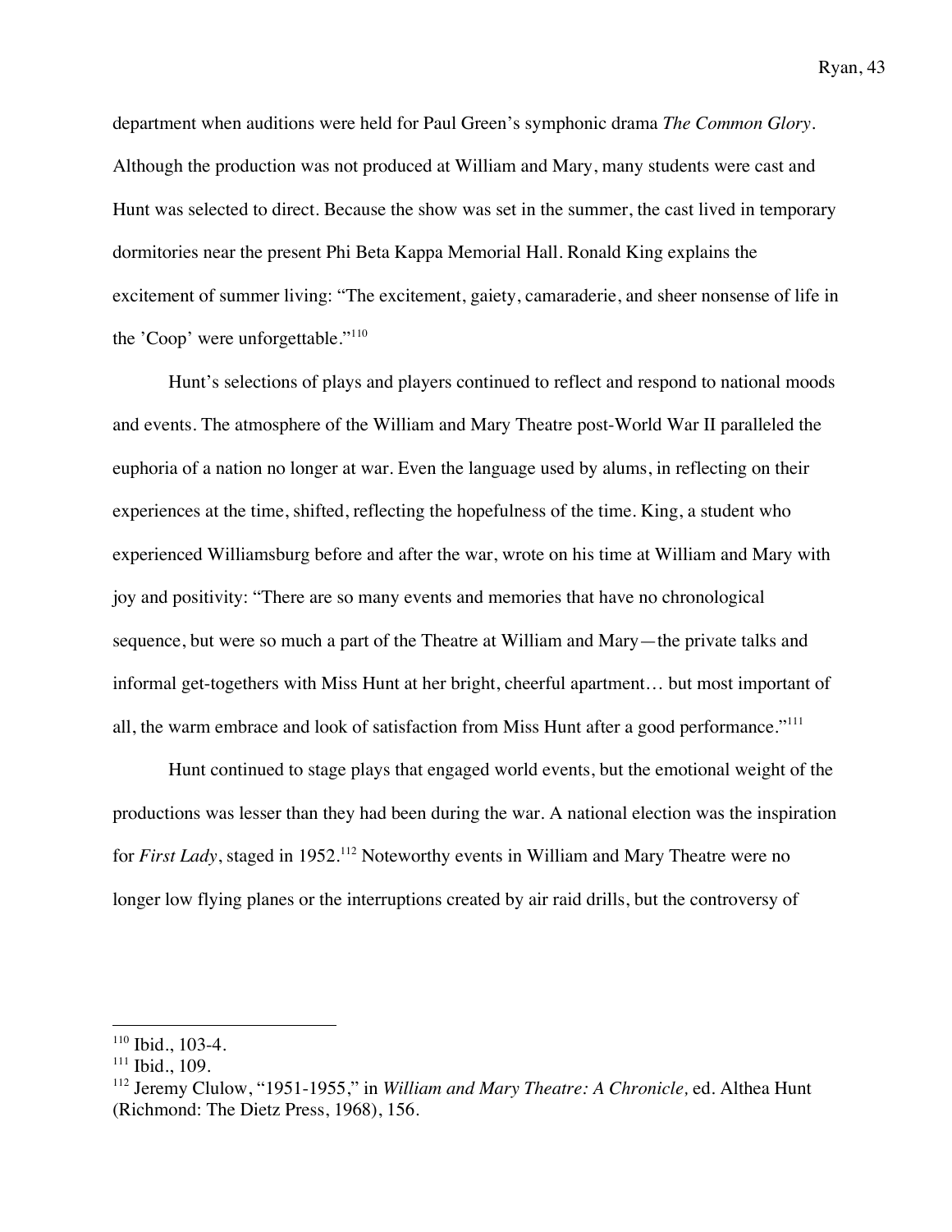department when auditions were held for Paul Green's symphonic drama *The Common Glory*. Although the production was not produced at William and Mary, many students were cast and Hunt was selected to direct. Because the show was set in the summer, the cast lived in temporary dormitories near the present Phi Beta Kappa Memorial Hall. Ronald King explains the excitement of summer living: "The excitement, gaiety, camaraderie, and sheer nonsense of life in the 'Coop' were unforgettable."[110]

Hunt's selections of plays and players continued to reflect and respond to national moods and events. The atmosphere of the William and Mary Theatre post-World War II paralleled the euphoria of a nation no longer at war. Even the language used by alums, in reflecting on their experiences at the time, shifted, reflecting the hopefulness of the time. King, a student who experienced Williamsburg before and after the war, wrote on his time at William and Mary with joy and positivity: "There are so many events and memories that have no chronological sequence, but were so much a part of the Theatre at William and Mary—the private talks and informal get-togethers with Miss Hunt at her bright, cheerful apartment… but most important of all, the warm embrace and look of satisfaction from Miss Hunt after a good performance."[111]

Hunt continued to stage plays that engaged world events, but the emotional weight of the productions was lesser than they had been during the war. A national election was the inspiration for *First Lady*, staged in 1952.[112] Noteworthy events in William and Mary Theatre were no longer low flying planes or the interruptions created by air raid drills, but the controversy of

---

[110] Ibid., 103-4.
[111] Ibid., 109.
[112] Jeremy Clulow, "1951-1955," in *William and Mary Theatre: A Chronicle,* ed. Althea Hunt (Richmond: The Dietz Press, 1968), 156.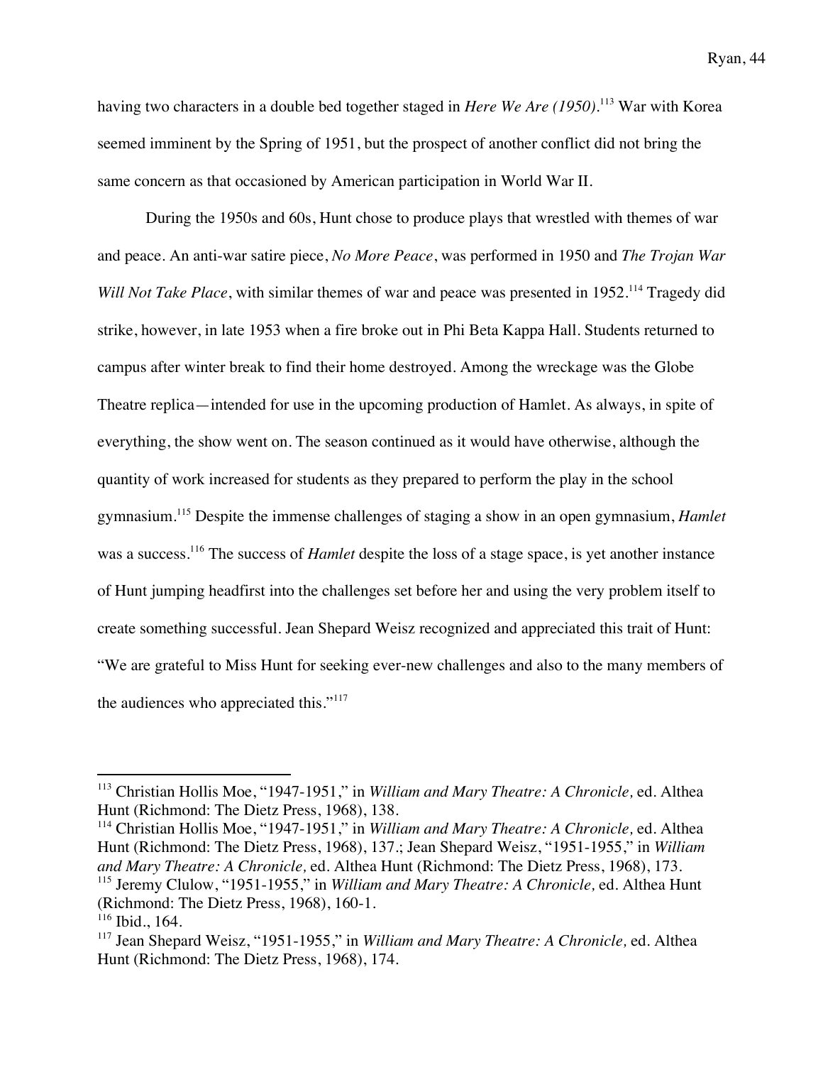having two characters in a double bed together staged in *Here We Are (1950)*.[113] War with Korea seemed imminent by the Spring of 1951, but the prospect of another conflict did not bring the same concern as that occasioned by American participation in World War II.

During the 1950s and 60s, Hunt chose to produce plays that wrestled with themes of war and peace. An anti-war satire piece, *No More Peace*, was performed in 1950 and *The Trojan War Will Not Take Place*, with similar themes of war and peace was presented in 1952.[114] Tragedy did strike, however, in late 1953 when a fire broke out in Phi Beta Kappa Hall. Students returned to campus after winter break to find their home destroyed. Among the wreckage was the Globe Theatre replica—intended for use in the upcoming production of Hamlet. As always, in spite of everything, the show went on. The season continued as it would have otherwise, although the quantity of work increased for students as they prepared to perform the play in the school gymnasium.[115] Despite the immense challenges of staging a show in an open gymnasium, *Hamlet* was a success.[116] The success of *Hamlet* despite the loss of a stage space, is yet another instance of Hunt jumping headfirst into the challenges set before her and using the very problem itself to create something successful. Jean Shepard Weisz recognized and appreciated this trait of Hunt: "We are grateful to Miss Hunt for seeking ever-new challenges and also to the many members of the audiences who appreciated this."[117]

---

[113] Christian Hollis Moe, "1947-1951," in *William and Mary Theatre: A Chronicle,* ed. Althea Hunt (Richmond: The Dietz Press, 1968), 138.

[114] Christian Hollis Moe, "1947-1951," in *William and Mary Theatre: A Chronicle,* ed. Althea Hunt (Richmond: The Dietz Press, 1968), 137.; Jean Shepard Weisz, "1951-1955," in *William and Mary Theatre: A Chronicle,* ed. Althea Hunt (Richmond: The Dietz Press, 1968), 173.

[115] Jeremy Clulow, "1951-1955," in *William and Mary Theatre: A Chronicle,* ed. Althea Hunt (Richmond: The Dietz Press, 1968), 160-1.

[116] Ibid., 164.

[117] Jean Shepard Weisz, "1951-1955," in *William and Mary Theatre: A Chronicle,* ed. Althea Hunt (Richmond: The Dietz Press, 1968), 174.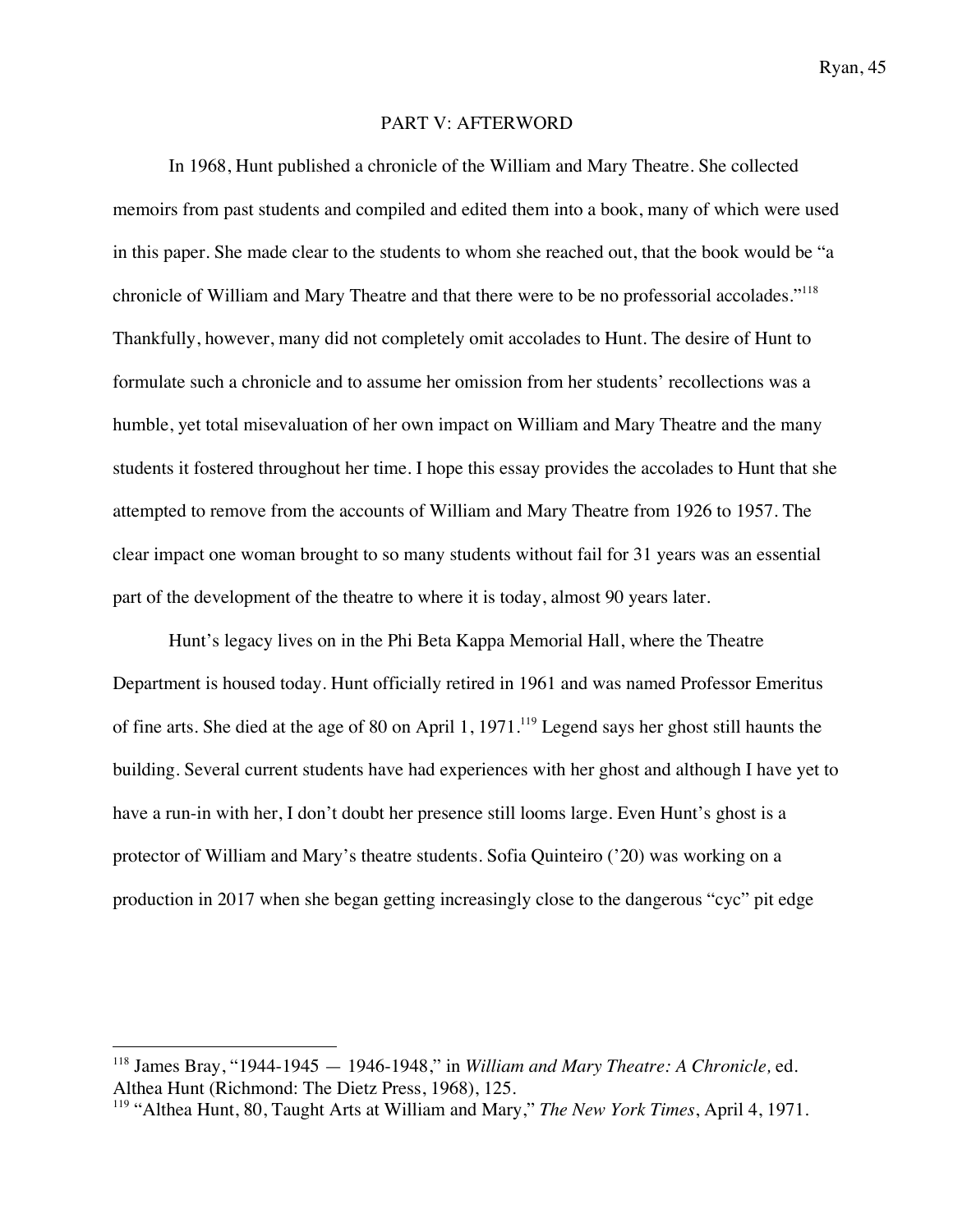## PART V: AFTERWORD

In 1968, Hunt published a chronicle of the William and Mary Theatre. She collected memoirs from past students and compiled and edited them into a book, many of which were used in this paper. She made clear to the students to whom she reached out, that the book would be "a chronicle of William and Mary Theatre and that there were to be no professorial accolades."[118] Thankfully, however, many did not completely omit accolades to Hunt. The desire of Hunt to formulate such a chronicle and to assume her omission from her students' recollections was a humble, yet total misevaluation of her own impact on William and Mary Theatre and the many students it fostered throughout her time. I hope this essay provides the accolades to Hunt that she attempted to remove from the accounts of William and Mary Theatre from 1926 to 1957. The clear impact one woman brought to so many students without fail for 31 years was an essential part of the development of the theatre to where it is today, almost 90 years later.

Hunt's legacy lives on in the Phi Beta Kappa Memorial Hall, where the Theatre Department is housed today. Hunt officially retired in 1961 and was named Professor Emeritus of fine arts. She died at the age of 80 on April 1, 1971.[119] Legend says her ghost still haunts the building. Several current students have had experiences with her ghost and although I have yet to have a run-in with her, I don't doubt her presence still looms large. Even Hunt's ghost is a protector of William and Mary's theatre students. Sofia Quinteiro ('20) was working on a production in 2017 when she began getting increasingly close to the dangerous "cyc" pit edge

---

[118] James Bray, "1944-1945 — 1946-1948," in *William and Mary Theatre: A Chronicle,* ed. Althea Hunt (Richmond: The Dietz Press, 1968), 125.

[119] "Althea Hunt, 80, Taught Arts at William and Mary," *The New York Times*, April 4, 1971.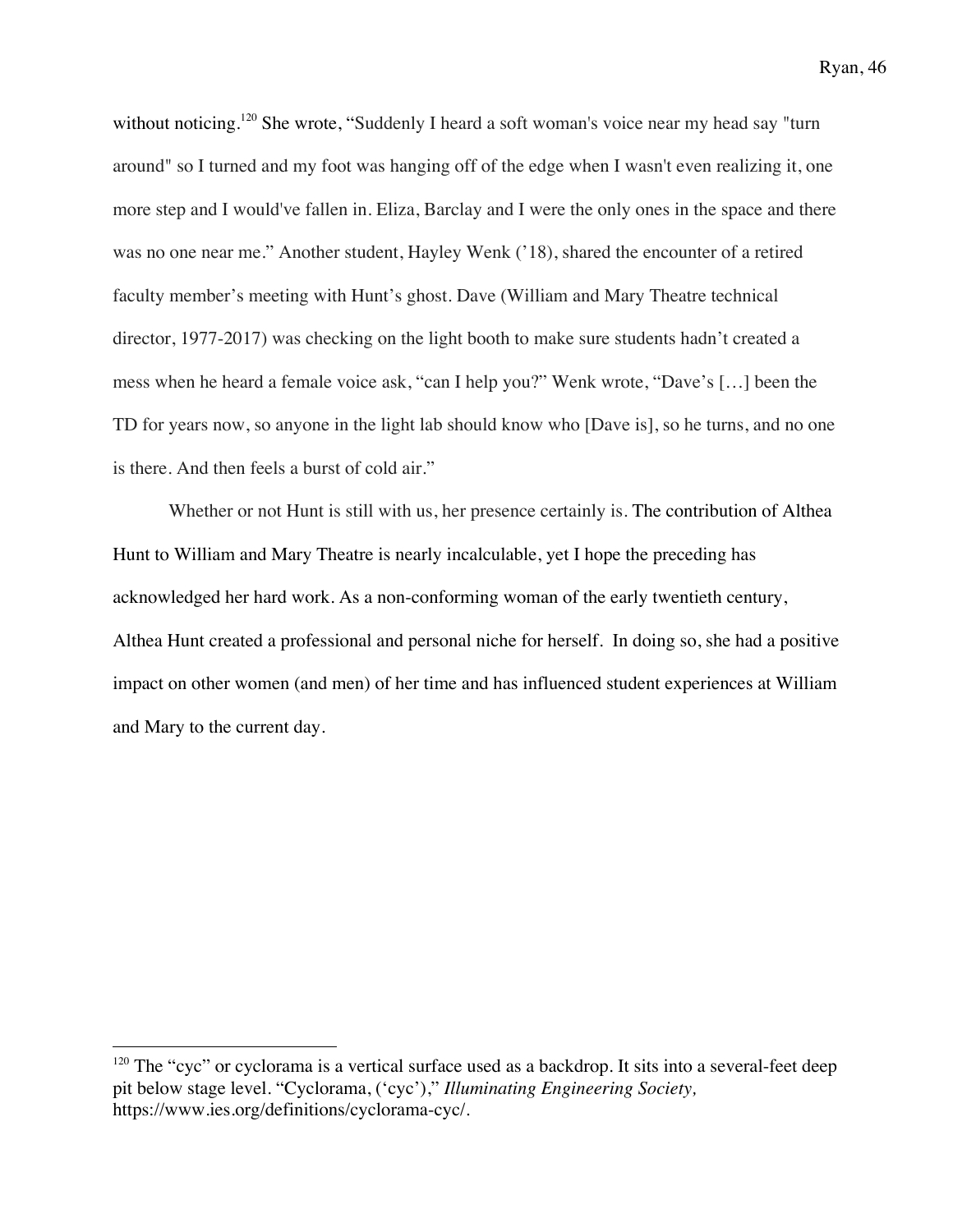without noticing.[120] She wrote, "Suddenly I heard a soft woman's voice near my head say "turn around" so I turned and my foot was hanging off of the edge when I wasn't even realizing it, one more step and I would've fallen in. Eliza, Barclay and I were the only ones in the space and there was no one near me." Another student, Hayley Wenk ('18), shared the encounter of a retired faculty member's meeting with Hunt's ghost. Dave (William and Mary Theatre technical director, 1977-2017) was checking on the light booth to make sure students hadn't created a mess when he heard a female voice ask, "can I help you?" Wenk wrote, "Dave's […] been the TD for years now, so anyone in the light lab should know who [Dave is], so he turns, and no one is there. And then feels a burst of cold air."

Whether or not Hunt is still with us, her presence certainly is. The contribution of Althea Hunt to William and Mary Theatre is nearly incalculable, yet I hope the preceding has acknowledged her hard work. As a non-conforming woman of the early twentieth century, Althea Hunt created a professional and personal niche for herself. In doing so, she had a positive impact on other women (and men) of her time and has influenced student experiences at William and Mary to the current day.

---

[120] The "cyc" or cyclorama is a vertical surface used as a backdrop. It sits into a several-feet deep pit below stage level. "Cyclorama, ('cyc')," *Illuminating Engineering Society,* https://www.ies.org/definitions/cyclorama-cyc/.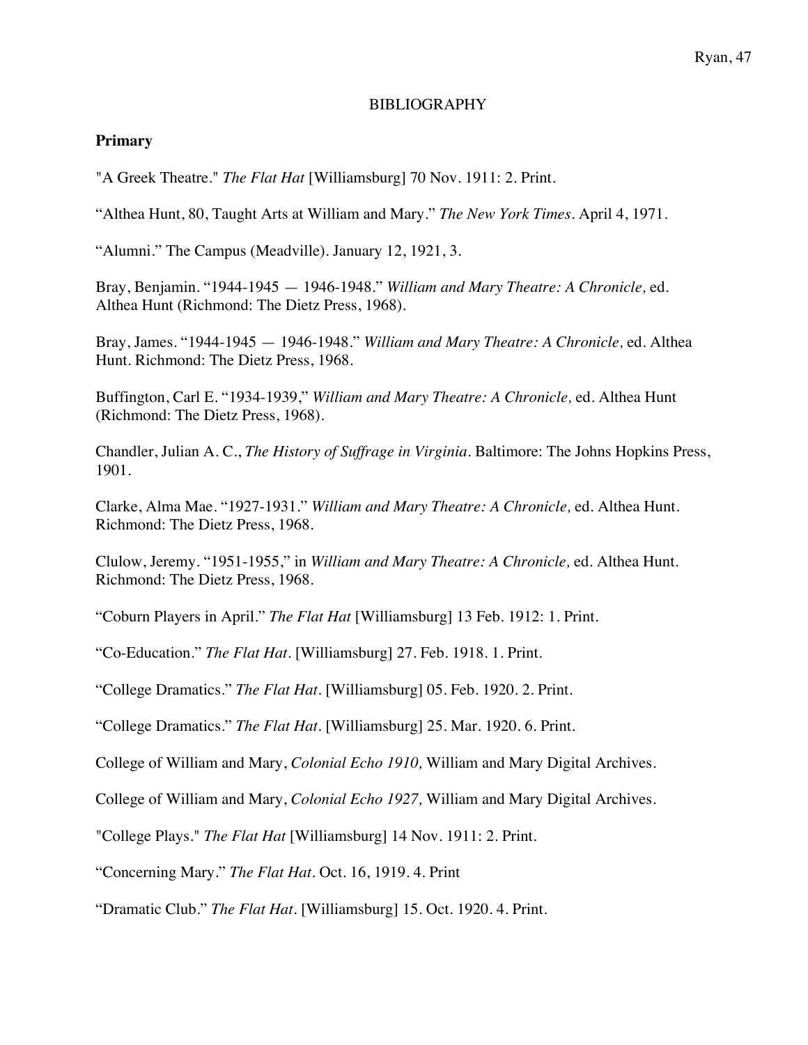BIBLIOGRAPHY

## Primary

"A Greek Theatre." *The Flat Hat* [Williamsburg] 70 Nov. 1911: 2. Print.

"Althea Hunt, 80, Taught Arts at William and Mary." *The New York Times*. April 4, 1971.

"Alumni." The Campus (Meadville). January 12, 1921, 3.

Bray, Benjamin. "1944-1945 — 1946-1948." *William and Mary Theatre: A Chronicle,* ed. Althea Hunt (Richmond: The Dietz Press, 1968).

Bray, James. "1944-1945 — 1946-1948." *William and Mary Theatre: A Chronicle,* ed. Althea Hunt. Richmond: The Dietz Press, 1968.

Buffington, Carl E. "1934-1939," *William and Mary Theatre: A Chronicle,* ed. Althea Hunt (Richmond: The Dietz Press, 1968).

Chandler, Julian A. C., *The History of Suffrage in Virginia*. Baltimore: The Johns Hopkins Press, 1901.

Clarke, Alma Mae. "1927-1931." *William and Mary Theatre: A Chronicle,* ed. Althea Hunt. Richmond: The Dietz Press, 1968.

Clulow, Jeremy. "1951-1955," in *William and Mary Theatre: A Chronicle,* ed. Althea Hunt. Richmond: The Dietz Press, 1968.

"Coburn Players in April." *The Flat Hat* [Williamsburg] 13 Feb. 1912: 1. Print.

"Co-Education." *The Flat Hat*. [Williamsburg] 27. Feb. 1918. 1. Print.

"College Dramatics." *The Flat Hat*. [Williamsburg] 05. Feb. 1920. 2. Print.

"College Dramatics." *The Flat Hat*. [Williamsburg] 25. Mar. 1920. 6. Print.

College of William and Mary, *Colonial Echo 1910,* William and Mary Digital Archives.

College of William and Mary, *Colonial Echo 1927,* William and Mary Digital Archives.

"College Plays." *The Flat Hat* [Williamsburg] 14 Nov. 1911: 2. Print.

"Concerning Mary." *The Flat Hat*. Oct. 16, 1919. 4. Print

"Dramatic Club." *The Flat Hat*. [Williamsburg] 15. Oct. 1920. 4. Print.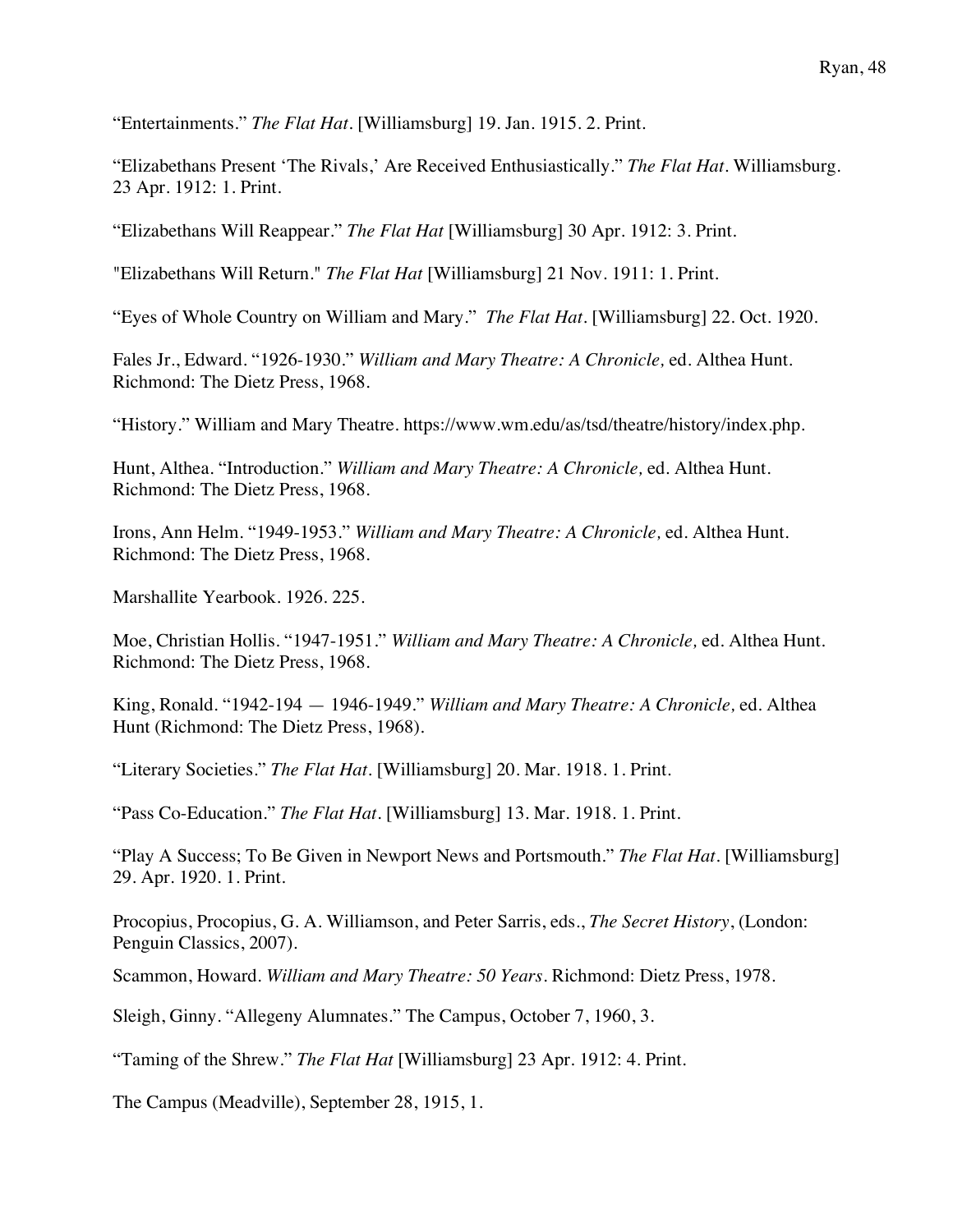"Entertainments." *The Flat Hat*. [Williamsburg] 19. Jan. 1915. 2. Print.

"Elizabethans Present 'The Rivals,' Are Received Enthusiastically." *The Flat Hat*. Williamsburg. 23 Apr. 1912: 1. Print.

"Elizabethans Will Reappear." *The Flat Hat* [Williamsburg] 30 Apr. 1912: 3. Print.

"Elizabethans Will Return." *The Flat Hat* [Williamsburg] 21 Nov. 1911: 1. Print.

"Eyes of Whole Country on William and Mary." *The Flat Hat*. [Williamsburg] 22. Oct. 1920.

Fales Jr., Edward. "1926-1930." *William and Mary Theatre: A Chronicle,* ed. Althea Hunt. Richmond: The Dietz Press, 1968.

"History." William and Mary Theatre. https://www.wm.edu/as/tsd/theatre/history/index.php.

Hunt, Althea. "Introduction." *William and Mary Theatre: A Chronicle,* ed. Althea Hunt. Richmond: The Dietz Press, 1968.

Irons, Ann Helm. "1949-1953." *William and Mary Theatre: A Chronicle,* ed. Althea Hunt. Richmond: The Dietz Press, 1968.

Marshallite Yearbook. 1926. 225.

Moe, Christian Hollis. "1947-1951." *William and Mary Theatre: A Chronicle,* ed. Althea Hunt. Richmond: The Dietz Press, 1968.

King, Ronald. "1942-194 — 1946-1949." *William and Mary Theatre: A Chronicle,* ed. Althea Hunt (Richmond: The Dietz Press, 1968).

"Literary Societies." *The Flat Hat*. [Williamsburg] 20. Mar. 1918. 1. Print.

"Pass Co-Education." *The Flat Hat*. [Williamsburg] 13. Mar. 1918. 1. Print.

"Play A Success; To Be Given in Newport News and Portsmouth." *The Flat Hat*. [Williamsburg] 29. Apr. 1920. 1. Print.

Procopius, Procopius, G. A. Williamson, and Peter Sarris, eds., *The Secret History*, (London: Penguin Classics, 2007).

Scammon, Howard. *William and Mary Theatre: 50 Years*. Richmond: Dietz Press, 1978.

Sleigh, Ginny. "Allegeny Alumnates." The Campus, October 7, 1960, 3.

"Taming of the Shrew." *The Flat Hat* [Williamsburg] 23 Apr. 1912: 4. Print.

The Campus (Meadville), September 28, 1915, 1.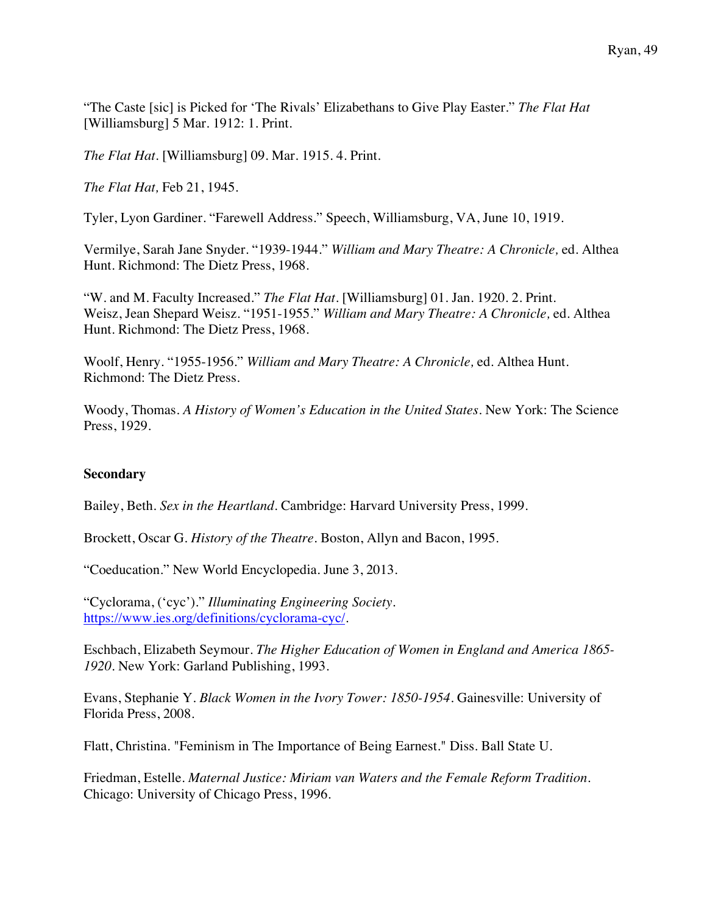"The Caste [sic] is Picked for 'The Rivals' Elizabethans to Give Play Easter." *The Flat Hat* [Williamsburg] 5 Mar. 1912: 1. Print.

*The Flat Hat*. [Williamsburg] 09. Mar. 1915. 4. Print.

*The Flat Hat,* Feb 21, 1945.

Tyler, Lyon Gardiner. "Farewell Address." Speech, Williamsburg, VA, June 10, 1919.

Vermilye, Sarah Jane Snyder. "1939-1944." *William and Mary Theatre: A Chronicle,* ed. Althea Hunt. Richmond: The Dietz Press, 1968.

"W. and M. Faculty Increased." *The Flat Hat*. [Williamsburg] 01. Jan. 1920. 2. Print.
Weisz, Jean Shepard Weisz. "1951-1955." *William and Mary Theatre: A Chronicle,* ed. Althea Hunt. Richmond: The Dietz Press, 1968.

Woolf, Henry. "1955-1956." *William and Mary Theatre: A Chronicle,* ed. Althea Hunt. Richmond: The Dietz Press.

Woody, Thomas. *A History of Women's Education in the United States*. New York: The Science Press, 1929.

**Secondary**

Bailey, Beth. *Sex in the Heartland*. Cambridge: Harvard University Press, 1999.

Brockett, Oscar G. *History of the Theatre*. Boston, Allyn and Bacon, 1995.

"Coeducation." New World Encyclopedia. June 3, 2013.

"Cyclorama, ('cyc')." *Illuminating Engineering Society*. https://www.ies.org/definitions/cyclorama-cyc/.

Eschbach, Elizabeth Seymour. *The Higher Education of Women in England and America 1865-1920*. New York: Garland Publishing, 1993.

Evans, Stephanie Y. *Black Women in the Ivory Tower: 1850-1954*. Gainesville: University of Florida Press, 2008.

Flatt, Christina. "Feminism in The Importance of Being Earnest." Diss. Ball State U.

Friedman, Estelle. *Maternal Justice: Miriam van Waters and the Female Reform Tradition*. Chicago: University of Chicago Press, 1996.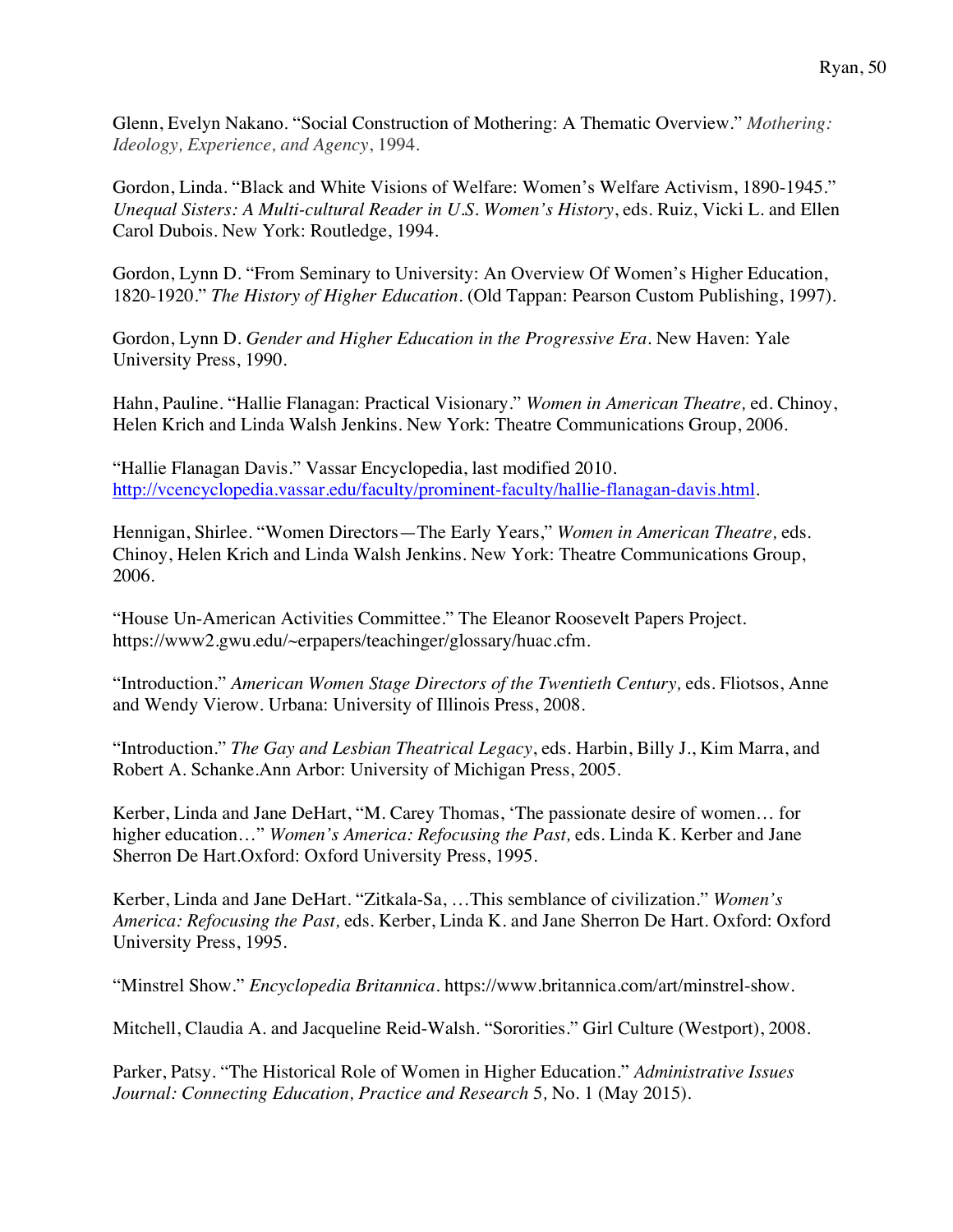Glenn, Evelyn Nakano. “Social Construction of Mothering: A Thematic Overview.” *Mothering: Ideology, Experience, and Agency*, 1994.

Gordon, Linda. “Black and White Visions of Welfare: Women’s Welfare Activism, 1890-1945.” *Unequal Sisters: A Multi-cultural Reader in U.S. Women’s History*, eds. Ruiz, Vicki L. and Ellen Carol Dubois. New York: Routledge, 1994.

Gordon, Lynn D. “From Seminary to University: An Overview Of Women’s Higher Education, 1820-1920.” *The History of Higher Education*. (Old Tappan: Pearson Custom Publishing, 1997).

Gordon, Lynn D. *Gender and Higher Education in the Progressive Era*. New Haven: Yale University Press, 1990.

Hahn, Pauline. “Hallie Flanagan: Practical Visionary.” *Women in American Theatre,* ed. Chinoy, Helen Krich and Linda Walsh Jenkins. New York: Theatre Communications Group, 2006.

“Hallie Flanagan Davis.” Vassar Encyclopedia, last modified 2010. http://vcencyclopedia.vassar.edu/faculty/prominent-faculty/hallie-flanagan-davis.html.

Hennigan, Shirlee. “Women Directors—The Early Years,” *Women in American Theatre,* eds. Chinoy, Helen Krich and Linda Walsh Jenkins. New York: Theatre Communications Group, 2006.

“House Un-American Activities Committee.” The Eleanor Roosevelt Papers Project. https://www2.gwu.edu/~erpapers/teachinger/glossary/huac.cfm.

“Introduction.” *American Women Stage Directors of the Twentieth Century,* eds. Fliotsos, Anne and Wendy Vierow. Urbana: University of Illinois Press, 2008.

“Introduction.” *The Gay and Lesbian Theatrical Legacy*, eds. Harbin, Billy J., Kim Marra, and Robert A. Schanke.Ann Arbor: University of Michigan Press, 2005.

Kerber, Linda and Jane DeHart, “M. Carey Thomas, ‘The passionate desire of women… for higher education…” *Women’s America: Refocusing the Past,* eds. Linda K. Kerber and Jane Sherron De Hart.Oxford: Oxford University Press, 1995.

Kerber, Linda and Jane DeHart. “Zitkala-Sa, …This semblance of civilization.” *Women’s America: Refocusing the Past,* eds. Kerber, Linda K. and Jane Sherron De Hart. Oxford: Oxford University Press, 1995.

“Minstrel Show.” *Encyclopedia Britannica*. https://www.britannica.com/art/minstrel-show.

Mitchell, Claudia A. and Jacqueline Reid-Walsh. “Sororities.” Girl Culture (Westport), 2008.

Parker, Patsy. “The Historical Role of Women in Higher Education.” *Administrative Issues Journal: Connecting Education, Practice and Research* 5, No. 1 (May 2015).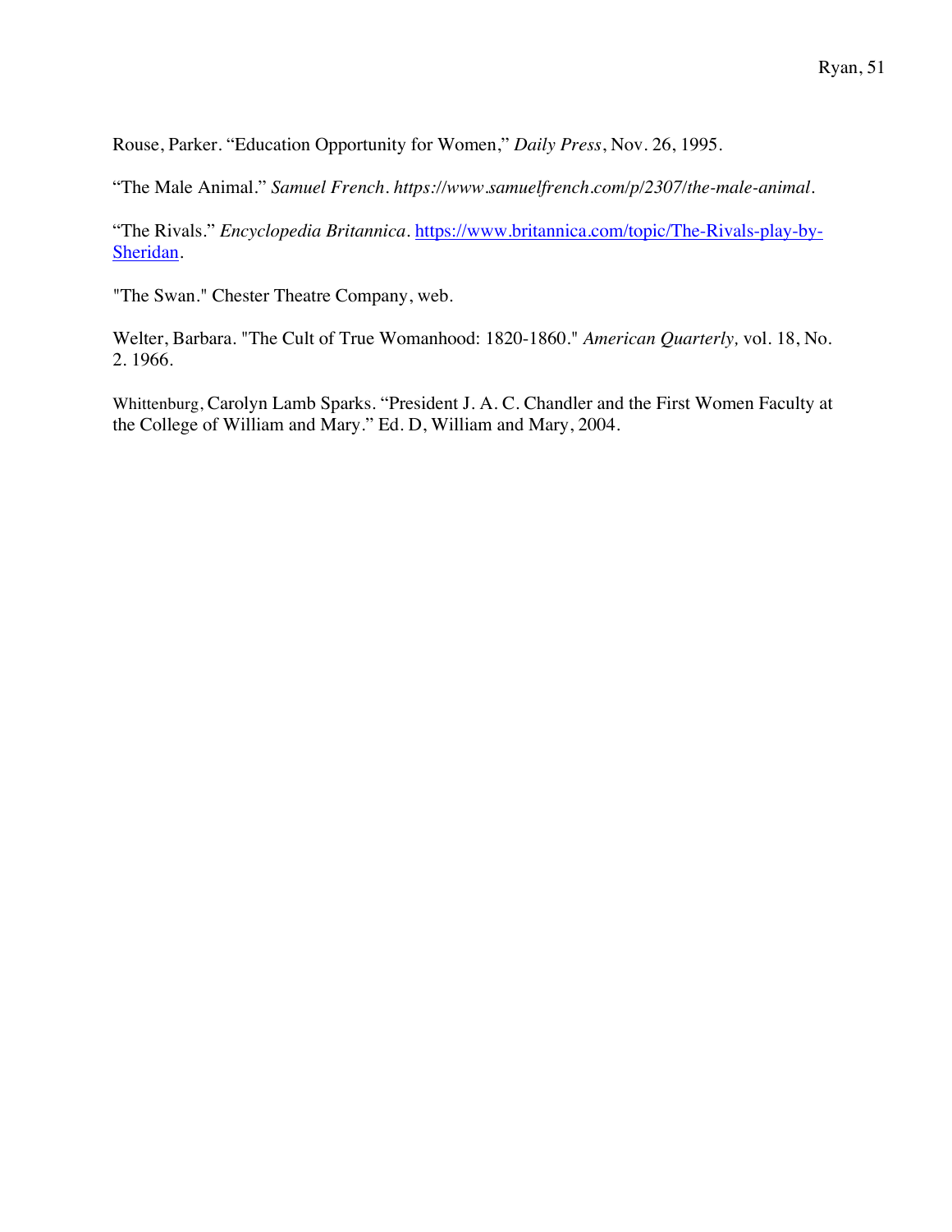Rouse, Parker. “Education Opportunity for Women,” *Daily Press*, Nov. 26, 1995.

“The Male Animal.” *Samuel French. https://www.samuelfrench.com/p/2307/the-male-animal.*

“The Rivals.” *Encyclopedia Britannica*. https://www.britannica.com/topic/The-Rivals-play-by-Sheridan.

"The Swan." Chester Theatre Company, web.

Welter, Barbara. "The Cult of True Womanhood: 1820-1860." *American Quarterly,* vol. 18, No. 2. 1966.

Whittenburg, Carolyn Lamb Sparks. “President J. A. C. Chandler and the First Women Faculty at the College of William and Mary.” Ed. D, William and Mary, 2004.